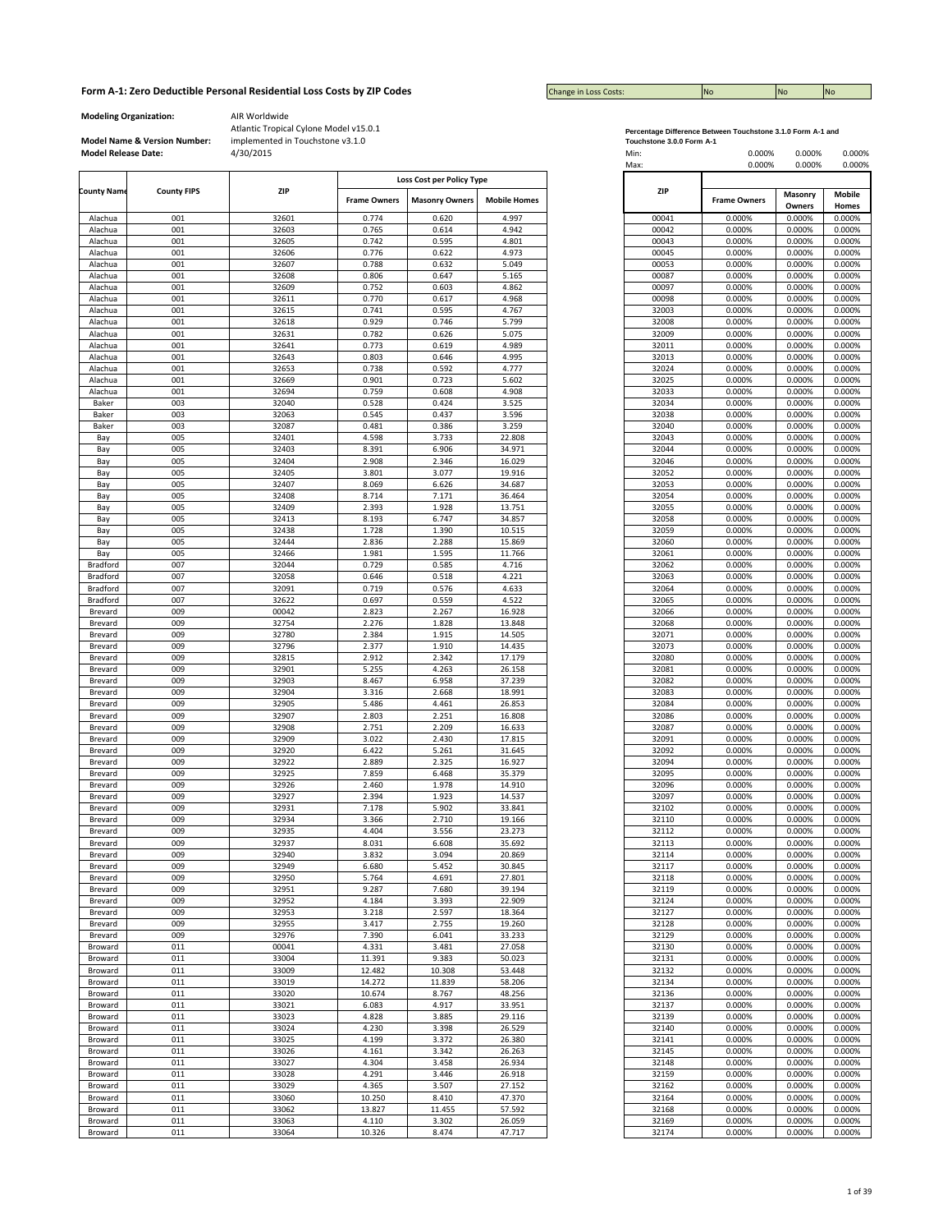# Form A-1: Zero Deductible Personal Residential Loss Costs by ZIP Codes

| Change in Loss Costs: | No | No | No |
|---|---|---|---|

**Modeling Organization:** AIR Worldwide

**Model Name & Version Number:** Atlantic Tropical Cyclone Model v15.0.1 implemented in Touchstone v3.1.0

**Model Release Date:** 4/30/2015

| County Name | County FIPS | ZIP | Loss Cost per Policy Type: Frame Owners | Masonry Owners | Mobile Homes |
|---|---|---|---|---|---|
| Alachua | 001 | 32601 | 0.774 | 0.620 | 4.997 |
| Alachua | 001 | 32603 | 0.765 | 0.614 | 4.942 |
| Alachua | 001 | 32605 | 0.742 | 0.595 | 4.801 |
| Alachua | 001 | 32606 | 0.776 | 0.622 | 4.973 |
| Alachua | 001 | 32607 | 0.788 | 0.632 | 5.049 |
| Alachua | 001 | 32608 | 0.806 | 0.647 | 5.165 |
| Alachua | 001 | 32609 | 0.752 | 0.603 | 4.862 |
| Alachua | 001 | 32611 | 0.770 | 0.617 | 4.968 |
| Alachua | 001 | 32615 | 0.741 | 0.595 | 4.767 |
| Alachua | 001 | 32618 | 0.929 | 0.746 | 5.799 |
| Alachua | 001 | 32631 | 0.782 | 0.626 | 5.075 |
| Alachua | 001 | 32641 | 0.773 | 0.619 | 4.989 |
| Alachua | 001 | 32643 | 0.803 | 0.646 | 4.995 |
| Alachua | 001 | 32653 | 0.738 | 0.592 | 4.777 |
| Alachua | 001 | 32669 | 0.901 | 0.723 | 5.602 |
| Alachua | 001 | 32694 | 0.759 | 0.608 | 4.908 |
| Baker | 003 | 32040 | 0.528 | 0.424 | 3.525 |
| Baker | 003 | 32063 | 0.545 | 0.437 | 3.596 |
| Baker | 003 | 32087 | 0.481 | 0.386 | 3.259 |
| Bay | 005 | 32401 | 4.598 | 3.733 | 22.808 |
| Bay | 005 | 32403 | 8.391 | 6.906 | 34.971 |
| Bay | 005 | 32404 | 2.908 | 2.346 | 16.029 |
| Bay | 005 | 32405 | 3.801 | 3.077 | 19.916 |
| Bay | 005 | 32407 | 8.069 | 6.626 | 34.687 |
| Bay | 005 | 32408 | 8.714 | 7.171 | 36.464 |
| Bay | 005 | 32409 | 2.393 | 1.928 | 13.751 |
| Bay | 005 | 32413 | 8.193 | 6.747 | 34.857 |
| Bay | 005 | 32438 | 1.728 | 1.390 | 10.515 |
| Bay | 005 | 32444 | 2.836 | 2.288 | 15.869 |
| Bay | 005 | 32466 | 1.981 | 1.595 | 11.766 |
| Bradford | 007 | 32044 | 0.729 | 0.585 | 4.716 |
| Bradford | 007 | 32058 | 0.646 | 0.518 | 4.221 |
| Bradford | 007 | 32091 | 0.719 | 0.576 | 4.633 |
| Bradford | 007 | 32622 | 0.697 | 0.559 | 4.522 |
| Brevard | 009 | 00042 | 2.823 | 2.267 | 16.928 |
| Brevard | 009 | 32754 | 2.276 | 1.828 | 13.848 |
| Brevard | 009 | 32780 | 2.384 | 1.915 | 14.505 |
| Brevard | 009 | 32796 | 2.377 | 1.910 | 14.435 |
| Brevard | 009 | 32815 | 2.912 | 2.342 | 17.179 |
| Brevard | 009 | 32901 | 5.255 | 4.263 | 26.158 |
| Brevard | 009 | 32903 | 8.467 | 6.958 | 37.239 |
| Brevard | 009 | 32904 | 3.316 | 2.668 | 18.991 |
| Brevard | 009 | 32905 | 5.486 | 4.461 | 26.853 |
| Brevard | 009 | 32907 | 2.803 | 2.251 | 16.808 |
| Brevard | 009 | 32908 | 2.751 | 2.209 | 16.633 |
| Brevard | 009 | 32909 | 3.022 | 2.430 | 17.815 |
| Brevard | 009 | 32920 | 6.422 | 5.261 | 31.645 |
| Brevard | 009 | 32922 | 2.889 | 2.325 | 16.927 |
| Brevard | 009 | 32925 | 7.859 | 6.468 | 35.379 |
| Brevard | 009 | 32926 | 2.460 | 1.978 | 14.910 |
| Brevard | 009 | 32927 | 2.394 | 1.923 | 14.537 |
| Brevard | 009 | 32931 | 7.178 | 5.902 | 33.841 |
| Brevard | 009 | 32934 | 3.366 | 2.710 | 19.166 |
| Brevard | 009 | 32935 | 4.404 | 3.556 | 23.273 |
| Brevard | 009 | 32937 | 8.031 | 6.608 | 35.692 |
| Brevard | 009 | 32940 | 3.832 | 3.094 | 20.869 |
| Brevard | 009 | 32949 | 6.680 | 5.452 | 30.845 |
| Brevard | 009 | 32950 | 5.764 | 4.691 | 27.801 |
| Brevard | 009 | 32951 | 9.287 | 7.680 | 39.194 |
| Brevard | 009 | 32952 | 4.184 | 3.393 | 22.909 |
| Brevard | 009 | 32953 | 3.218 | 2.597 | 18.364 |
| Brevard | 009 | 32955 | 3.417 | 2.755 | 19.260 |
| Brevard | 009 | 32976 | 7.390 | 6.041 | 33.233 |
| Broward | 011 | 00041 | 4.331 | 3.481 | 27.058 |
| Broward | 011 | 33004 | 11.391 | 9.383 | 50.023 |
| Broward | 011 | 33009 | 12.482 | 10.308 | 53.448 |
| Broward | 011 | 33019 | 14.272 | 11.839 | 58.206 |
| Broward | 011 | 33020 | 10.674 | 8.767 | 48.256 |
| Broward | 011 | 33021 | 6.083 | 4.917 | 33.951 |
| Broward | 011 | 33023 | 4.828 | 3.885 | 29.116 |
| Broward | 011 | 33024 | 4.230 | 3.398 | 26.529 |
| Broward | 011 | 33025 | 4.199 | 3.372 | 26.380 |
| Broward | 011 | 33026 | 4.161 | 3.342 | 26.263 |
| Broward | 011 | 33027 | 4.304 | 3.458 | 26.934 |
| Broward | 011 | 33028 | 4.291 | 3.446 | 26.918 |
| Broward | 011 | 33029 | 4.365 | 3.507 | 27.152 |
| Broward | 011 | 33060 | 10.250 | 8.410 | 47.370 |
| Broward | 011 | 33062 | 13.827 | 11.455 | 57.592 |
| Broward | 011 | 33063 | 4.110 | 3.302 | 26.059 |
| Broward | 011 | 33064 | 10.326 | 8.474 | 47.717 |

**Percentage Difference Between Touchstone 3.1.0 Form A-1 and Touchstone 3.0.0 Form A-1**

| | Frame Owners | Masonry Owners | Mobile Homes |
|---|---|---|---|
| Min: | 0.000% | 0.000% | 0.000% |
| Max: | 0.000% | 0.000% | 0.000% |

| ZIP | Frame Owners | Masonry Owners | Mobile Homes |
|---|---|---|---|
| 00041 | 0.000% | 0.000% | 0.000% |
| 00042 | 0.000% | 0.000% | 0.000% |
| 00043 | 0.000% | 0.000% | 0.000% |
| 00045 | 0.000% | 0.000% | 0.000% |
| 00053 | 0.000% | 0.000% | 0.000% |
| 00087 | 0.000% | 0.000% | 0.000% |
| 00097 | 0.000% | 0.000% | 0.000% |
| 00098 | 0.000% | 0.000% | 0.000% |
| 32003 | 0.000% | 0.000% | 0.000% |
| 32008 | 0.000% | 0.000% | 0.000% |
| 32009 | 0.000% | 0.000% | 0.000% |
| 32011 | 0.000% | 0.000% | 0.000% |
| 32013 | 0.000% | 0.000% | 0.000% |
| 32024 | 0.000% | 0.000% | 0.000% |
| 32025 | 0.000% | 0.000% | 0.000% |
| 32033 | 0.000% | 0.000% | 0.000% |
| 32034 | 0.000% | 0.000% | 0.000% |
| 32038 | 0.000% | 0.000% | 0.000% |
| 32040 | 0.000% | 0.000% | 0.000% |
| 32043 | 0.000% | 0.000% | 0.000% |
| 32044 | 0.000% | 0.000% | 0.000% |
| 32046 | 0.000% | 0.000% | 0.000% |
| 32052 | 0.000% | 0.000% | 0.000% |
| 32053 | 0.000% | 0.000% | 0.000% |
| 32054 | 0.000% | 0.000% | 0.000% |
| 32055 | 0.000% | 0.000% | 0.000% |
| 32058 | 0.000% | 0.000% | 0.000% |
| 32059 | 0.000% | 0.000% | 0.000% |
| 32060 | 0.000% | 0.000% | 0.000% |
| 32061 | 0.000% | 0.000% | 0.000% |
| 32062 | 0.000% | 0.000% | 0.000% |
| 32063 | 0.000% | 0.000% | 0.000% |
| 32064 | 0.000% | 0.000% | 0.000% |
| 32065 | 0.000% | 0.000% | 0.000% |
| 32066 | 0.000% | 0.000% | 0.000% |
| 32068 | 0.000% | 0.000% | 0.000% |
| 32071 | 0.000% | 0.000% | 0.000% |
| 32073 | 0.000% | 0.000% | 0.000% |
| 32080 | 0.000% | 0.000% | 0.000% |
| 32081 | 0.000% | 0.000% | 0.000% |
| 32082 | 0.000% | 0.000% | 0.000% |
| 32083 | 0.000% | 0.000% | 0.000% |
| 32084 | 0.000% | 0.000% | 0.000% |
| 32086 | 0.000% | 0.000% | 0.000% |
| 32087 | 0.000% | 0.000% | 0.000% |
| 32091 | 0.000% | 0.000% | 0.000% |
| 32092 | 0.000% | 0.000% | 0.000% |
| 32094 | 0.000% | 0.000% | 0.000% |
| 32095 | 0.000% | 0.000% | 0.000% |
| 32096 | 0.000% | 0.000% | 0.000% |
| 32097 | 0.000% | 0.000% | 0.000% |
| 32102 | 0.000% | 0.000% | 0.000% |
| 32110 | 0.000% | 0.000% | 0.000% |
| 32112 | 0.000% | 0.000% | 0.000% |
| 32113 | 0.000% | 0.000% | 0.000% |
| 32114 | 0.000% | 0.000% | 0.000% |
| 32117 | 0.000% | 0.000% | 0.000% |
| 32118 | 0.000% | 0.000% | 0.000% |
| 32119 | 0.000% | 0.000% | 0.000% |
| 32124 | 0.000% | 0.000% | 0.000% |
| 32127 | 0.000% | 0.000% | 0.000% |
| 32128 | 0.000% | 0.000% | 0.000% |
| 32129 | 0.000% | 0.000% | 0.000% |
| 32130 | 0.000% | 0.000% | 0.000% |
| 32131 | 0.000% | 0.000% | 0.000% |
| 32132 | 0.000% | 0.000% | 0.000% |
| 32134 | 0.000% | 0.000% | 0.000% |
| 32136 | 0.000% | 0.000% | 0.000% |
| 32137 | 0.000% | 0.000% | 0.000% |
| 32139 | 0.000% | 0.000% | 0.000% |
| 32140 | 0.000% | 0.000% | 0.000% |
| 32141 | 0.000% | 0.000% | 0.000% |
| 32145 | 0.000% | 0.000% | 0.000% |
| 32148 | 0.000% | 0.000% | 0.000% |
| 32159 | 0.000% | 0.000% | 0.000% |
| 32162 | 0.000% | 0.000% | 0.000% |
| 32164 | 0.000% | 0.000% | 0.000% |
| 32168 | 0.000% | 0.000% | 0.000% |
| 32169 | 0.000% | 0.000% | 0.000% |
| 32174 | 0.000% | 0.000% | 0.000% |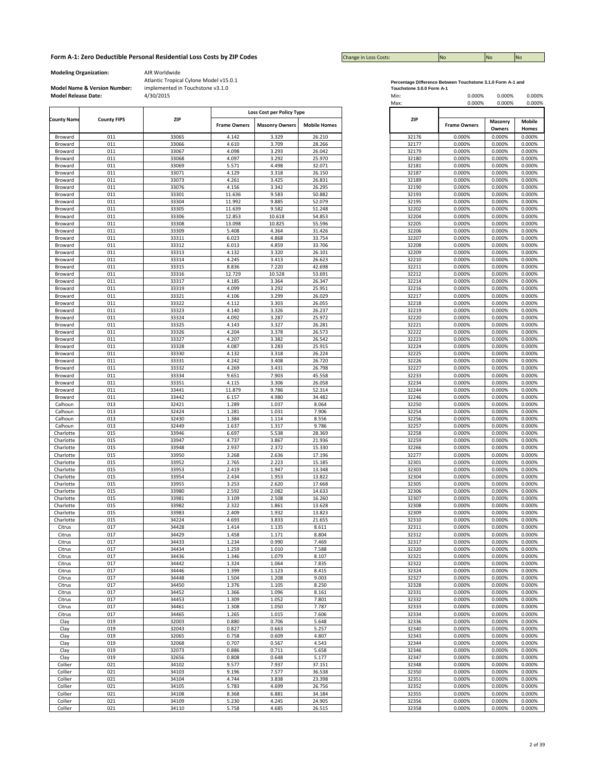## Form A-1: Zero Deductible Personal Residential Loss Costs by ZIP Codes

| Change in Loss Costs: | No | No | No |
|---|---|---|---|

**Modeling Organization:** AIR Worldwide

**Model Name & Version Number:** Atlantic Tropical Cyclone Model v15.0.1 implemented in Touchstone v3.1.0

**Model Release Date:** 4/30/2015

| County Name | County FIPS | ZIP | Loss Cost per Policy Type | | |
|---|---|---|---|---|---|
| | | | Frame Owners | Masonry Owners | Mobile Homes |
| Broward | 011 | 33065 | 4.142 | 3.329 | 26.210 |
| Broward | 011 | 33066 | 4.610 | 3.709 | 28.266 |
| Broward | 011 | 33067 | 4.098 | 3.293 | 26.042 |
| Broward | 011 | 33068 | 4.097 | 3.292 | 25.970 |
| Broward | 011 | 33069 | 5.571 | 4.498 | 32.071 |
| Broward | 011 | 33071 | 4.129 | 3.318 | 26.150 |
| Broward | 011 | 33073 | 4.261 | 3.425 | 26.831 |
| Broward | 011 | 33076 | 4.156 | 3.342 | 26.295 |
| Broward | 011 | 33301 | 11.636 | 9.583 | 50.882 |
| Broward | 011 | 33304 | 11.992 | 9.885 | 52.079 |
| Broward | 011 | 33305 | 11.639 | 9.582 | 51.248 |
| Broward | 011 | 33306 | 12.853 | 10.618 | 54.853 |
| Broward | 011 | 33308 | 13.098 | 10.825 | 55.596 |
| Broward | 011 | 33309 | 5.408 | 4.364 | 31.426 |
| Broward | 011 | 33311 | 6.023 | 4.868 | 33.754 |
| Broward | 011 | 33312 | 6.013 | 4.859 | 33.706 |
| Broward | 011 | 33313 | 4.132 | 3.320 | 26.101 |
| Broward | 011 | 33314 | 4.245 | 3.413 | 26.623 |
| Broward | 011 | 33315 | 8.836 | 7.220 | 42.698 |
| Broward | 011 | 33316 | 12.729 | 10.528 | 53.691 |
| Broward | 011 | 33317 | 4.185 | 3.364 | 26.347 |
| Broward | 011 | 33319 | 4.099 | 3.292 | 25.951 |
| Broward | 011 | 33321 | 4.106 | 3.299 | 26.029 |
| Broward | 011 | 33322 | 4.112 | 3.303 | 26.055 |
| Broward | 011 | 33323 | 4.140 | 3.326 | 26.237 |
| Broward | 011 | 33324 | 4.092 | 3.287 | 25.972 |
| Broward | 011 | 33325 | 4.143 | 3.327 | 26.281 |
| Broward | 011 | 33326 | 4.204 | 3.378 | 26.573 |
| Broward | 011 | 33327 | 4.207 | 3.382 | 26.542 |
| Broward | 011 | 33328 | 4.087 | 3.283 | 25.915 |
| Broward | 011 | 33330 | 4.132 | 3.318 | 26.224 |
| Broward | 011 | 33331 | 4.242 | 3.408 | 26.720 |
| Broward | 011 | 33332 | 4.269 | 3.431 | 26.798 |
| Broward | 011 | 33334 | 9.651 | 7.903 | 45.558 |
| Broward | 011 | 33351 | 4.115 | 3.306 | 26.058 |
| Broward | 011 | 33441 | 11.879 | 9.786 | 52.314 |
| Broward | 011 | 33442 | 6.157 | 4.980 | 34.482 |
| Calhoun | 013 | 32421 | 1.289 | 1.037 | 8.064 |
| Calhoun | 013 | 32424 | 1.281 | 1.031 | 7.906 |
| Calhoun | 013 | 32430 | 1.384 | 1.114 | 8.556 |
| Calhoun | 013 | 32449 | 1.637 | 1.317 | 9.786 |
| Charlotte | 015 | 33946 | 6.697 | 5.538 | 28.369 |
| Charlotte | 015 | 33947 | 4.737 | 3.867 | 21.936 |
| Charlotte | 015 | 33948 | 2.937 | 2.372 | 15.330 |
| Charlotte | 015 | 33950 | 3.268 | 2.636 | 17.196 |
| Charlotte | 015 | 33952 | 2.765 | 2.223 | 15.185 |
| Charlotte | 015 | 33953 | 2.419 | 1.947 | 13.348 |
| Charlotte | 015 | 33954 | 2.434 | 1.953 | 13.822 |
| Charlotte | 015 | 33955 | 3.253 | 2.620 | 17.668 |
| Charlotte | 015 | 33980 | 2.592 | 2.082 | 14.633 |
| Charlotte | 015 | 33981 | 3.109 | 2.508 | 16.260 |
| Charlotte | 015 | 33982 | 2.322 | 1.861 | 13.628 |
| Charlotte | 015 | 33983 | 2.409 | 1.932 | 13.823 |
| Charlotte | 015 | 34224 | 4.693 | 3.833 | 21.655 |
| Citrus | 017 | 34428 | 1.414 | 1.135 | 8.611 |
| Citrus | 017 | 34429 | 1.458 | 1.171 | 8.804 |
| Citrus | 017 | 34433 | 1.234 | 0.990 | 7.469 |
| Citrus | 017 | 34434 | 1.259 | 1.010 | 7.588 |
| Citrus | 017 | 34436 | 1.346 | 1.079 | 8.107 |
| Citrus | 017 | 34442 | 1.324 | 1.064 | 7.835 |
| Citrus | 017 | 34446 | 1.399 | 1.123 | 8.415 |
| Citrus | 017 | 34448 | 1.504 | 1.208 | 9.003 |
| Citrus | 017 | 34450 | 1.376 | 1.105 | 8.250 |
| Citrus | 017 | 34452 | 1.366 | 1.096 | 8.161 |
| Citrus | 017 | 34453 | 1.309 | 1.052 | 7.801 |
| Citrus | 017 | 34461 | 1.308 | 1.050 | 7.787 |
| Citrus | 017 | 34465 | 1.265 | 1.015 | 7.606 |
| Clay | 019 | 32003 | 0.880 | 0.706 | 5.648 |
| Clay | 019 | 32043 | 0.827 | 0.663 | 5.257 |
| Clay | 019 | 32065 | 0.758 | 0.609 | 4.807 |
| Clay | 019 | 32068 | 0.707 | 0.567 | 4.543 |
| Clay | 019 | 32073 | 0.886 | 0.711 | 5.658 |
| Clay | 019 | 32656 | 0.808 | 0.648 | 5.177 |
| Collier | 021 | 34102 | 9.577 | 7.937 | 37.151 |
| Collier | 021 | 34103 | 9.196 | 7.577 | 36.538 |
| Collier | 021 | 34104 | 4.744 | 3.838 | 23.398 |
| Collier | 021 | 34105 | 5.783 | 4.699 | 26.756 |
| Collier | 021 | 34108 | 8.368 | 6.881 | 34.184 |
| Collier | 021 | 34109 | 5.230 | 4.245 | 24.905 |
| Collier | 021 | 34110 | 5.758 | 4.685 | 26.515 |

**Percentage Difference Between Touchstone 3.1.0 Form A-1 and Touchstone 3.0.0 Form A-1**

| | | Frame Owners | Masonry Owners | Mobile Homes |
|---|---|---|---|---|
| Min: | | 0.000% | 0.000% | 0.000% |
| Max: | | 0.000% | 0.000% | 0.000% |

| ZIP | Frame Owners | Masonry Owners | Mobile Homes |
|---|---|---|---|
| 32176 | 0.000% | 0.000% | 0.000% |
| 32177 | 0.000% | 0.000% | 0.000% |
| 32179 | 0.000% | 0.000% | 0.000% |
| 32180 | 0.000% | 0.000% | 0.000% |
| 32181 | 0.000% | 0.000% | 0.000% |
| 32187 | 0.000% | 0.000% | 0.000% |
| 32189 | 0.000% | 0.000% | 0.000% |
| 32190 | 0.000% | 0.000% | 0.000% |
| 32193 | 0.000% | 0.000% | 0.000% |
| 32195 | 0.000% | 0.000% | 0.000% |
| 32202 | 0.000% | 0.000% | 0.000% |
| 32204 | 0.000% | 0.000% | 0.000% |
| 32205 | 0.000% | 0.000% | 0.000% |
| 32206 | 0.000% | 0.000% | 0.000% |
| 32207 | 0.000% | 0.000% | 0.000% |
| 32208 | 0.000% | 0.000% | 0.000% |
| 32209 | 0.000% | 0.000% | 0.000% |
| 32210 | 0.000% | 0.000% | 0.000% |
| 32211 | 0.000% | 0.000% | 0.000% |
| 32212 | 0.000% | 0.000% | 0.000% |
| 32214 | 0.000% | 0.000% | 0.000% |
| 32216 | 0.000% | 0.000% | 0.000% |
| 32217 | 0.000% | 0.000% | 0.000% |
| 32218 | 0.000% | 0.000% | 0.000% |
| 32219 | 0.000% | 0.000% | 0.000% |
| 32220 | 0.000% | 0.000% | 0.000% |
| 32221 | 0.000% | 0.000% | 0.000% |
| 32222 | 0.000% | 0.000% | 0.000% |
| 32223 | 0.000% | 0.000% | 0.000% |
| 32224 | 0.000% | 0.000% | 0.000% |
| 32225 | 0.000% | 0.000% | 0.000% |
| 32226 | 0.000% | 0.000% | 0.000% |
| 32227 | 0.000% | 0.000% | 0.000% |
| 32233 | 0.000% | 0.000% | 0.000% |
| 32234 | 0.000% | 0.000% | 0.000% |
| 32244 | 0.000% | 0.000% | 0.000% |
| 32246 | 0.000% | 0.000% | 0.000% |
| 32250 | 0.000% | 0.000% | 0.000% |
| 32254 | 0.000% | 0.000% | 0.000% |
| 32256 | 0.000% | 0.000% | 0.000% |
| 32257 | 0.000% | 0.000% | 0.000% |
| 32258 | 0.000% | 0.000% | 0.000% |
| 32259 | 0.000% | 0.000% | 0.000% |
| 32266 | 0.000% | 0.000% | 0.000% |
| 32277 | 0.000% | 0.000% | 0.000% |
| 32301 | 0.000% | 0.000% | 0.000% |
| 32303 | 0.000% | 0.000% | 0.000% |
| 32304 | 0.000% | 0.000% | 0.000% |
| 32305 | 0.000% | 0.000% | 0.000% |
| 32306 | 0.000% | 0.000% | 0.000% |
| 32307 | 0.000% | 0.000% | 0.000% |
| 32308 | 0.000% | 0.000% | 0.000% |
| 32309 | 0.000% | 0.000% | 0.000% |
| 32310 | 0.000% | 0.000% | 0.000% |
| 32311 | 0.000% | 0.000% | 0.000% |
| 32312 | 0.000% | 0.000% | 0.000% |
| 32317 | 0.000% | 0.000% | 0.000% |
| 32320 | 0.000% | 0.000% | 0.000% |
| 32321 | 0.000% | 0.000% | 0.000% |
| 32322 | 0.000% | 0.000% | 0.000% |
| 32324 | 0.000% | 0.000% | 0.000% |
| 32327 | 0.000% | 0.000% | 0.000% |
| 32328 | 0.000% | 0.000% | 0.000% |
| 32331 | 0.000% | 0.000% | 0.000% |
| 32332 | 0.000% | 0.000% | 0.000% |
| 32333 | 0.000% | 0.000% | 0.000% |
| 32334 | 0.000% | 0.000% | 0.000% |
| 32336 | 0.000% | 0.000% | 0.000% |
| 32340 | 0.000% | 0.000% | 0.000% |
| 32343 | 0.000% | 0.000% | 0.000% |
| 32344 | 0.000% | 0.000% | 0.000% |
| 32346 | 0.000% | 0.000% | 0.000% |
| 32347 | 0.000% | 0.000% | 0.000% |
| 32348 | 0.000% | 0.000% | 0.000% |
| 32350 | 0.000% | 0.000% | 0.000% |
| 32351 | 0.000% | 0.000% | 0.000% |
| 32352 | 0.000% | 0.000% | 0.000% |
| 32355 | 0.000% | 0.000% | 0.000% |
| 32356 | 0.000% | 0.000% | 0.000% |
| 32358 | 0.000% | 0.000% | 0.000% |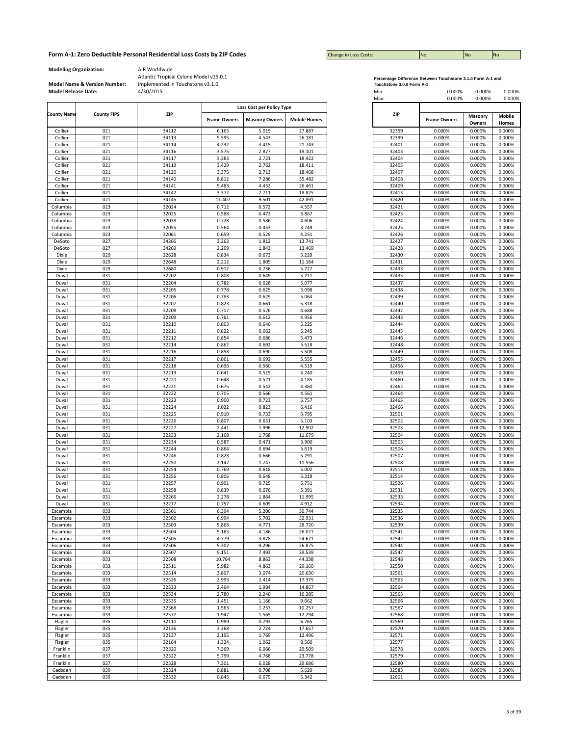## Form A-1: Zero Deductible Personal Residential Loss Costs by ZIP Codes

| Change in Loss Costs: | No | No | No |
|---|---|---|---|

**Modeling Organization:** AIR Worldwide

**Model Name & Version Number:** Atlantic Tropical Cyclone Model v15.0.1 implemented in Touchstone v3.1.0

**Model Release Date:** 4/30/2015

| County Name | County FIPS | ZIP | Loss Cost per Policy Type | | |
|---|---|---|---|---|---|
| | | | Frame Owners | Masonry Owners | Mobile Homes |
| Collier | 021 | 34112 | 6.165 | 5.019 | 27.887 |
| Collier | 021 | 34113 | 5.595 | 4.543 | 26.181 |
| Collier | 021 | 34114 | 4.232 | 3.415 | 21.743 |
| Collier | 021 | 34116 | 3.575 | 2.877 | 19.101 |
| Collier | 021 | 34117 | 3.383 | 2.721 | 18.422 |
| Collier | 021 | 34119 | 3.429 | 2.762 | 18.411 |
| Collier | 021 | 34120 | 3.375 | 2.713 | 18.468 |
| Collier | 021 | 34140 | 8.812 | 7.286 | 35.482 |
| Collier | 021 | 34141 | 5.483 | 4.432 | 26.461 |
| Collier | 021 | 34142 | 3.372 | 2.711 | 18.825 |
| Collier | 021 | 34145 | 11.407 | 9.501 | 42.891 |
| Columbia | 023 | 32024 | 0.712 | 0.572 | 4.557 |
| Columbia | 023 | 32025 | 0.588 | 0.472 | 3.867 |
| Columbia | 023 | 32038 | 0.728 | 0.586 | 4.606 |
| Columbia | 023 | 32055 | 0.564 | 0.453 | 3.749 |
| Columbia | 023 | 32061 | 0.659 | 0.529 | 4.251 |
| DeSoto | 027 | 34266 | 2.263 | 1.812 | 13.741 |
| DeSoto | 027 | 34269 | 2.299 | 1.843 | 13.469 |
| Dixie | 029 | 32628 | 0.834 | 0.673 | 5.229 |
| Dixie | 029 | 32648 | 2.212 | 1.805 | 11.184 |
| Dixie | 029 | 32680 | 0.912 | 0.736 | 5.727 |
| Duval | 031 | 32202 | 0.808 | 0.649 | 5.211 |
| Duval | 031 | 32204 | 0.782 | 0.628 | 5.077 |
| Duval | 031 | 32205 | 0.778 | 0.625 | 5.098 |
| Duval | 031 | 32206 | 0.783 | 0.629 | 5.064 |
| Duval | 031 | 32207 | 0.823 | 0.661 | 5.318 |
| Duval | 031 | 32208 | 0.717 | 0.576 | 4.688 |
| Duval | 031 | 32209 | 0.761 | 0.612 | 4.956 |
| Duval | 031 | 32210 | 0.803 | 0.646 | 5.225 |
| Duval | 031 | 32211 | 0.822 | 0.662 | 5.245 |
| Duval | 031 | 32212 | 0.854 | 0.686 | 5.473 |
| Duval | 031 | 32214 | 0.862 | 0.692 | 5.518 |
| Duval | 031 | 32216 | 0.858 | 0.690 | 5.508 |
| Duval | 031 | 32217 | 0.861 | 0.692 | 5.555 |
| Duval | 031 | 32218 | 0.696 | 0.560 | 4.519 |
| Duval | 031 | 32219 | 0.641 | 0.515 | 4.240 |
| Duval | 031 | 32220 | 0.648 | 0.521 | 4.185 |
| Duval | 031 | 32221 | 0.675 | 0.542 | 4.360 |
| Duval | 031 | 32222 | 0.705 | 0.566 | 4.561 |
| Duval | 031 | 32223 | 0.900 | 0.723 | 5.757 |
| Duval | 031 | 32224 | 1.022 | 0.823 | 6.416 |
| Duval | 031 | 32225 | 0.910 | 0.733 | 5.795 |
| Duval | 031 | 32226 | 0.807 | 0.651 | 5.103 |
| Duval | 031 | 32227 | 2.441 | 1.996 | 12.902 |
| Duval | 031 | 32233 | 2.168 | 1.768 | 11.679 |
| Duval | 031 | 32234 | 0.587 | 0.471 | 3.900 |
| Duval | 031 | 32244 | 0.864 | 0.694 | 5.619 |
| Duval | 031 | 32246 | 0.828 | 0.666 | 5.291 |
| Duval | 031 | 32250 | 2.147 | 1.747 | 11.556 |
| Duval | 031 | 32254 | 0.769 | 0.618 | 5.002 |
| Duval | 031 | 32256 | 0.806 | 0.648 | 5.219 |
| Duval | 031 | 32257 | 0.901 | 0.725 | 5.751 |
| Duval | 031 | 32258 | 0.839 | 0.676 | 5.391 |
| Duval | 031 | 32266 | 2.278 | 1.864 | 11.995 |
| Duval | 031 | 32277 | 0.757 | 0.609 | 4.912 |
| Escambia | 033 | 32501 | 6.394 | 5.206 | 30.744 |
| Escambia | 033 | 32502 | 6.994 | 5.702 | 32.931 |
| Escambia | 033 | 32503 | 5.868 | 4.771 | 28.720 |
| Escambia | 033 | 32504 | 5.165 | 4.186 | 26.077 |
| Escambia | 033 | 32505 | 4.779 | 3.878 | 24.671 |
| Escambia | 033 | 32506 | 5.302 | 4.296 | 26.875 |
| Escambia | 033 | 32507 | 9.151 | 7.493 | 39.539 |
| Escambia | 033 | 32508 | 10.764 | 8.863 | 44.338 |
| Escambia | 033 | 32511 | 5.982 | 4.863 | 29.160 |
| Escambia | 033 | 32514 | 3.807 | 3.074 | 20.630 |
| Escambia | 033 | 32526 | 2.993 | 2.414 | 17.375 |
| Escambia | 033 | 32533 | 2.464 | 1.984 | 14.867 |
| Escambia | 033 | 32534 | 2.780 | 2.240 | 16.285 |
| Escambia | 033 | 32535 | 1.451 | 1.166 | 9.662 |
| Escambia | 033 | 32568 | 1.563 | 1.257 | 10.257 |
| Escambia | 033 | 32577 | 1.947 | 1.565 | 12.294 |
| Flagler | 035 | 32110 | 0.989 | 0.793 | 6.765 |
| Flagler | 035 | 32136 | 3.368 | 2.724 | 17.657 |
| Flagler | 035 | 32137 | 2.195 | 1.769 | 12.496 |
| Flagler | 035 | 32164 | 1.324 | 1.062 | 8.560 |
| Franklin | 037 | 32320 | 7.369 | 6.066 | 29.509 |
| Franklin | 037 | 32322 | 5.799 | 4.768 | 23.778 |
| Franklin | 037 | 32328 | 7.301 | 6.028 | 29.686 |
| Gadsden | 039 | 32324 | 0.881 | 0.708 | 5.620 |
| Gadsden | 039 | 32332 | 0.845 | 0.679 | 5.342 |

**Percentage Difference Between Touchstone 3.1.0 Form A-1 and Touchstone 3.0.0 Form A-1**

| | Frame Owners | Masonry Owners | Mobile Homes |
|---|---|---|---|
| Min: | 0.000% | 0.000% | 0.000% |
| Max: | 0.000% | 0.000% | 0.000% |

| ZIP | Frame Owners | Masonry Owners | Mobile Homes |
|---|---|---|---|
| 32359 | 0.000% | 0.000% | 0.000% |
| 32399 | 0.000% | 0.000% | 0.000% |
| 32401 | 0.000% | 0.000% | 0.000% |
| 32403 | 0.000% | 0.000% | 0.000% |
| 32404 | 0.000% | 0.000% | 0.000% |
| 32405 | 0.000% | 0.000% | 0.000% |
| 32407 | 0.000% | 0.000% | 0.000% |
| 32408 | 0.000% | 0.000% | 0.000% |
| 32409 | 0.000% | 0.000% | 0.000% |
| 32413 | 0.000% | 0.000% | 0.000% |
| 32420 | 0.000% | 0.000% | 0.000% |
| 32421 | 0.000% | 0.000% | 0.000% |
| 32423 | 0.000% | 0.000% | 0.000% |
| 32424 | 0.000% | 0.000% | 0.000% |
| 32425 | 0.000% | 0.000% | 0.000% |
| 32426 | 0.000% | 0.000% | 0.000% |
| 32427 | 0.000% | 0.000% | 0.000% |
| 32428 | 0.000% | 0.000% | 0.000% |
| 32430 | 0.000% | 0.000% | 0.000% |
| 32431 | 0.000% | 0.000% | 0.000% |
| 32433 | 0.000% | 0.000% | 0.000% |
| 32435 | 0.000% | 0.000% | 0.000% |
| 32437 | 0.000% | 0.000% | 0.000% |
| 32438 | 0.000% | 0.000% | 0.000% |
| 32439 | 0.000% | 0.000% | 0.000% |
| 32440 | 0.000% | 0.000% | 0.000% |
| 32442 | 0.000% | 0.000% | 0.000% |
| 32443 | 0.000% | 0.000% | 0.000% |
| 32444 | 0.000% | 0.000% | 0.000% |
| 32445 | 0.000% | 0.000% | 0.000% |
| 32446 | 0.000% | 0.000% | 0.000% |
| 32448 | 0.000% | 0.000% | 0.000% |
| 32449 | 0.000% | 0.000% | 0.000% |
| 32455 | 0.000% | 0.000% | 0.000% |
| 32456 | 0.000% | 0.000% | 0.000% |
| 32459 | 0.000% | 0.000% | 0.000% |
| 32460 | 0.000% | 0.000% | 0.000% |
| 32462 | 0.000% | 0.000% | 0.000% |
| 32464 | 0.000% | 0.000% | 0.000% |
| 32465 | 0.000% | 0.000% | 0.000% |
| 32466 | 0.000% | 0.000% | 0.000% |
| 32501 | 0.000% | 0.000% | 0.000% |
| 32502 | 0.000% | 0.000% | 0.000% |
| 32503 | 0.000% | 0.000% | 0.000% |
| 32504 | 0.000% | 0.000% | 0.000% |
| 32505 | 0.000% | 0.000% | 0.000% |
| 32506 | 0.000% | 0.000% | 0.000% |
| 32507 | 0.000% | 0.000% | 0.000% |
| 32508 | 0.000% | 0.000% | 0.000% |
| 32511 | 0.000% | 0.000% | 0.000% |
| 32514 | 0.000% | 0.000% | 0.000% |
| 32526 | 0.000% | 0.000% | 0.000% |
| 32531 | 0.000% | 0.000% | 0.000% |
| 32533 | 0.000% | 0.000% | 0.000% |
| 32534 | 0.000% | 0.000% | 0.000% |
| 32535 | 0.000% | 0.000% | 0.000% |
| 32536 | 0.000% | 0.000% | 0.000% |
| 32539 | 0.000% | 0.000% | 0.000% |
| 32541 | 0.000% | 0.000% | 0.000% |
| 32542 | 0.000% | 0.000% | 0.000% |
| 32544 | 0.000% | 0.000% | 0.000% |
| 32547 | 0.000% | 0.000% | 0.000% |
| 32548 | 0.000% | 0.000% | 0.000% |
| 32550 | 0.000% | 0.000% | 0.000% |
| 32561 | 0.000% | 0.000% | 0.000% |
| 32563 | 0.000% | 0.000% | 0.000% |
| 32564 | 0.000% | 0.000% | 0.000% |
| 32565 | 0.000% | 0.000% | 0.000% |
| 32566 | 0.000% | 0.000% | 0.000% |
| 32567 | 0.000% | 0.000% | 0.000% |
| 32568 | 0.000% | 0.000% | 0.000% |
| 32569 | 0.000% | 0.000% | 0.000% |
| 32570 | 0.000% | 0.000% | 0.000% |
| 32571 | 0.000% | 0.000% | 0.000% |
| 32577 | 0.000% | 0.000% | 0.000% |
| 32578 | 0.000% | 0.000% | 0.000% |
| 32579 | 0.000% | 0.000% | 0.000% |
| 32580 | 0.000% | 0.000% | 0.000% |
| 32583 | 0.000% | 0.000% | 0.000% |
| 32601 | 0.000% | 0.000% | 0.000% |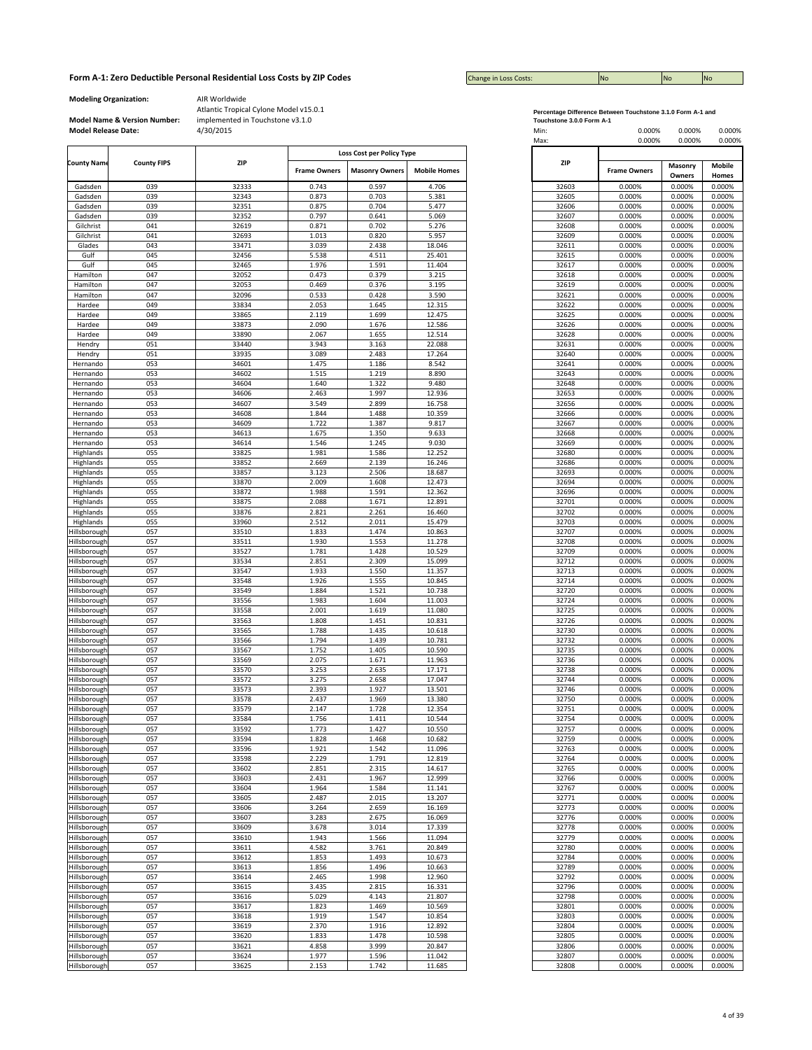# Form A-1: Zero Deductible Personal Residential Loss Costs by ZIP Codes

| Change in Loss Costs: | No | No | No |
|---|---|---|---|

**Modeling Organization:** AIR Worldwide

**Model Name & Version Number:** Atlantic Tropical Cylone Model v15.0.1 implemented in Touchstone v3.1.0

**Model Release Date:** 4/30/2015

| County Name | County FIPS | ZIP | Loss Cost per Policy Type: Frame Owners | Masonry Owners | Mobile Homes |
|---|---|---|---|---|---|
| Gadsden | 039 | 32333 | 0.743 | 0.597 | 4.706 |
| Gadsden | 039 | 32343 | 0.873 | 0.703 | 5.381 |
| Gadsden | 039 | 32351 | 0.875 | 0.704 | 5.477 |
| Gadsden | 039 | 32352 | 0.797 | 0.641 | 5.069 |
| Gilchrist | 041 | 32619 | 0.871 | 0.702 | 5.276 |
| Gilchrist | 041 | 32693 | 1.013 | 0.820 | 5.957 |
| Glades | 043 | 33471 | 3.039 | 2.438 | 18.046 |
| Gulf | 045 | 32456 | 5.538 | 4.511 | 25.401 |
| Gulf | 045 | 32465 | 1.976 | 1.591 | 11.404 |
| Hamilton | 047 | 32052 | 0.473 | 0.379 | 3.215 |
| Hamilton | 047 | 32053 | 0.469 | 0.376 | 3.195 |
| Hamilton | 047 | 32096 | 0.533 | 0.428 | 3.590 |
| Hardee | 049 | 33834 | 2.053 | 1.645 | 12.315 |
| Hardee | 049 | 33865 | 2.119 | 1.699 | 12.475 |
| Hardee | 049 | 33873 | 2.090 | 1.676 | 12.586 |
| Hardee | 049 | 33890 | 2.067 | 1.655 | 12.514 |
| Hendry | 051 | 33440 | 3.943 | 3.163 | 22.088 |
| Hendry | 051 | 33935 | 3.089 | 2.483 | 17.264 |
| Hernando | 053 | 34601 | 1.475 | 1.186 | 8.542 |
| Hernando | 053 | 34602 | 1.515 | 1.219 | 8.890 |
| Hernando | 053 | 34604 | 1.640 | 1.322 | 9.480 |
| Hernando | 053 | 34606 | 2.463 | 1.997 | 12.936 |
| Hernando | 053 | 34607 | 3.549 | 2.899 | 16.758 |
| Hernando | 053 | 34608 | 1.844 | 1.488 | 10.359 |
| Hernando | 053 | 34609 | 1.722 | 1.387 | 9.817 |
| Hernando | 053 | 34613 | 1.675 | 1.350 | 9.633 |
| Hernando | 053 | 34614 | 1.546 | 1.245 | 9.030 |
| Highlands | 055 | 33825 | 1.981 | 1.586 | 12.252 |
| Highlands | 055 | 33852 | 2.669 | 2.139 | 16.246 |
| Highlands | 055 | 33857 | 3.123 | 2.506 | 18.687 |
| Highlands | 055 | 33870 | 2.009 | 1.608 | 12.473 |
| Highlands | 055 | 33872 | 1.988 | 1.591 | 12.362 |
| Highlands | 055 | 33875 | 2.088 | 1.671 | 12.891 |
| Highlands | 055 | 33876 | 2.821 | 2.261 | 16.460 |
| Highlands | 055 | 33960 | 2.512 | 2.011 | 15.479 |
| Hillsborough | 057 | 33510 | 1.833 | 1.474 | 10.863 |
| Hillsborough | 057 | 33511 | 1.930 | 1.553 | 11.278 |
| Hillsborough | 057 | 33527 | 1.781 | 1.428 | 10.529 |
| Hillsborough | 057 | 33534 | 2.851 | 2.309 | 15.099 |
| Hillsborough | 057 | 33547 | 1.933 | 1.550 | 11.357 |
| Hillsborough | 057 | 33548 | 1.926 | 1.555 | 10.845 |
| Hillsborough | 057 | 33549 | 1.884 | 1.521 | 10.738 |
| Hillsborough | 057 | 33556 | 1.983 | 1.604 | 11.003 |
| Hillsborough | 057 | 33558 | 2.001 | 1.619 | 11.080 |
| Hillsborough | 057 | 33563 | 1.808 | 1.451 | 10.831 |
| Hillsborough | 057 | 33565 | 1.788 | 1.435 | 10.618 |
| Hillsborough | 057 | 33566 | 1.794 | 1.439 | 10.781 |
| Hillsborough | 057 | 33567 | 1.752 | 1.405 | 10.590 |
| Hillsborough | 057 | 33569 | 2.075 | 1.671 | 11.963 |
| Hillsborough | 057 | 33570 | 3.253 | 2.635 | 17.171 |
| Hillsborough | 057 | 33572 | 3.275 | 2.658 | 17.047 |
| Hillsborough | 057 | 33573 | 2.393 | 1.927 | 13.501 |
| Hillsborough | 057 | 33578 | 2.437 | 1.969 | 13.380 |
| Hillsborough | 057 | 33579 | 2.147 | 1.728 | 12.354 |
| Hillsborough | 057 | 33584 | 1.756 | 1.411 | 10.544 |
| Hillsborough | 057 | 33592 | 1.773 | 1.427 | 10.550 |
| Hillsborough | 057 | 33594 | 1.828 | 1.468 | 10.682 |
| Hillsborough | 057 | 33596 | 1.921 | 1.542 | 11.096 |
| Hillsborough | 057 | 33598 | 2.229 | 1.791 | 12.819 |
| Hillsborough | 057 | 33602 | 2.851 | 2.315 | 14.617 |
| Hillsborough | 057 | 33603 | 2.431 | 1.967 | 12.999 |
| Hillsborough | 057 | 33604 | 1.964 | 1.584 | 11.141 |
| Hillsborough | 057 | 33605 | 2.487 | 2.015 | 13.207 |
| Hillsborough | 057 | 33606 | 3.264 | 2.659 | 16.169 |
| Hillsborough | 057 | 33607 | 3.283 | 2.675 | 16.069 |
| Hillsborough | 057 | 33609 | 3.678 | 3.014 | 17.339 |
| Hillsborough | 057 | 33610 | 1.943 | 1.566 | 11.094 |
| Hillsborough | 057 | 33611 | 4.582 | 3.761 | 20.849 |
| Hillsborough | 057 | 33612 | 1.853 | 1.493 | 10.673 |
| Hillsborough | 057 | 33613 | 1.856 | 1.496 | 10.663 |
| Hillsborough | 057 | 33614 | 2.465 | 1.998 | 12.960 |
| Hillsborough | 057 | 33615 | 3.435 | 2.815 | 16.331 |
| Hillsborough | 057 | 33616 | 5.029 | 4.143 | 21.807 |
| Hillsborough | 057 | 33617 | 1.823 | 1.469 | 10.569 |
| Hillsborough | 057 | 33618 | 1.919 | 1.547 | 10.854 |
| Hillsborough | 057 | 33619 | 2.370 | 1.916 | 12.892 |
| Hillsborough | 057 | 33620 | 1.833 | 1.478 | 10.598 |
| Hillsborough | 057 | 33621 | 4.858 | 3.999 | 20.847 |
| Hillsborough | 057 | 33624 | 1.977 | 1.596 | 11.042 |
| Hillsborough | 057 | 33625 | 2.153 | 1.742 | 11.685 |

**Percentage Difference Between Touchstone 3.1.0 Form A-1 and Touchstone 3.0.0 Form A-1**

| | Frame Owners | Masonry Owners | Mobile Homes |
|---|---|---|---|
| Min: | 0.000% | 0.000% | 0.000% |
| Max: | 0.000% | 0.000% | 0.000% |

| ZIP | Frame Owners | Masonry Owners | Mobile Homes |
|---|---|---|---|
| 32603 | 0.000% | 0.000% | 0.000% |
| 32605 | 0.000% | 0.000% | 0.000% |
| 32606 | 0.000% | 0.000% | 0.000% |
| 32607 | 0.000% | 0.000% | 0.000% |
| 32608 | 0.000% | 0.000% | 0.000% |
| 32609 | 0.000% | 0.000% | 0.000% |
| 32611 | 0.000% | 0.000% | 0.000% |
| 32615 | 0.000% | 0.000% | 0.000% |
| 32617 | 0.000% | 0.000% | 0.000% |
| 32618 | 0.000% | 0.000% | 0.000% |
| 32619 | 0.000% | 0.000% | 0.000% |
| 32621 | 0.000% | 0.000% | 0.000% |
| 32622 | 0.000% | 0.000% | 0.000% |
| 32625 | 0.000% | 0.000% | 0.000% |
| 32626 | 0.000% | 0.000% | 0.000% |
| 32628 | 0.000% | 0.000% | 0.000% |
| 32631 | 0.000% | 0.000% | 0.000% |
| 32640 | 0.000% | 0.000% | 0.000% |
| 32641 | 0.000% | 0.000% | 0.000% |
| 32643 | 0.000% | 0.000% | 0.000% |
| 32648 | 0.000% | 0.000% | 0.000% |
| 32653 | 0.000% | 0.000% | 0.000% |
| 32656 | 0.000% | 0.000% | 0.000% |
| 32666 | 0.000% | 0.000% | 0.000% |
| 32667 | 0.000% | 0.000% | 0.000% |
| 32668 | 0.000% | 0.000% | 0.000% |
| 32669 | 0.000% | 0.000% | 0.000% |
| 32680 | 0.000% | 0.000% | 0.000% |
| 32686 | 0.000% | 0.000% | 0.000% |
| 32693 | 0.000% | 0.000% | 0.000% |
| 32694 | 0.000% | 0.000% | 0.000% |
| 32696 | 0.000% | 0.000% | 0.000% |
| 32701 | 0.000% | 0.000% | 0.000% |
| 32702 | 0.000% | 0.000% | 0.000% |
| 32703 | 0.000% | 0.000% | 0.000% |
| 32707 | 0.000% | 0.000% | 0.000% |
| 32708 | 0.000% | 0.000% | 0.000% |
| 32709 | 0.000% | 0.000% | 0.000% |
| 32712 | 0.000% | 0.000% | 0.000% |
| 32713 | 0.000% | 0.000% | 0.000% |
| 32714 | 0.000% | 0.000% | 0.000% |
| 32720 | 0.000% | 0.000% | 0.000% |
| 32724 | 0.000% | 0.000% | 0.000% |
| 32725 | 0.000% | 0.000% | 0.000% |
| 32726 | 0.000% | 0.000% | 0.000% |
| 32730 | 0.000% | 0.000% | 0.000% |
| 32732 | 0.000% | 0.000% | 0.000% |
| 32735 | 0.000% | 0.000% | 0.000% |
| 32736 | 0.000% | 0.000% | 0.000% |
| 32738 | 0.000% | 0.000% | 0.000% |
| 32744 | 0.000% | 0.000% | 0.000% |
| 32746 | 0.000% | 0.000% | 0.000% |
| 32750 | 0.000% | 0.000% | 0.000% |
| 32751 | 0.000% | 0.000% | 0.000% |
| 32754 | 0.000% | 0.000% | 0.000% |
| 32757 | 0.000% | 0.000% | 0.000% |
| 32759 | 0.000% | 0.000% | 0.000% |
| 32763 | 0.000% | 0.000% | 0.000% |
| 32764 | 0.000% | 0.000% | 0.000% |
| 32765 | 0.000% | 0.000% | 0.000% |
| 32766 | 0.000% | 0.000% | 0.000% |
| 32767 | 0.000% | 0.000% | 0.000% |
| 32771 | 0.000% | 0.000% | 0.000% |
| 32773 | 0.000% | 0.000% | 0.000% |
| 32776 | 0.000% | 0.000% | 0.000% |
| 32778 | 0.000% | 0.000% | 0.000% |
| 32779 | 0.000% | 0.000% | 0.000% |
| 32780 | 0.000% | 0.000% | 0.000% |
| 32784 | 0.000% | 0.000% | 0.000% |
| 32789 | 0.000% | 0.000% | 0.000% |
| 32792 | 0.000% | 0.000% | 0.000% |
| 32796 | 0.000% | 0.000% | 0.000% |
| 32798 | 0.000% | 0.000% | 0.000% |
| 32801 | 0.000% | 0.000% | 0.000% |
| 32803 | 0.000% | 0.000% | 0.000% |
| 32804 | 0.000% | 0.000% | 0.000% |
| 32805 | 0.000% | 0.000% | 0.000% |
| 32806 | 0.000% | 0.000% | 0.000% |
| 32807 | 0.000% | 0.000% | 0.000% |
| 32808 | 0.000% | 0.000% | 0.000% |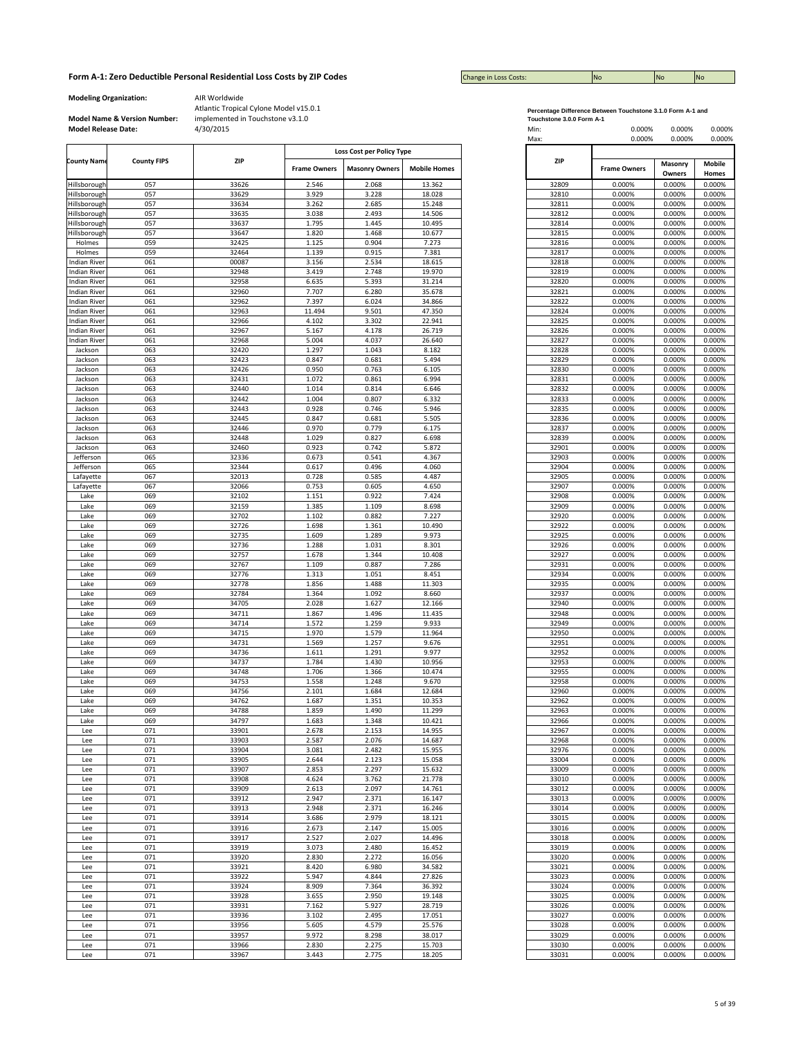# Form A-1: Zero Deductible Personal Residential Loss Costs by ZIP Codes

| Change in Loss Costs: | No | No | No |
|---|---|---|---|

**Modeling Organization:** AIR Worldwide

**Model Name & Version Number:** Atlantic Tropical Cylone Model v15.0.1 implemented in Touchstone v3.1.0

**Model Release Date:** 4/30/2015

| County Name | County FIPS | ZIP | Loss Cost per Policy Type: Frame Owners | Masonry Owners | Mobile Homes |
|---|---|---|---|---|---|
| Hillsborough | 057 | 33626 | 2.546 | 2.068 | 13.362 |
| Hillsborough | 057 | 33629 | 3.929 | 3.228 | 18.028 |
| Hillsborough | 057 | 33634 | 3.262 | 2.685 | 15.248 |
| Hillsborough | 057 | 33635 | 3.038 | 2.493 | 14.506 |
| Hillsborough | 057 | 33637 | 1.795 | 1.445 | 10.495 |
| Hillsborough | 057 | 33647 | 1.820 | 1.468 | 10.677 |
| Holmes | 059 | 32425 | 1.125 | 0.904 | 7.273 |
| Holmes | 059 | 32464 | 1.139 | 0.915 | 7.381 |
| Indian River | 061 | 00087 | 3.156 | 2.534 | 18.615 |
| Indian River | 061 | 32948 | 3.419 | 2.748 | 19.970 |
| Indian River | 061 | 32958 | 6.635 | 5.393 | 31.214 |
| Indian River | 061 | 32960 | 7.707 | 6.280 | 35.678 |
| Indian River | 061 | 32962 | 7.397 | 6.024 | 34.866 |
| Indian River | 061 | 32963 | 11.494 | 9.501 | 47.350 |
| Indian River | 061 | 32966 | 4.102 | 3.302 | 22.941 |
| Indian River | 061 | 32967 | 5.167 | 4.178 | 26.719 |
| Indian River | 061 | 32968 | 5.004 | 4.037 | 26.640 |
| Jackson | 063 | 32420 | 1.297 | 1.043 | 8.182 |
| Jackson | 063 | 32423 | 0.847 | 0.681 | 5.494 |
| Jackson | 063 | 32426 | 0.950 | 0.763 | 6.105 |
| Jackson | 063 | 32431 | 1.072 | 0.861 | 6.994 |
| Jackson | 063 | 32440 | 1.014 | 0.814 | 6.646 |
| Jackson | 063 | 32442 | 1.004 | 0.807 | 6.332 |
| Jackson | 063 | 32443 | 0.928 | 0.746 | 5.946 |
| Jackson | 063 | 32445 | 0.847 | 0.681 | 5.505 |
| Jackson | 063 | 32446 | 0.970 | 0.779 | 6.175 |
| Jackson | 063 | 32448 | 1.029 | 0.827 | 6.698 |
| Jackson | 063 | 32460 | 0.923 | 0.742 | 5.872 |
| Jefferson | 065 | 32336 | 0.673 | 0.541 | 4.367 |
| Jefferson | 065 | 32344 | 0.617 | 0.496 | 4.060 |
| Lafayette | 067 | 32013 | 0.728 | 0.585 | 4.487 |
| Lafayette | 067 | 32066 | 0.753 | 0.605 | 4.650 |
| Lake | 069 | 32102 | 1.151 | 0.922 | 7.424 |
| Lake | 069 | 32159 | 1.385 | 1.109 | 8.698 |
| Lake | 069 | 32702 | 1.102 | 0.882 | 7.227 |
| Lake | 069 | 32726 | 1.698 | 1.361 | 10.490 |
| Lake | 069 | 32735 | 1.609 | 1.289 | 9.973 |
| Lake | 069 | 32736 | 1.288 | 1.031 | 8.301 |
| Lake | 069 | 32757 | 1.678 | 1.344 | 10.408 |
| Lake | 069 | 32767 | 1.109 | 0.887 | 7.286 |
| Lake | 069 | 32776 | 1.313 | 1.051 | 8.451 |
| Lake | 069 | 32778 | 1.856 | 1.488 | 11.303 |
| Lake | 069 | 32784 | 1.364 | 1.092 | 8.660 |
| Lake | 069 | 34705 | 2.028 | 1.627 | 12.166 |
| Lake | 069 | 34711 | 1.867 | 1.496 | 11.435 |
| Lake | 069 | 34714 | 1.572 | 1.259 | 9.933 |
| Lake | 069 | 34715 | 1.970 | 1.579 | 11.964 |
| Lake | 069 | 34731 | 1.569 | 1.257 | 9.676 |
| Lake | 069 | 34736 | 1.611 | 1.291 | 9.977 |
| Lake | 069 | 34737 | 1.784 | 1.430 | 10.956 |
| Lake | 069 | 34748 | 1.706 | 1.366 | 10.474 |
| Lake | 069 | 34753 | 1.558 | 1.248 | 9.670 |
| Lake | 069 | 34756 | 2.101 | 1.684 | 12.684 |
| Lake | 069 | 34762 | 1.687 | 1.351 | 10.353 |
| Lake | 069 | 34788 | 1.859 | 1.490 | 11.299 |
| Lake | 069 | 34797 | 1.683 | 1.348 | 10.421 |
| Lee | 071 | 33901 | 2.678 | 2.153 | 14.955 |
| Lee | 071 | 33903 | 2.587 | 2.076 | 14.687 |
| Lee | 071 | 33904 | 3.081 | 2.482 | 15.955 |
| Lee | 071 | 33905 | 2.644 | 2.123 | 15.058 |
| Lee | 071 | 33907 | 2.853 | 2.297 | 15.632 |
| Lee | 071 | 33908 | 4.624 | 3.762 | 21.778 |
| Lee | 071 | 33909 | 2.613 | 2.097 | 14.761 |
| Lee | 071 | 33912 | 2.947 | 2.371 | 16.147 |
| Lee | 071 | 33913 | 2.948 | 2.371 | 16.246 |
| Lee | 071 | 33914 | 3.686 | 2.979 | 18.121 |
| Lee | 071 | 33916 | 2.673 | 2.147 | 15.005 |
| Lee | 071 | 33917 | 2.527 | 2.027 | 14.496 |
| Lee | 071 | 33919 | 3.073 | 2.480 | 16.452 |
| Lee | 071 | 33920 | 2.830 | 2.272 | 16.056 |
| Lee | 071 | 33921 | 8.420 | 6.980 | 34.582 |
| Lee | 071 | 33922 | 5.947 | 4.844 | 27.826 |
| Lee | 071 | 33924 | 8.909 | 7.364 | 36.392 |
| Lee | 071 | 33928 | 3.655 | 2.950 | 19.148 |
| Lee | 071 | 33931 | 7.162 | 5.927 | 28.719 |
| Lee | 071 | 33936 | 3.102 | 2.495 | 17.051 |
| Lee | 071 | 33956 | 5.605 | 4.579 | 25.576 |
| Lee | 071 | 33957 | 9.972 | 8.298 | 38.017 |
| Lee | 071 | 33966 | 2.830 | 2.275 | 15.703 |
| Lee | 071 | 33967 | 3.443 | 2.775 | 18.205 |

**Percentage Difference Between Touchstone 3.1.0 Form A-1 and Touchstone 3.0.0 Form A-1**

| | Frame Owners | Masonry Owners | Mobile Homes |
|---|---|---|---|
| Min: | 0.000% | 0.000% | 0.000% |
| Max: | 0.000% | 0.000% | 0.000% |

| ZIP | Frame Owners | Masonry Owners | Mobile Homes |
|---|---|---|---|
| 32809 | 0.000% | 0.000% | 0.000% |
| 32810 | 0.000% | 0.000% | 0.000% |
| 32811 | 0.000% | 0.000% | 0.000% |
| 32812 | 0.000% | 0.000% | 0.000% |
| 32814 | 0.000% | 0.000% | 0.000% |
| 32815 | 0.000% | 0.000% | 0.000% |
| 32816 | 0.000% | 0.000% | 0.000% |
| 32817 | 0.000% | 0.000% | 0.000% |
| 32818 | 0.000% | 0.000% | 0.000% |
| 32819 | 0.000% | 0.000% | 0.000% |
| 32820 | 0.000% | 0.000% | 0.000% |
| 32821 | 0.000% | 0.000% | 0.000% |
| 32822 | 0.000% | 0.000% | 0.000% |
| 32824 | 0.000% | 0.000% | 0.000% |
| 32825 | 0.000% | 0.000% | 0.000% |
| 32826 | 0.000% | 0.000% | 0.000% |
| 32827 | 0.000% | 0.000% | 0.000% |
| 32828 | 0.000% | 0.000% | 0.000% |
| 32829 | 0.000% | 0.000% | 0.000% |
| 32830 | 0.000% | 0.000% | 0.000% |
| 32831 | 0.000% | 0.000% | 0.000% |
| 32832 | 0.000% | 0.000% | 0.000% |
| 32833 | 0.000% | 0.000% | 0.000% |
| 32835 | 0.000% | 0.000% | 0.000% |
| 32836 | 0.000% | 0.000% | 0.000% |
| 32837 | 0.000% | 0.000% | 0.000% |
| 32839 | 0.000% | 0.000% | 0.000% |
| 32901 | 0.000% | 0.000% | 0.000% |
| 32903 | 0.000% | 0.000% | 0.000% |
| 32904 | 0.000% | 0.000% | 0.000% |
| 32905 | 0.000% | 0.000% | 0.000% |
| 32907 | 0.000% | 0.000% | 0.000% |
| 32908 | 0.000% | 0.000% | 0.000% |
| 32909 | 0.000% | 0.000% | 0.000% |
| 32920 | 0.000% | 0.000% | 0.000% |
| 32922 | 0.000% | 0.000% | 0.000% |
| 32925 | 0.000% | 0.000% | 0.000% |
| 32926 | 0.000% | 0.000% | 0.000% |
| 32927 | 0.000% | 0.000% | 0.000% |
| 32931 | 0.000% | 0.000% | 0.000% |
| 32934 | 0.000% | 0.000% | 0.000% |
| 32935 | 0.000% | 0.000% | 0.000% |
| 32937 | 0.000% | 0.000% | 0.000% |
| 32940 | 0.000% | 0.000% | 0.000% |
| 32948 | 0.000% | 0.000% | 0.000% |
| 32949 | 0.000% | 0.000% | 0.000% |
| 32950 | 0.000% | 0.000% | 0.000% |
| 32951 | 0.000% | 0.000% | 0.000% |
| 32952 | 0.000% | 0.000% | 0.000% |
| 32953 | 0.000% | 0.000% | 0.000% |
| 32955 | 0.000% | 0.000% | 0.000% |
| 32958 | 0.000% | 0.000% | 0.000% |
| 32960 | 0.000% | 0.000% | 0.000% |
| 32962 | 0.000% | 0.000% | 0.000% |
| 32963 | 0.000% | 0.000% | 0.000% |
| 32966 | 0.000% | 0.000% | 0.000% |
| 32967 | 0.000% | 0.000% | 0.000% |
| 32968 | 0.000% | 0.000% | 0.000% |
| 32976 | 0.000% | 0.000% | 0.000% |
| 33004 | 0.000% | 0.000% | 0.000% |
| 33009 | 0.000% | 0.000% | 0.000% |
| 33010 | 0.000% | 0.000% | 0.000% |
| 33012 | 0.000% | 0.000% | 0.000% |
| 33013 | 0.000% | 0.000% | 0.000% |
| 33014 | 0.000% | 0.000% | 0.000% |
| 33015 | 0.000% | 0.000% | 0.000% |
| 33016 | 0.000% | 0.000% | 0.000% |
| 33018 | 0.000% | 0.000% | 0.000% |
| 33019 | 0.000% | 0.000% | 0.000% |
| 33020 | 0.000% | 0.000% | 0.000% |
| 33021 | 0.000% | 0.000% | 0.000% |
| 33023 | 0.000% | 0.000% | 0.000% |
| 33024 | 0.000% | 0.000% | 0.000% |
| 33025 | 0.000% | 0.000% | 0.000% |
| 33026 | 0.000% | 0.000% | 0.000% |
| 33027 | 0.000% | 0.000% | 0.000% |
| 33028 | 0.000% | 0.000% | 0.000% |
| 33029 | 0.000% | 0.000% | 0.000% |
| 33030 | 0.000% | 0.000% | 0.000% |
| 33031 | 0.000% | 0.000% | 0.000% |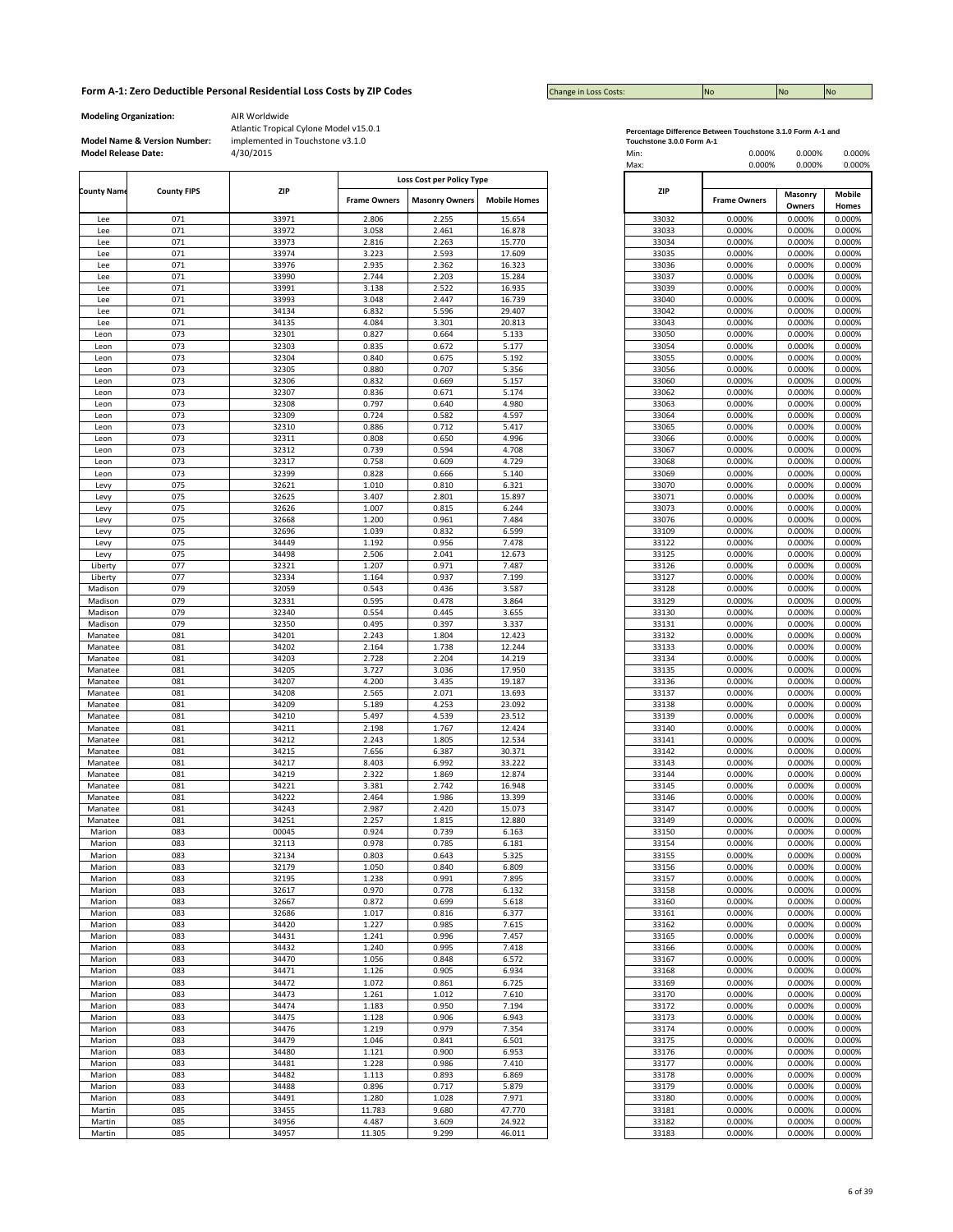## Form A-1: Zero Deductible Personal Residential Loss Costs by ZIP Codes

| Change in Loss Costs: | No | No | No |
|---|---|---|---|

**Modeling Organization:** AIR Worldwide

**Model Name & Version Number:** Atlantic Tropical Cyclone Model v15.0.1 implemented in Touchstone v3.1.0

**Model Release Date:** 4/30/2015

| County Name | County FIPS | ZIP | Loss Cost per Policy Type | | |
|---|---|---|---|---|---|
| | | | Frame Owners | Masonry Owners | Mobile Homes |
| Lee | 071 | 33971 | 2.806 | 2.255 | 15.654 |
| Lee | 071 | 33972 | 3.058 | 2.461 | 16.878 |
| Lee | 071 | 33973 | 2.816 | 2.263 | 15.770 |
| Lee | 071 | 33974 | 3.223 | 2.593 | 17.609 |
| Lee | 071 | 33976 | 2.935 | 2.362 | 16.323 |
| Lee | 071 | 33990 | 2.744 | 2.203 | 15.284 |
| Lee | 071 | 33991 | 3.138 | 2.522 | 16.935 |
| Lee | 071 | 33993 | 3.048 | 2.447 | 16.739 |
| Lee | 071 | 34134 | 6.832 | 5.596 | 29.407 |
| Lee | 071 | 34135 | 4.084 | 3.301 | 20.813 |
| Leon | 073 | 32301 | 0.827 | 0.664 | 5.133 |
| Leon | 073 | 32303 | 0.835 | 0.672 | 5.177 |
| Leon | 073 | 32304 | 0.840 | 0.675 | 5.192 |
| Leon | 073 | 32305 | 0.880 | 0.707 | 5.356 |
| Leon | 073 | 32306 | 0.832 | 0.669 | 5.157 |
| Leon | 073 | 32307 | 0.836 | 0.671 | 5.174 |
| Leon | 073 | 32308 | 0.797 | 0.640 | 4.980 |
| Leon | 073 | 32309 | 0.724 | 0.582 | 4.597 |
| Leon | 073 | 32310 | 0.886 | 0.712 | 5.417 |
| Leon | 073 | 32311 | 0.808 | 0.650 | 4.996 |
| Leon | 073 | 32312 | 0.739 | 0.594 | 4.708 |
| Leon | 073 | 32317 | 0.758 | 0.609 | 4.729 |
| Leon | 073 | 32399 | 0.828 | 0.666 | 5.140 |
| Levy | 075 | 32621 | 1.010 | 0.810 | 6.321 |
| Levy | 075 | 32625 | 3.407 | 2.801 | 15.897 |
| Levy | 075 | 32626 | 1.007 | 0.815 | 6.244 |
| Levy | 075 | 32668 | 1.200 | 0.961 | 7.484 |
| Levy | 075 | 32696 | 1.039 | 0.832 | 6.599 |
| Levy | 075 | 34449 | 1.192 | 0.956 | 7.478 |
| Levy | 075 | 34498 | 2.506 | 2.041 | 12.673 |
| Liberty | 077 | 32321 | 1.207 | 0.971 | 7.487 |
| Liberty | 077 | 32334 | 1.164 | 0.937 | 7.199 |
| Madison | 079 | 32059 | 0.543 | 0.436 | 3.587 |
| Madison | 079 | 32331 | 0.595 | 0.478 | 3.864 |
| Madison | 079 | 32340 | 0.554 | 0.445 | 3.655 |
| Madison | 079 | 32350 | 0.495 | 0.397 | 3.337 |
| Manatee | 081 | 34201 | 2.243 | 1.804 | 12.423 |
| Manatee | 081 | 34202 | 2.164 | 1.738 | 12.244 |
| Manatee | 081 | 34203 | 2.728 | 2.204 | 14.219 |
| Manatee | 081 | 34205 | 3.727 | 3.036 | 17.950 |
| Manatee | 081 | 34207 | 4.200 | 3.435 | 19.187 |
| Manatee | 081 | 34208 | 2.565 | 2.071 | 13.693 |
| Manatee | 081 | 34209 | 5.189 | 4.253 | 23.092 |
| Manatee | 081 | 34210 | 5.497 | 4.539 | 23.512 |
| Manatee | 081 | 34211 | 2.198 | 1.767 | 12.424 |
| Manatee | 081 | 34212 | 2.243 | 1.805 | 12.534 |
| Manatee | 081 | 34215 | 7.656 | 6.387 | 30.371 |
| Manatee | 081 | 34217 | 8.403 | 6.992 | 33.222 |
| Manatee | 081 | 34219 | 2.322 | 1.869 | 12.874 |
| Manatee | 081 | 34221 | 3.381 | 2.742 | 16.948 |
| Manatee | 081 | 34222 | 2.464 | 1.986 | 13.399 |
| Manatee | 081 | 34243 | 2.987 | 2.420 | 15.073 |
| Manatee | 081 | 34251 | 2.257 | 1.815 | 12.880 |
| Marion | 083 | 00045 | 0.924 | 0.739 | 6.163 |
| Marion | 083 | 32113 | 0.978 | 0.785 | 6.181 |
| Marion | 083 | 32134 | 0.803 | 0.643 | 5.325 |
| Marion | 083 | 32179 | 1.050 | 0.840 | 6.809 |
| Marion | 083 | 32195 | 1.238 | 0.991 | 7.895 |
| Marion | 083 | 32617 | 0.970 | 0.778 | 6.132 |
| Marion | 083 | 32667 | 0.872 | 0.699 | 5.618 |
| Marion | 083 | 32686 | 1.017 | 0.816 | 6.377 |
| Marion | 083 | 34420 | 1.227 | 0.985 | 7.615 |
| Marion | 083 | 34431 | 1.241 | 0.996 | 7.457 |
| Marion | 083 | 34432 | 1.240 | 0.995 | 7.418 |
| Marion | 083 | 34470 | 1.056 | 0.848 | 6.572 |
| Marion | 083 | 34471 | 1.126 | 0.905 | 6.934 |
| Marion | 083 | 34472 | 1.072 | 0.861 | 6.725 |
| Marion | 083 | 34473 | 1.261 | 1.012 | 7.610 |
| Marion | 083 | 34474 | 1.183 | 0.950 | 7.194 |
| Marion | 083 | 34475 | 1.128 | 0.906 | 6.943 |
| Marion | 083 | 34476 | 1.219 | 0.979 | 7.354 |
| Marion | 083 | 34479 | 1.046 | 0.841 | 6.501 |
| Marion | 083 | 34480 | 1.121 | 0.900 | 6.953 |
| Marion | 083 | 34481 | 1.228 | 0.986 | 7.410 |
| Marion | 083 | 34482 | 1.113 | 0.893 | 6.869 |
| Marion | 083 | 34488 | 0.896 | 0.717 | 5.879 |
| Marion | 083 | 34491 | 1.280 | 1.028 | 7.971 |
| Martin | 085 | 33455 | 11.783 | 9.680 | 47.770 |
| Martin | 085 | 34956 | 4.487 | 3.609 | 24.922 |
| Martin | 085 | 34957 | 11.305 | 9.299 | 46.011 |

**Percentage Difference Between Touchstone 3.1.0 Form A-1 and Touchstone 3.0.0 Form A-1**

| | | Frame Owners | Masonry Owners | Mobile Homes |
|---|---|---|---|---|
| Min: | | 0.000% | 0.000% | 0.000% |
| Max: | | 0.000% | 0.000% | 0.000% |

| ZIP | Frame Owners | Masonry Owners | Mobile Homes |
|---|---|---|---|
| 33032 | 0.000% | 0.000% | 0.000% |
| 33033 | 0.000% | 0.000% | 0.000% |
| 33034 | 0.000% | 0.000% | 0.000% |
| 33035 | 0.000% | 0.000% | 0.000% |
| 33036 | 0.000% | 0.000% | 0.000% |
| 33037 | 0.000% | 0.000% | 0.000% |
| 33039 | 0.000% | 0.000% | 0.000% |
| 33040 | 0.000% | 0.000% | 0.000% |
| 33042 | 0.000% | 0.000% | 0.000% |
| 33043 | 0.000% | 0.000% | 0.000% |
| 33050 | 0.000% | 0.000% | 0.000% |
| 33054 | 0.000% | 0.000% | 0.000% |
| 33055 | 0.000% | 0.000% | 0.000% |
| 33056 | 0.000% | 0.000% | 0.000% |
| 33060 | 0.000% | 0.000% | 0.000% |
| 33062 | 0.000% | 0.000% | 0.000% |
| 33063 | 0.000% | 0.000% | 0.000% |
| 33064 | 0.000% | 0.000% | 0.000% |
| 33065 | 0.000% | 0.000% | 0.000% |
| 33066 | 0.000% | 0.000% | 0.000% |
| 33067 | 0.000% | 0.000% | 0.000% |
| 33068 | 0.000% | 0.000% | 0.000% |
| 33069 | 0.000% | 0.000% | 0.000% |
| 33070 | 0.000% | 0.000% | 0.000% |
| 33071 | 0.000% | 0.000% | 0.000% |
| 33073 | 0.000% | 0.000% | 0.000% |
| 33076 | 0.000% | 0.000% | 0.000% |
| 33109 | 0.000% | 0.000% | 0.000% |
| 33122 | 0.000% | 0.000% | 0.000% |
| 33125 | 0.000% | 0.000% | 0.000% |
| 33126 | 0.000% | 0.000% | 0.000% |
| 33127 | 0.000% | 0.000% | 0.000% |
| 33128 | 0.000% | 0.000% | 0.000% |
| 33129 | 0.000% | 0.000% | 0.000% |
| 33130 | 0.000% | 0.000% | 0.000% |
| 33131 | 0.000% | 0.000% | 0.000% |
| 33132 | 0.000% | 0.000% | 0.000% |
| 33133 | 0.000% | 0.000% | 0.000% |
| 33134 | 0.000% | 0.000% | 0.000% |
| 33135 | 0.000% | 0.000% | 0.000% |
| 33136 | 0.000% | 0.000% | 0.000% |
| 33137 | 0.000% | 0.000% | 0.000% |
| 33138 | 0.000% | 0.000% | 0.000% |
| 33139 | 0.000% | 0.000% | 0.000% |
| 33140 | 0.000% | 0.000% | 0.000% |
| 33141 | 0.000% | 0.000% | 0.000% |
| 33142 | 0.000% | 0.000% | 0.000% |
| 33143 | 0.000% | 0.000% | 0.000% |
| 33144 | 0.000% | 0.000% | 0.000% |
| 33145 | 0.000% | 0.000% | 0.000% |
| 33146 | 0.000% | 0.000% | 0.000% |
| 33147 | 0.000% | 0.000% | 0.000% |
| 33149 | 0.000% | 0.000% | 0.000% |
| 33150 | 0.000% | 0.000% | 0.000% |
| 33154 | 0.000% | 0.000% | 0.000% |
| 33155 | 0.000% | 0.000% | 0.000% |
| 33156 | 0.000% | 0.000% | 0.000% |
| 33157 | 0.000% | 0.000% | 0.000% |
| 33158 | 0.000% | 0.000% | 0.000% |
| 33160 | 0.000% | 0.000% | 0.000% |
| 33161 | 0.000% | 0.000% | 0.000% |
| 33162 | 0.000% | 0.000% | 0.000% |
| 33165 | 0.000% | 0.000% | 0.000% |
| 33166 | 0.000% | 0.000% | 0.000% |
| 33167 | 0.000% | 0.000% | 0.000% |
| 33168 | 0.000% | 0.000% | 0.000% |
| 33169 | 0.000% | 0.000% | 0.000% |
| 33170 | 0.000% | 0.000% | 0.000% |
| 33172 | 0.000% | 0.000% | 0.000% |
| 33173 | 0.000% | 0.000% | 0.000% |
| 33174 | 0.000% | 0.000% | 0.000% |
| 33175 | 0.000% | 0.000% | 0.000% |
| 33176 | 0.000% | 0.000% | 0.000% |
| 33177 | 0.000% | 0.000% | 0.000% |
| 33178 | 0.000% | 0.000% | 0.000% |
| 33179 | 0.000% | 0.000% | 0.000% |
| 33180 | 0.000% | 0.000% | 0.000% |
| 33181 | 0.000% | 0.000% | 0.000% |
| 33182 | 0.000% | 0.000% | 0.000% |
| 33183 | 0.000% | 0.000% | 0.000% |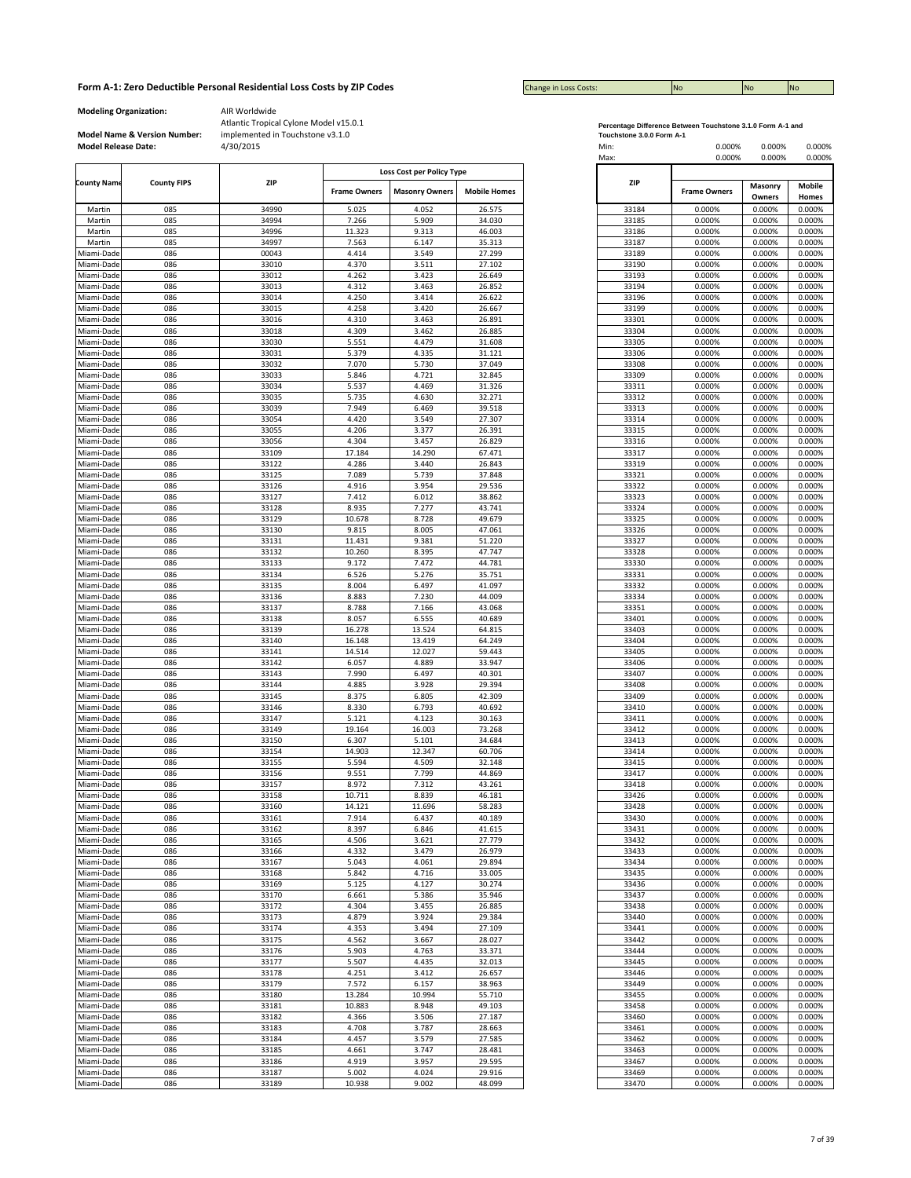## Form A-1: Zero Deductible Personal Residential Loss Costs by ZIP Codes

Change in Loss Costs: No No No

**Modeling Organization:** AIR Worldwide

**Model Name & Version Number:** Atlantic Tropical Cylone Model v15.0.1 implemented in Touchstone v3.1.0

**Model Release Date:** 4/30/2015

| County Name | County FIPS | ZIP | Loss Cost per Policy Type | | |
|---|---|---|---|---|---|
| | | | Frame Owners | Masonry Owners | Mobile Homes |
| Martin | 085 | 34990 | 5.025 | 4.052 | 26.575 |
| Martin | 085 | 34994 | 7.266 | 5.909 | 34.030 |
| Martin | 085 | 34996 | 11.323 | 9.313 | 46.003 |
| Martin | 085 | 34997 | 7.563 | 6.147 | 35.313 |
| Miami-Dade | 086 | 00043 | 4.414 | 3.549 | 27.299 |
| Miami-Dade | 086 | 33010 | 4.370 | 3.511 | 27.102 |
| Miami-Dade | 086 | 33012 | 4.262 | 3.423 | 26.649 |
| Miami-Dade | 086 | 33013 | 4.312 | 3.463 | 26.852 |
| Miami-Dade | 086 | 33014 | 4.250 | 3.414 | 26.622 |
| Miami-Dade | 086 | 33015 | 4.258 | 3.420 | 26.667 |
| Miami-Dade | 086 | 33016 | 4.310 | 3.463 | 26.891 |
| Miami-Dade | 086 | 33018 | 4.309 | 3.462 | 26.885 |
| Miami-Dade | 086 | 33030 | 5.551 | 4.479 | 31.608 |
| Miami-Dade | 086 | 33031 | 5.379 | 4.335 | 31.121 |
| Miami-Dade | 086 | 33032 | 7.070 | 5.730 | 37.049 |
| Miami-Dade | 086 | 33033 | 5.846 | 4.721 | 32.845 |
| Miami-Dade | 086 | 33034 | 5.537 | 4.469 | 31.326 |
| Miami-Dade | 086 | 33035 | 5.735 | 4.630 | 32.271 |
| Miami-Dade | 086 | 33039 | 7.949 | 6.469 | 39.518 |
| Miami-Dade | 086 | 33054 | 4.420 | 3.549 | 27.307 |
| Miami-Dade | 086 | 33055 | 4.206 | 3.377 | 26.391 |
| Miami-Dade | 086 | 33056 | 4.304 | 3.457 | 26.829 |
| Miami-Dade | 086 | 33109 | 17.184 | 14.290 | 67.471 |
| Miami-Dade | 086 | 33122 | 4.286 | 3.440 | 26.843 |
| Miami-Dade | 086 | 33125 | 7.089 | 5.739 | 37.848 |
| Miami-Dade | 086 | 33126 | 4.916 | 3.954 | 29.536 |
| Miami-Dade | 086 | 33127 | 7.412 | 6.012 | 38.862 |
| Miami-Dade | 086 | 33128 | 8.935 | 7.277 | 43.741 |
| Miami-Dade | 086 | 33129 | 10.678 | 8.728 | 49.679 |
| Miami-Dade | 086 | 33130 | 9.815 | 8.005 | 47.061 |
| Miami-Dade | 086 | 33131 | 11.431 | 9.381 | 51.220 |
| Miami-Dade | 086 | 33132 | 10.260 | 8.395 | 47.747 |
| Miami-Dade | 086 | 33133 | 9.172 | 7.472 | 44.781 |
| Miami-Dade | 086 | 33134 | 6.526 | 5.276 | 35.751 |
| Miami-Dade | 086 | 33135 | 8.004 | 6.497 | 41.097 |
| Miami-Dade | 086 | 33136 | 8.883 | 7.230 | 44.009 |
| Miami-Dade | 086 | 33137 | 8.788 | 7.166 | 43.068 |
| Miami-Dade | 086 | 33138 | 8.057 | 6.555 | 40.689 |
| Miami-Dade | 086 | 33139 | 16.278 | 13.524 | 64.815 |
| Miami-Dade | 086 | 33140 | 16.148 | 13.419 | 64.249 |
| Miami-Dade | 086 | 33141 | 14.514 | 12.027 | 59.443 |
| Miami-Dade | 086 | 33142 | 6.057 | 4.889 | 33.947 |
| Miami-Dade | 086 | 33143 | 7.990 | 6.497 | 40.301 |
| Miami-Dade | 086 | 33144 | 4.885 | 3.928 | 29.394 |
| Miami-Dade | 086 | 33145 | 8.375 | 6.805 | 42.309 |
| Miami-Dade | 086 | 33146 | 8.330 | 6.793 | 40.692 |
| Miami-Dade | 086 | 33147 | 5.121 | 4.123 | 30.163 |
| Miami-Dade | 086 | 33149 | 19.164 | 16.003 | 73.268 |
| Miami-Dade | 086 | 33150 | 6.307 | 5.101 | 34.684 |
| Miami-Dade | 086 | 33154 | 14.903 | 12.347 | 60.706 |
| Miami-Dade | 086 | 33155 | 5.594 | 4.509 | 32.148 |
| Miami-Dade | 086 | 33156 | 9.551 | 7.799 | 44.869 |
| Miami-Dade | 086 | 33157 | 8.972 | 7.312 | 43.261 |
| Miami-Dade | 086 | 33158 | 10.711 | 8.839 | 46.181 |
| Miami-Dade | 086 | 33160 | 14.121 | 11.696 | 58.283 |
| Miami-Dade | 086 | 33161 | 7.914 | 6.437 | 40.189 |
| Miami-Dade | 086 | 33162 | 8.397 | 6.846 | 41.615 |
| Miami-Dade | 086 | 33165 | 4.506 | 3.621 | 27.779 |
| Miami-Dade | 086 | 33166 | 4.332 | 3.479 | 26.979 |
| Miami-Dade | 086 | 33167 | 5.043 | 4.061 | 29.894 |
| Miami-Dade | 086 | 33168 | 5.842 | 4.716 | 33.005 |
| Miami-Dade | 086 | 33169 | 5.125 | 4.127 | 30.274 |
| Miami-Dade | 086 | 33170 | 6.661 | 5.386 | 35.946 |
| Miami-Dade | 086 | 33172 | 4.304 | 3.455 | 26.885 |
| Miami-Dade | 086 | 33173 | 4.879 | 3.924 | 29.384 |
| Miami-Dade | 086 | 33174 | 4.353 | 3.494 | 27.109 |
| Miami-Dade | 086 | 33175 | 4.562 | 3.667 | 28.027 |
| Miami-Dade | 086 | 33176 | 5.903 | 4.763 | 33.371 |
| Miami-Dade | 086 | 33177 | 5.507 | 4.435 | 32.013 |
| Miami-Dade | 086 | 33178 | 4.251 | 3.412 | 26.657 |
| Miami-Dade | 086 | 33179 | 7.572 | 6.157 | 38.963 |
| Miami-Dade | 086 | 33180 | 13.284 | 10.994 | 55.710 |
| Miami-Dade | 086 | 33181 | 10.883 | 8.948 | 49.103 |
| Miami-Dade | 086 | 33182 | 4.366 | 3.506 | 27.187 |
| Miami-Dade | 086 | 33183 | 4.708 | 3.787 | 28.663 |
| Miami-Dade | 086 | 33184 | 4.457 | 3.579 | 27.585 |
| Miami-Dade | 086 | 33185 | 4.661 | 3.747 | 28.481 |
| Miami-Dade | 086 | 33186 | 4.919 | 3.957 | 29.595 |
| Miami-Dade | 086 | 33187 | 5.002 | 4.024 | 29.916 |
| Miami-Dade | 086 | 33189 | 10.938 | 9.002 | 48.099 |

**Percentage Difference Between Touchstone 3.1.0 Form A-1 and Touchstone 3.0.0 Form A-1**

| | Frame Owners | Masonry Owners | Mobile Homes |
|---|---|---|---|
| Min: | 0.000% | 0.000% | 0.000% |
| Max: | 0.000% | 0.000% | 0.000% |

| ZIP | Frame Owners | Masonry Owners | Mobile Homes |
|---|---|---|---|
| 33184 | 0.000% | 0.000% | 0.000% |
| 33185 | 0.000% | 0.000% | 0.000% |
| 33186 | 0.000% | 0.000% | 0.000% |
| 33187 | 0.000% | 0.000% | 0.000% |
| 33189 | 0.000% | 0.000% | 0.000% |
| 33190 | 0.000% | 0.000% | 0.000% |
| 33193 | 0.000% | 0.000% | 0.000% |
| 33194 | 0.000% | 0.000% | 0.000% |
| 33196 | 0.000% | 0.000% | 0.000% |
| 33199 | 0.000% | 0.000% | 0.000% |
| 33301 | 0.000% | 0.000% | 0.000% |
| 33304 | 0.000% | 0.000% | 0.000% |
| 33305 | 0.000% | 0.000% | 0.000% |
| 33306 | 0.000% | 0.000% | 0.000% |
| 33308 | 0.000% | 0.000% | 0.000% |
| 33309 | 0.000% | 0.000% | 0.000% |
| 33311 | 0.000% | 0.000% | 0.000% |
| 33312 | 0.000% | 0.000% | 0.000% |
| 33313 | 0.000% | 0.000% | 0.000% |
| 33314 | 0.000% | 0.000% | 0.000% |
| 33315 | 0.000% | 0.000% | 0.000% |
| 33316 | 0.000% | 0.000% | 0.000% |
| 33317 | 0.000% | 0.000% | 0.000% |
| 33319 | 0.000% | 0.000% | 0.000% |
| 33321 | 0.000% | 0.000% | 0.000% |
| 33322 | 0.000% | 0.000% | 0.000% |
| 33323 | 0.000% | 0.000% | 0.000% |
| 33324 | 0.000% | 0.000% | 0.000% |
| 33325 | 0.000% | 0.000% | 0.000% |
| 33326 | 0.000% | 0.000% | 0.000% |
| 33327 | 0.000% | 0.000% | 0.000% |
| 33328 | 0.000% | 0.000% | 0.000% |
| 33330 | 0.000% | 0.000% | 0.000% |
| 33331 | 0.000% | 0.000% | 0.000% |
| 33332 | 0.000% | 0.000% | 0.000% |
| 33334 | 0.000% | 0.000% | 0.000% |
| 33351 | 0.000% | 0.000% | 0.000% |
| 33401 | 0.000% | 0.000% | 0.000% |
| 33403 | 0.000% | 0.000% | 0.000% |
| 33404 | 0.000% | 0.000% | 0.000% |
| 33405 | 0.000% | 0.000% | 0.000% |
| 33406 | 0.000% | 0.000% | 0.000% |
| 33407 | 0.000% | 0.000% | 0.000% |
| 33408 | 0.000% | 0.000% | 0.000% |
| 33409 | 0.000% | 0.000% | 0.000% |
| 33410 | 0.000% | 0.000% | 0.000% |
| 33411 | 0.000% | 0.000% | 0.000% |
| 33412 | 0.000% | 0.000% | 0.000% |
| 33413 | 0.000% | 0.000% | 0.000% |
| 33414 | 0.000% | 0.000% | 0.000% |
| 33415 | 0.000% | 0.000% | 0.000% |
| 33417 | 0.000% | 0.000% | 0.000% |
| 33418 | 0.000% | 0.000% | 0.000% |
| 33426 | 0.000% | 0.000% | 0.000% |
| 33428 | 0.000% | 0.000% | 0.000% |
| 33430 | 0.000% | 0.000% | 0.000% |
| 33431 | 0.000% | 0.000% | 0.000% |
| 33432 | 0.000% | 0.000% | 0.000% |
| 33433 | 0.000% | 0.000% | 0.000% |
| 33434 | 0.000% | 0.000% | 0.000% |
| 33435 | 0.000% | 0.000% | 0.000% |
| 33436 | 0.000% | 0.000% | 0.000% |
| 33437 | 0.000% | 0.000% | 0.000% |
| 33438 | 0.000% | 0.000% | 0.000% |
| 33440 | 0.000% | 0.000% | 0.000% |
| 33441 | 0.000% | 0.000% | 0.000% |
| 33442 | 0.000% | 0.000% | 0.000% |
| 33444 | 0.000% | 0.000% | 0.000% |
| 33445 | 0.000% | 0.000% | 0.000% |
| 33446 | 0.000% | 0.000% | 0.000% |
| 33449 | 0.000% | 0.000% | 0.000% |
| 33455 | 0.000% | 0.000% | 0.000% |
| 33458 | 0.000% | 0.000% | 0.000% |
| 33460 | 0.000% | 0.000% | 0.000% |
| 33461 | 0.000% | 0.000% | 0.000% |
| 33462 | 0.000% | 0.000% | 0.000% |
| 33463 | 0.000% | 0.000% | 0.000% |
| 33467 | 0.000% | 0.000% | 0.000% |
| 33469 | 0.000% | 0.000% | 0.000% |
| 33470 | 0.000% | 0.000% | 0.000% |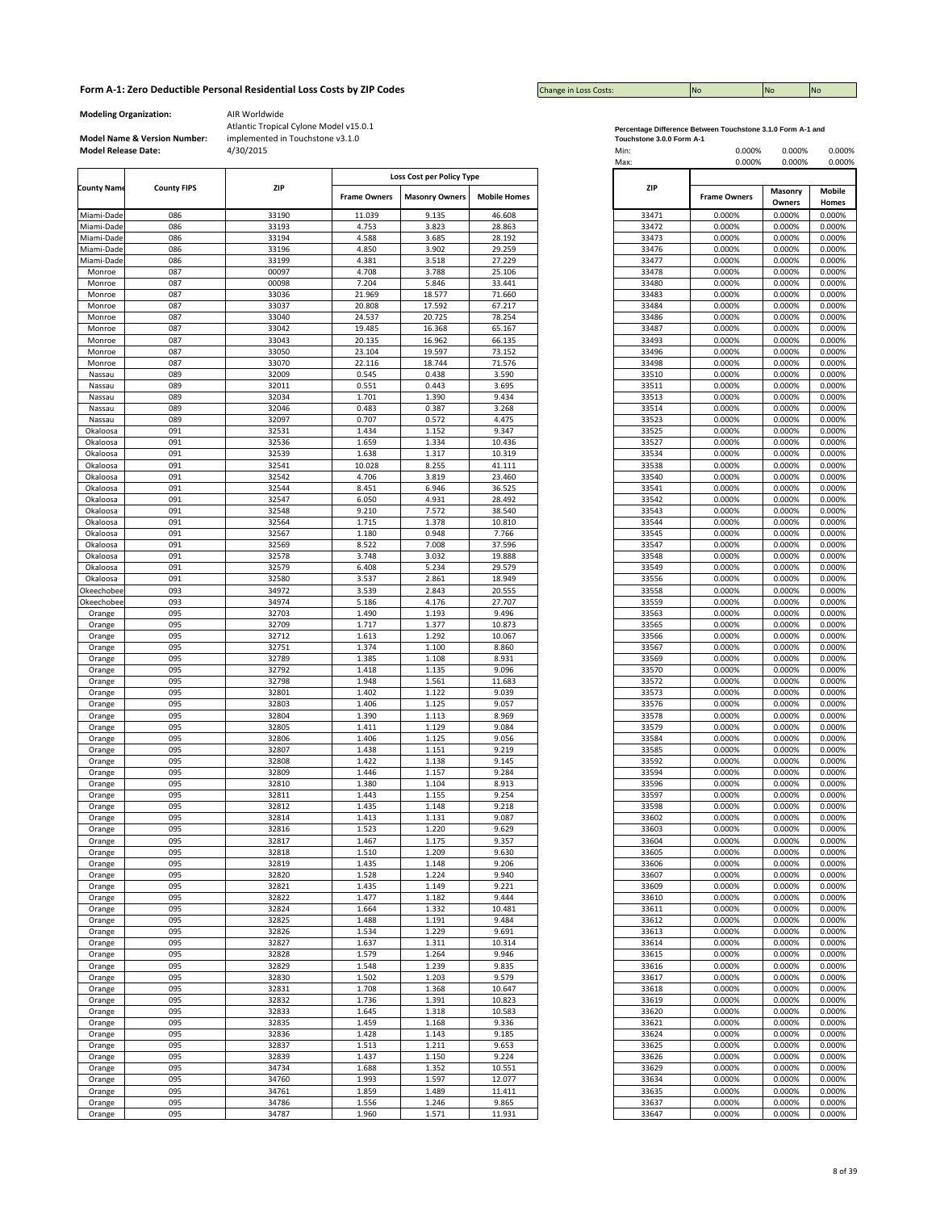## Form A-1: Zero Deductible Personal Residential Loss Costs by ZIP Codes

| Change in Loss Costs: | No | No | No |
|---|---|---|---|

**Modeling Organization:** AIR Worldwide

**Model Name & Version Number:** Atlantic Tropical Cyclone Model v15.0.1 implemented in Touchstone v3.1.0

**Model Release Date:** 4/30/2015

| County Name | County FIPS | ZIP | Loss Cost per Policy Type | | |
|---|---|---|---|---|---|
| | | | Frame Owners | Masonry Owners | Mobile Homes |
| Miami-Dade | 086 | 33190 | 11.039 | 9.135 | 46.608 |
| Miami-Dade | 086 | 33193 | 4.753 | 3.823 | 28.863 |
| Miami-Dade | 086 | 33194 | 4.588 | 3.685 | 28.192 |
| Miami-Dade | 086 | 33196 | 4.850 | 3.902 | 29.259 |
| Miami-Dade | 086 | 33199 | 4.381 | 3.518 | 27.229 |
| Monroe | 087 | 00097 | 4.708 | 3.788 | 25.106 |
| Monroe | 087 | 00098 | 7.204 | 5.846 | 33.441 |
| Monroe | 087 | 33036 | 21.969 | 18.577 | 71.660 |
| Monroe | 087 | 33037 | 20.808 | 17.592 | 67.217 |
| Monroe | 087 | 33040 | 24.537 | 20.725 | 78.254 |
| Monroe | 087 | 33042 | 19.485 | 16.368 | 65.167 |
| Monroe | 087 | 33043 | 20.135 | 16.962 | 66.135 |
| Monroe | 087 | 33050 | 23.104 | 19.597 | 73.152 |
| Monroe | 087 | 33070 | 22.116 | 18.744 | 71.576 |
| Nassau | 089 | 32009 | 0.545 | 0.438 | 3.590 |
| Nassau | 089 | 32011 | 0.551 | 0.443 | 3.695 |
| Nassau | 089 | 32034 | 1.701 | 1.390 | 9.434 |
| Nassau | 089 | 32046 | 0.483 | 0.387 | 3.268 |
| Nassau | 089 | 32097 | 0.707 | 0.572 | 4.475 |
| Okaloosa | 091 | 32531 | 1.434 | 1.152 | 9.347 |
| Okaloosa | 091 | 32536 | 1.659 | 1.334 | 10.436 |
| Okaloosa | 091 | 32539 | 1.638 | 1.317 | 10.319 |
| Okaloosa | 091 | 32541 | 10.028 | 8.255 | 41.111 |
| Okaloosa | 091 | 32542 | 4.706 | 3.819 | 23.460 |
| Okaloosa | 091 | 32544 | 8.451 | 6.946 | 36.525 |
| Okaloosa | 091 | 32547 | 6.050 | 4.931 | 28.492 |
| Okaloosa | 091 | 32548 | 9.210 | 7.572 | 38.540 |
| Okaloosa | 091 | 32564 | 1.715 | 1.378 | 10.810 |
| Okaloosa | 091 | 32567 | 1.180 | 0.948 | 7.766 |
| Okaloosa | 091 | 32569 | 8.522 | 7.008 | 37.596 |
| Okaloosa | 091 | 32578 | 3.748 | 3.032 | 19.888 |
| Okaloosa | 091 | 32579 | 6.408 | 5.234 | 29.579 |
| Okaloosa | 091 | 32580 | 3.537 | 2.861 | 18.949 |
| Okeechobee | 093 | 34972 | 3.539 | 2.843 | 20.555 |
| Okeechobee | 093 | 34974 | 5.186 | 4.176 | 27.707 |
| Orange | 095 | 32703 | 1.490 | 1.193 | 9.496 |
| Orange | 095 | 32709 | 1.717 | 1.377 | 10.873 |
| Orange | 095 | 32712 | 1.613 | 1.292 | 10.067 |
| Orange | 095 | 32751 | 1.374 | 1.100 | 8.860 |
| Orange | 095 | 32789 | 1.385 | 1.108 | 8.931 |
| Orange | 095 | 32792 | 1.418 | 1.135 | 9.096 |
| Orange | 095 | 32798 | 1.948 | 1.561 | 11.683 |
| Orange | 095 | 32801 | 1.402 | 1.122 | 9.039 |
| Orange | 095 | 32803 | 1.406 | 1.125 | 9.057 |
| Orange | 095 | 32804 | 1.390 | 1.113 | 8.969 |
| Orange | 095 | 32805 | 1.411 | 1.129 | 9.084 |
| Orange | 095 | 32806 | 1.406 | 1.125 | 9.056 |
| Orange | 095 | 32807 | 1.438 | 1.151 | 9.219 |
| Orange | 095 | 32808 | 1.422 | 1.138 | 9.145 |
| Orange | 095 | 32809 | 1.446 | 1.157 | 9.284 |
| Orange | 095 | 32810 | 1.380 | 1.104 | 8.913 |
| Orange | 095 | 32811 | 1.443 | 1.155 | 9.254 |
| Orange | 095 | 32812 | 1.435 | 1.148 | 9.218 |
| Orange | 095 | 32814 | 1.413 | 1.131 | 9.087 |
| Orange | 095 | 32816 | 1.523 | 1.220 | 9.629 |
| Orange | 095 | 32817 | 1.467 | 1.175 | 9.357 |
| Orange | 095 | 32818 | 1.510 | 1.209 | 9.630 |
| Orange | 095 | 32819 | 1.435 | 1.148 | 9.206 |
| Orange | 095 | 32820 | 1.528 | 1.224 | 9.940 |
| Orange | 095 | 32821 | 1.435 | 1.149 | 9.221 |
| Orange | 095 | 32822 | 1.477 | 1.182 | 9.444 |
| Orange | 095 | 32824 | 1.664 | 1.332 | 10.481 |
| Orange | 095 | 32825 | 1.488 | 1.191 | 9.484 |
| Orange | 095 | 32826 | 1.534 | 1.229 | 9.691 |
| Orange | 095 | 32827 | 1.637 | 1.311 | 10.314 |
| Orange | 095 | 32828 | 1.579 | 1.264 | 9.946 |
| Orange | 095 | 32829 | 1.548 | 1.239 | 9.835 |
| Orange | 095 | 32830 | 1.502 | 1.203 | 9.579 |
| Orange | 095 | 32831 | 1.708 | 1.368 | 10.647 |
| Orange | 095 | 32832 | 1.736 | 1.391 | 10.823 |
| Orange | 095 | 32833 | 1.645 | 1.318 | 10.583 |
| Orange | 095 | 32835 | 1.459 | 1.168 | 9.336 |
| Orange | 095 | 32836 | 1.428 | 1.143 | 9.185 |
| Orange | 095 | 32837 | 1.513 | 1.211 | 9.653 |
| Orange | 095 | 32839 | 1.437 | 1.150 | 9.224 |
| Orange | 095 | 34734 | 1.688 | 1.352 | 10.551 |
| Orange | 095 | 34760 | 1.993 | 1.597 | 12.077 |
| Orange | 095 | 34761 | 1.859 | 1.489 | 11.411 |
| Orange | 095 | 34786 | 1.556 | 1.246 | 9.865 |
| Orange | 095 | 34787 | 1.960 | 1.571 | 11.931 |

**Percentage Difference Between Touchstone 3.1.0 Form A-1 and Touchstone 3.0.0 Form A-1**

| | Frame Owners | Masonry Owners | Mobile Homes |
|---|---|---|---|
| Min: | 0.000% | 0.000% | 0.000% |
| Max: | 0.000% | 0.000% | 0.000% |

| ZIP | Frame Owners | Masonry Owners | Mobile Homes |
|---|---|---|---|
| 33471 | 0.000% | 0.000% | 0.000% |
| 33472 | 0.000% | 0.000% | 0.000% |
| 33473 | 0.000% | 0.000% | 0.000% |
| 33476 | 0.000% | 0.000% | 0.000% |
| 33477 | 0.000% | 0.000% | 0.000% |
| 33478 | 0.000% | 0.000% | 0.000% |
| 33480 | 0.000% | 0.000% | 0.000% |
| 33483 | 0.000% | 0.000% | 0.000% |
| 33484 | 0.000% | 0.000% | 0.000% |
| 33486 | 0.000% | 0.000% | 0.000% |
| 33487 | 0.000% | 0.000% | 0.000% |
| 33493 | 0.000% | 0.000% | 0.000% |
| 33496 | 0.000% | 0.000% | 0.000% |
| 33498 | 0.000% | 0.000% | 0.000% |
| 33510 | 0.000% | 0.000% | 0.000% |
| 33511 | 0.000% | 0.000% | 0.000% |
| 33513 | 0.000% | 0.000% | 0.000% |
| 33514 | 0.000% | 0.000% | 0.000% |
| 33523 | 0.000% | 0.000% | 0.000% |
| 33525 | 0.000% | 0.000% | 0.000% |
| 33527 | 0.000% | 0.000% | 0.000% |
| 33534 | 0.000% | 0.000% | 0.000% |
| 33538 | 0.000% | 0.000% | 0.000% |
| 33540 | 0.000% | 0.000% | 0.000% |
| 33541 | 0.000% | 0.000% | 0.000% |
| 33542 | 0.000% | 0.000% | 0.000% |
| 33543 | 0.000% | 0.000% | 0.000% |
| 33544 | 0.000% | 0.000% | 0.000% |
| 33545 | 0.000% | 0.000% | 0.000% |
| 33547 | 0.000% | 0.000% | 0.000% |
| 33548 | 0.000% | 0.000% | 0.000% |
| 33549 | 0.000% | 0.000% | 0.000% |
| 33556 | 0.000% | 0.000% | 0.000% |
| 33558 | 0.000% | 0.000% | 0.000% |
| 33559 | 0.000% | 0.000% | 0.000% |
| 33563 | 0.000% | 0.000% | 0.000% |
| 33565 | 0.000% | 0.000% | 0.000% |
| 33566 | 0.000% | 0.000% | 0.000% |
| 33567 | 0.000% | 0.000% | 0.000% |
| 33569 | 0.000% | 0.000% | 0.000% |
| 33570 | 0.000% | 0.000% | 0.000% |
| 33572 | 0.000% | 0.000% | 0.000% |
| 33573 | 0.000% | 0.000% | 0.000% |
| 33576 | 0.000% | 0.000% | 0.000% |
| 33578 | 0.000% | 0.000% | 0.000% |
| 33579 | 0.000% | 0.000% | 0.000% |
| 33584 | 0.000% | 0.000% | 0.000% |
| 33585 | 0.000% | 0.000% | 0.000% |
| 33592 | 0.000% | 0.000% | 0.000% |
| 33594 | 0.000% | 0.000% | 0.000% |
| 33596 | 0.000% | 0.000% | 0.000% |
| 33597 | 0.000% | 0.000% | 0.000% |
| 33598 | 0.000% | 0.000% | 0.000% |
| 33602 | 0.000% | 0.000% | 0.000% |
| 33603 | 0.000% | 0.000% | 0.000% |
| 33604 | 0.000% | 0.000% | 0.000% |
| 33605 | 0.000% | 0.000% | 0.000% |
| 33606 | 0.000% | 0.000% | 0.000% |
| 33607 | 0.000% | 0.000% | 0.000% |
| 33609 | 0.000% | 0.000% | 0.000% |
| 33610 | 0.000% | 0.000% | 0.000% |
| 33611 | 0.000% | 0.000% | 0.000% |
| 33612 | 0.000% | 0.000% | 0.000% |
| 33613 | 0.000% | 0.000% | 0.000% |
| 33614 | 0.000% | 0.000% | 0.000% |
| 33615 | 0.000% | 0.000% | 0.000% |
| 33616 | 0.000% | 0.000% | 0.000% |
| 33617 | 0.000% | 0.000% | 0.000% |
| 33618 | 0.000% | 0.000% | 0.000% |
| 33619 | 0.000% | 0.000% | 0.000% |
| 33620 | 0.000% | 0.000% | 0.000% |
| 33621 | 0.000% | 0.000% | 0.000% |
| 33624 | 0.000% | 0.000% | 0.000% |
| 33625 | 0.000% | 0.000% | 0.000% |
| 33626 | 0.000% | 0.000% | 0.000% |
| 33629 | 0.000% | 0.000% | 0.000% |
| 33634 | 0.000% | 0.000% | 0.000% |
| 33635 | 0.000% | 0.000% | 0.000% |
| 33637 | 0.000% | 0.000% | 0.000% |
| 33647 | 0.000% | 0.000% | 0.000% |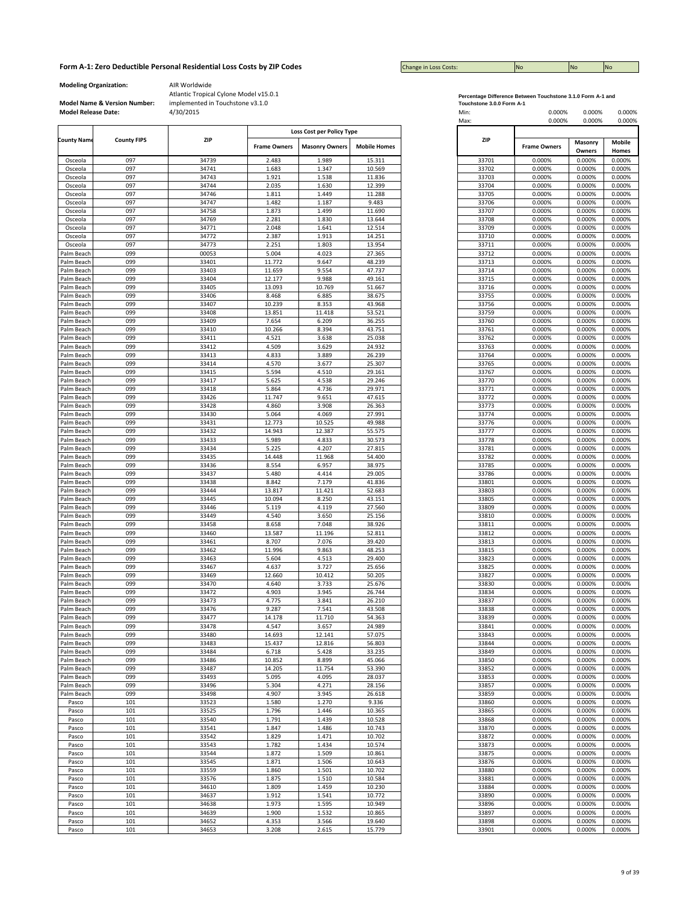## Form A-1: Zero Deductible Personal Residential Loss Costs by ZIP Codes

| Change in Loss Costs: | No | No | No |
|---|---|---|---|

**Modeling Organization:** AIR Worldwide

**Model Name & Version Number:** Atlantic Tropical Cylone Model v15.0.1 implemented in Touchstone v3.1.0

**Model Release Date:** 4/30/2015

| County Name | County FIPS | ZIP | Loss Cost per Policy Type | | |
|---|---|---|---|---|---|
| | | | Frame Owners | Masonry Owners | Mobile Homes |
| Osceola | 097 | 34739 | 2.483 | 1.989 | 15.311 |
| Osceola | 097 | 34741 | 1.683 | 1.347 | 10.569 |
| Osceola | 097 | 34743 | 1.921 | 1.538 | 11.836 |
| Osceola | 097 | 34744 | 2.035 | 1.630 | 12.399 |
| Osceola | 097 | 34746 | 1.811 | 1.449 | 11.288 |
| Osceola | 097 | 34747 | 1.482 | 1.187 | 9.483 |
| Osceola | 097 | 34758 | 1.873 | 1.499 | 11.690 |
| Osceola | 097 | 34769 | 2.281 | 1.830 | 13.644 |
| Osceola | 097 | 34771 | 2.048 | 1.641 | 12.514 |
| Osceola | 097 | 34772 | 2.387 | 1.913 | 14.251 |
| Osceola | 097 | 34773 | 2.251 | 1.803 | 13.954 |
| Palm Beach | 099 | 00053 | 5.004 | 4.023 | 27.365 |
| Palm Beach | 099 | 33401 | 11.772 | 9.647 | 48.239 |
| Palm Beach | 099 | 33403 | 11.659 | 9.554 | 47.737 |
| Palm Beach | 099 | 33404 | 12.177 | 9.988 | 49.161 |
| Palm Beach | 099 | 33405 | 13.093 | 10.769 | 51.667 |
| Palm Beach | 099 | 33406 | 8.468 | 6.885 | 38.675 |
| Palm Beach | 099 | 33407 | 10.239 | 8.353 | 43.968 |
| Palm Beach | 099 | 33408 | 13.851 | 11.418 | 53.521 |
| Palm Beach | 099 | 33409 | 7.654 | 6.209 | 36.255 |
| Palm Beach | 099 | 33410 | 10.266 | 8.394 | 43.751 |
| Palm Beach | 099 | 33411 | 4.521 | 3.638 | 25.038 |
| Palm Beach | 099 | 33412 | 4.509 | 3.629 | 24.932 |
| Palm Beach | 099 | 33413 | 4.833 | 3.889 | 26.239 |
| Palm Beach | 099 | 33414 | 4.570 | 3.677 | 25.307 |
| Palm Beach | 099 | 33415 | 5.594 | 4.510 | 29.161 |
| Palm Beach | 099 | 33417 | 5.625 | 4.538 | 29.246 |
| Palm Beach | 099 | 33418 | 5.864 | 4.736 | 29.971 |
| Palm Beach | 099 | 33426 | 11.747 | 9.651 | 47.615 |
| Palm Beach | 099 | 33428 | 4.860 | 3.908 | 26.363 |
| Palm Beach | 099 | 33430 | 5.064 | 4.069 | 27.991 |
| Palm Beach | 099 | 33431 | 12.773 | 10.525 | 49.988 |
| Palm Beach | 099 | 33432 | 14.943 | 12.387 | 55.575 |
| Palm Beach | 099 | 33433 | 5.989 | 4.833 | 30.573 |
| Palm Beach | 099 | 33434 | 5.225 | 4.207 | 27.815 |
| Palm Beach | 099 | 33435 | 14.448 | 11.968 | 54.400 |
| Palm Beach | 099 | 33436 | 8.554 | 6.957 | 38.975 |
| Palm Beach | 099 | 33437 | 5.480 | 4.414 | 29.005 |
| Palm Beach | 099 | 33438 | 8.842 | 7.179 | 41.836 |
| Palm Beach | 099 | 33444 | 13.817 | 11.421 | 52.683 |
| Palm Beach | 099 | 33445 | 10.094 | 8.250 | 43.151 |
| Palm Beach | 099 | 33446 | 5.119 | 4.119 | 27.560 |
| Palm Beach | 099 | 33449 | 4.540 | 3.650 | 25.156 |
| Palm Beach | 099 | 33458 | 8.658 | 7.048 | 38.926 |
| Palm Beach | 099 | 33460 | 13.587 | 11.196 | 52.811 |
| Palm Beach | 099 | 33461 | 8.707 | 7.076 | 39.420 |
| Palm Beach | 099 | 33462 | 11.996 | 9.863 | 48.253 |
| Palm Beach | 099 | 33463 | 5.604 | 4.513 | 29.400 |
| Palm Beach | 099 | 33467 | 4.637 | 3.727 | 25.656 |
| Palm Beach | 099 | 33469 | 12.660 | 10.412 | 50.205 |
| Palm Beach | 099 | 33470 | 4.640 | 3.733 | 25.676 |
| Palm Beach | 099 | 33472 | 4.903 | 3.945 | 26.744 |
| Palm Beach | 099 | 33473 | 4.775 | 3.841 | 26.210 |
| Palm Beach | 099 | 33476 | 9.287 | 7.541 | 43.508 |
| Palm Beach | 099 | 33477 | 14.178 | 11.710 | 54.363 |
| Palm Beach | 099 | 33478 | 4.547 | 3.657 | 24.989 |
| Palm Beach | 099 | 33480 | 14.693 | 12.141 | 57.075 |
| Palm Beach | 099 | 33483 | 15.437 | 12.816 | 56.803 |
| Palm Beach | 099 | 33484 | 6.718 | 5.428 | 33.235 |
| Palm Beach | 099 | 33486 | 10.852 | 8.899 | 45.066 |
| Palm Beach | 099 | 33487 | 14.205 | 11.754 | 53.390 |
| Palm Beach | 099 | 33493 | 5.095 | 4.095 | 28.037 |
| Palm Beach | 099 | 33496 | 5.304 | 4.271 | 28.156 |
| Palm Beach | 099 | 33498 | 4.907 | 3.945 | 26.618 |
| Pasco | 101 | 33523 | 1.580 | 1.270 | 9.336 |
| Pasco | 101 | 33525 | 1.796 | 1.446 | 10.365 |
| Pasco | 101 | 33540 | 1.791 | 1.439 | 10.528 |
| Pasco | 101 | 33541 | 1.847 | 1.486 | 10.743 |
| Pasco | 101 | 33542 | 1.829 | 1.471 | 10.702 |
| Pasco | 101 | 33543 | 1.782 | 1.434 | 10.574 |
| Pasco | 101 | 33544 | 1.872 | 1.509 | 10.861 |
| Pasco | 101 | 33545 | 1.871 | 1.506 | 10.643 |
| Pasco | 101 | 33559 | 1.860 | 1.501 | 10.702 |
| Pasco | 101 | 33576 | 1.875 | 1.510 | 10.584 |
| Pasco | 101 | 34610 | 1.809 | 1.459 | 10.230 |
| Pasco | 101 | 34637 | 1.912 | 1.541 | 10.772 |
| Pasco | 101 | 34638 | 1.973 | 1.595 | 10.949 |
| Pasco | 101 | 34639 | 1.900 | 1.532 | 10.865 |
| Pasco | 101 | 34652 | 4.353 | 3.566 | 19.640 |
| Pasco | 101 | 34653 | 3.208 | 2.615 | 15.779 |

**Percentage Difference Between Touchstone 3.1.0 Form A-1 and Touchstone 3.0.0 Form A-1**

| | Frame Owners | Masonry Owners | Mobile Homes |
|---|---|---|---|
| Min: | 0.000% | 0.000% | 0.000% |
| Max: | 0.000% | 0.000% | 0.000% |

| ZIP | Frame Owners | Masonry Owners | Mobile Homes |
|---|---|---|---|
| 33701 | 0.000% | 0.000% | 0.000% |
| 33702 | 0.000% | 0.000% | 0.000% |
| 33703 | 0.000% | 0.000% | 0.000% |
| 33704 | 0.000% | 0.000% | 0.000% |
| 33705 | 0.000% | 0.000% | 0.000% |
| 33706 | 0.000% | 0.000% | 0.000% |
| 33707 | 0.000% | 0.000% | 0.000% |
| 33708 | 0.000% | 0.000% | 0.000% |
| 33709 | 0.000% | 0.000% | 0.000% |
| 33710 | 0.000% | 0.000% | 0.000% |
| 33711 | 0.000% | 0.000% | 0.000% |
| 33712 | 0.000% | 0.000% | 0.000% |
| 33713 | 0.000% | 0.000% | 0.000% |
| 33714 | 0.000% | 0.000% | 0.000% |
| 33715 | 0.000% | 0.000% | 0.000% |
| 33716 | 0.000% | 0.000% | 0.000% |
| 33755 | 0.000% | 0.000% | 0.000% |
| 33756 | 0.000% | 0.000% | 0.000% |
| 33759 | 0.000% | 0.000% | 0.000% |
| 33760 | 0.000% | 0.000% | 0.000% |
| 33761 | 0.000% | 0.000% | 0.000% |
| 33762 | 0.000% | 0.000% | 0.000% |
| 33763 | 0.000% | 0.000% | 0.000% |
| 33764 | 0.000% | 0.000% | 0.000% |
| 33765 | 0.000% | 0.000% | 0.000% |
| 33767 | 0.000% | 0.000% | 0.000% |
| 33770 | 0.000% | 0.000% | 0.000% |
| 33771 | 0.000% | 0.000% | 0.000% |
| 33772 | 0.000% | 0.000% | 0.000% |
| 33773 | 0.000% | 0.000% | 0.000% |
| 33774 | 0.000% | 0.000% | 0.000% |
| 33776 | 0.000% | 0.000% | 0.000% |
| 33777 | 0.000% | 0.000% | 0.000% |
| 33778 | 0.000% | 0.000% | 0.000% |
| 33781 | 0.000% | 0.000% | 0.000% |
| 33782 | 0.000% | 0.000% | 0.000% |
| 33785 | 0.000% | 0.000% | 0.000% |
| 33786 | 0.000% | 0.000% | 0.000% |
| 33801 | 0.000% | 0.000% | 0.000% |
| 33803 | 0.000% | 0.000% | 0.000% |
| 33805 | 0.000% | 0.000% | 0.000% |
| 33809 | 0.000% | 0.000% | 0.000% |
| 33810 | 0.000% | 0.000% | 0.000% |
| 33811 | 0.000% | 0.000% | 0.000% |
| 33812 | 0.000% | 0.000% | 0.000% |
| 33813 | 0.000% | 0.000% | 0.000% |
| 33815 | 0.000% | 0.000% | 0.000% |
| 33823 | 0.000% | 0.000% | 0.000% |
| 33825 | 0.000% | 0.000% | 0.000% |
| 33827 | 0.000% | 0.000% | 0.000% |
| 33830 | 0.000% | 0.000% | 0.000% |
| 33834 | 0.000% | 0.000% | 0.000% |
| 33837 | 0.000% | 0.000% | 0.000% |
| 33838 | 0.000% | 0.000% | 0.000% |
| 33839 | 0.000% | 0.000% | 0.000% |
| 33841 | 0.000% | 0.000% | 0.000% |
| 33843 | 0.000% | 0.000% | 0.000% |
| 33844 | 0.000% | 0.000% | 0.000% |
| 33849 | 0.000% | 0.000% | 0.000% |
| 33850 | 0.000% | 0.000% | 0.000% |
| 33852 | 0.000% | 0.000% | 0.000% |
| 33853 | 0.000% | 0.000% | 0.000% |
| 33857 | 0.000% | 0.000% | 0.000% |
| 33859 | 0.000% | 0.000% | 0.000% |
| 33860 | 0.000% | 0.000% | 0.000% |
| 33865 | 0.000% | 0.000% | 0.000% |
| 33868 | 0.000% | 0.000% | 0.000% |
| 33870 | 0.000% | 0.000% | 0.000% |
| 33872 | 0.000% | 0.000% | 0.000% |
| 33873 | 0.000% | 0.000% | 0.000% |
| 33875 | 0.000% | 0.000% | 0.000% |
| 33876 | 0.000% | 0.000% | 0.000% |
| 33880 | 0.000% | 0.000% | 0.000% |
| 33881 | 0.000% | 0.000% | 0.000% |
| 33884 | 0.000% | 0.000% | 0.000% |
| 33890 | 0.000% | 0.000% | 0.000% |
| 33896 | 0.000% | 0.000% | 0.000% |
| 33897 | 0.000% | 0.000% | 0.000% |
| 33898 | 0.000% | 0.000% | 0.000% |
| 33901 | 0.000% | 0.000% | 0.000% |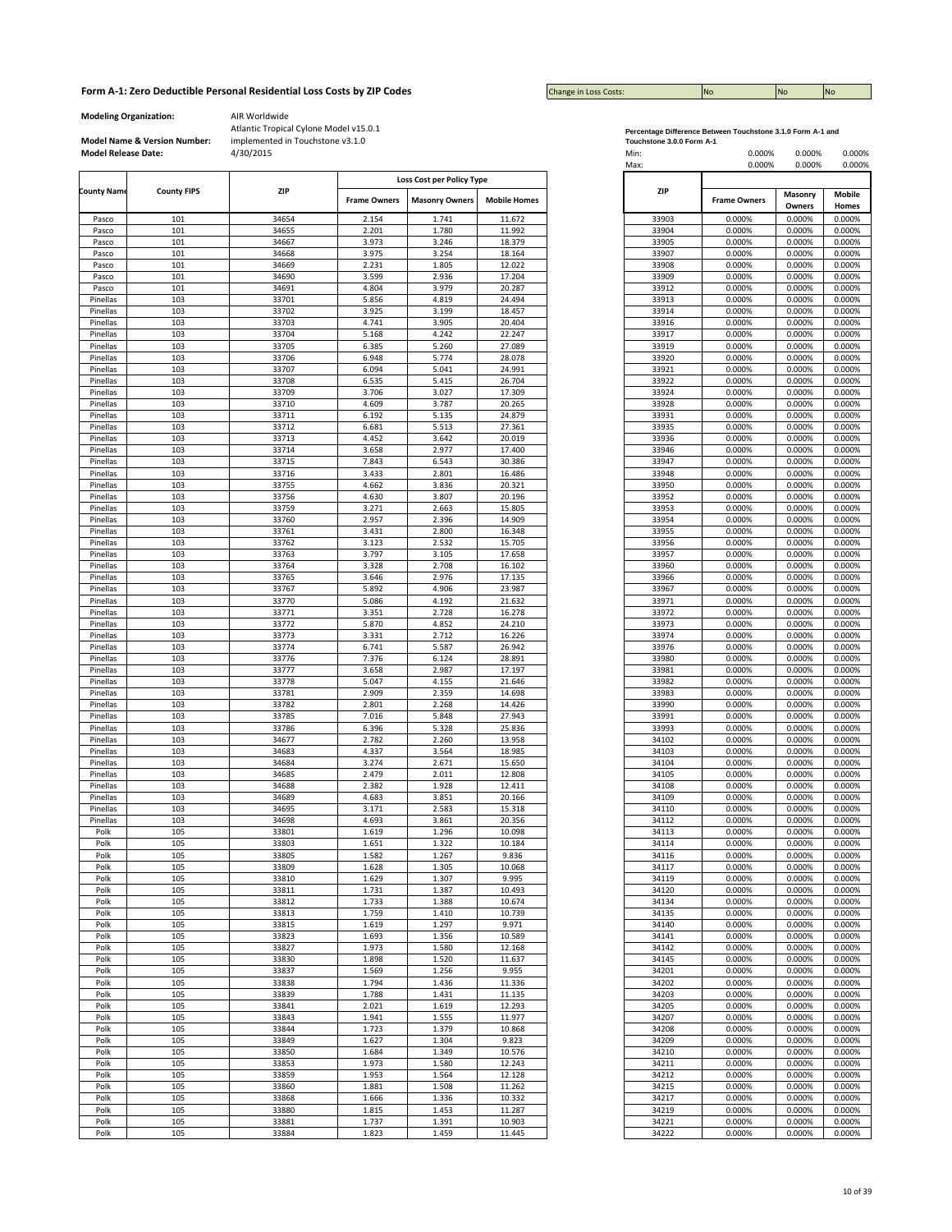# Form A-1: Zero Deductible Personal Residential Loss Costs by ZIP Codes

| Change in Loss Costs: | No | No | No |
|---|---|---|---|

**Modeling Organization:** AIR Worldwide

**Model Name & Version Number:** Atlantic Tropical Cylone Model v15.0.1 implemented in Touchstone v3.1.0

**Model Release Date:** 4/30/2015

| County Name | County FIPS | ZIP | Loss Cost per Policy Type | | |
|---|---|---|---|---|---|
| | | | Frame Owners | Masonry Owners | Mobile Homes |
| Pasco | 101 | 34654 | 2.154 | 1.741 | 11.672 |
| Pasco | 101 | 34655 | 2.201 | 1.780 | 11.992 |
| Pasco | 101 | 34667 | 3.973 | 3.246 | 18.379 |
| Pasco | 101 | 34668 | 3.975 | 3.254 | 18.164 |
| Pasco | 101 | 34669 | 2.231 | 1.805 | 12.022 |
| Pasco | 101 | 34690 | 3.599 | 2.936 | 17.204 |
| Pasco | 101 | 34691 | 4.804 | 3.979 | 20.287 |
| Pinellas | 103 | 33701 | 5.856 | 4.819 | 24.494 |
| Pinellas | 103 | 33702 | 3.925 | 3.199 | 18.457 |
| Pinellas | 103 | 33703 | 4.741 | 3.905 | 20.404 |
| Pinellas | 103 | 33704 | 5.168 | 4.242 | 22.247 |
| Pinellas | 103 | 33705 | 6.385 | 5.260 | 27.089 |
| Pinellas | 103 | 33706 | 6.948 | 5.774 | 28.078 |
| Pinellas | 103 | 33707 | 6.094 | 5.041 | 24.991 |
| Pinellas | 103 | 33708 | 6.535 | 5.415 | 26.704 |
| Pinellas | 103 | 33709 | 3.706 | 3.027 | 17.309 |
| Pinellas | 103 | 33710 | 4.609 | 3.787 | 20.265 |
| Pinellas | 103 | 33711 | 6.192 | 5.135 | 24.879 |
| Pinellas | 103 | 33712 | 6.681 | 5.513 | 27.361 |
| Pinellas | 103 | 33713 | 4.452 | 3.642 | 20.019 |
| Pinellas | 103 | 33714 | 3.658 | 2.977 | 17.400 |
| Pinellas | 103 | 33715 | 7.843 | 6.543 | 30.386 |
| Pinellas | 103 | 33716 | 3.433 | 2.801 | 16.486 |
| Pinellas | 103 | 33755 | 4.662 | 3.836 | 20.321 |
| Pinellas | 103 | 33756 | 4.630 | 3.807 | 20.196 |
| Pinellas | 103 | 33759 | 3.271 | 2.663 | 15.805 |
| Pinellas | 103 | 33760 | 2.957 | 2.396 | 14.909 |
| Pinellas | 103 | 33761 | 3.431 | 2.800 | 16.348 |
| Pinellas | 103 | 33762 | 3.123 | 2.532 | 15.705 |
| Pinellas | 103 | 33763 | 3.797 | 3.105 | 17.658 |
| Pinellas | 103 | 33764 | 3.328 | 2.708 | 16.102 |
| Pinellas | 103 | 33765 | 3.646 | 2.976 | 17.135 |
| Pinellas | 103 | 33767 | 5.892 | 4.906 | 23.987 |
| Pinellas | 103 | 33770 | 5.086 | 4.192 | 21.632 |
| Pinellas | 103 | 33771 | 3.351 | 2.728 | 16.278 |
| Pinellas | 103 | 33772 | 5.870 | 4.852 | 24.210 |
| Pinellas | 103 | 33773 | 3.331 | 2.712 | 16.226 |
| Pinellas | 103 | 33774 | 6.741 | 5.587 | 26.942 |
| Pinellas | 103 | 33776 | 7.376 | 6.124 | 28.891 |
| Pinellas | 103 | 33777 | 3.658 | 2.987 | 17.197 |
| Pinellas | 103 | 33778 | 5.047 | 4.155 | 21.646 |
| Pinellas | 103 | 33781 | 2.909 | 2.359 | 14.698 |
| Pinellas | 103 | 33782 | 2.801 | 2.268 | 14.426 |
| Pinellas | 103 | 33785 | 7.016 | 5.848 | 27.943 |
| Pinellas | 103 | 33786 | 6.396 | 5.328 | 25.836 |
| Pinellas | 103 | 34677 | 2.782 | 2.260 | 13.958 |
| Pinellas | 103 | 34683 | 4.337 | 3.564 | 18.985 |
| Pinellas | 103 | 34684 | 3.274 | 2.671 | 15.650 |
| Pinellas | 103 | 34685 | 2.479 | 2.011 | 12.808 |
| Pinellas | 103 | 34688 | 2.382 | 1.928 | 12.411 |
| Pinellas | 103 | 34689 | 4.683 | 3.851 | 20.166 |
| Pinellas | 103 | 34695 | 3.171 | 2.583 | 15.318 |
| Pinellas | 103 | 34698 | 4.693 | 3.861 | 20.356 |
| Polk | 105 | 33801 | 1.619 | 1.296 | 10.098 |
| Polk | 105 | 33803 | 1.651 | 1.322 | 10.184 |
| Polk | 105 | 33805 | 1.582 | 1.267 | 9.836 |
| Polk | 105 | 33809 | 1.628 | 1.305 | 10.068 |
| Polk | 105 | 33810 | 1.629 | 1.307 | 9.995 |
| Polk | 105 | 33811 | 1.731 | 1.387 | 10.493 |
| Polk | 105 | 33812 | 1.733 | 1.388 | 10.674 |
| Polk | 105 | 33813 | 1.759 | 1.410 | 10.739 |
| Polk | 105 | 33815 | 1.619 | 1.297 | 9.971 |
| Polk | 105 | 33823 | 1.693 | 1.356 | 10.589 |
| Polk | 105 | 33827 | 1.973 | 1.580 | 12.168 |
| Polk | 105 | 33830 | 1.898 | 1.520 | 11.637 |
| Polk | 105 | 33837 | 1.569 | 1.256 | 9.955 |
| Polk | 105 | 33838 | 1.794 | 1.436 | 11.336 |
| Polk | 105 | 33839 | 1.788 | 1.431 | 11.135 |
| Polk | 105 | 33841 | 2.021 | 1.619 | 12.293 |
| Polk | 105 | 33843 | 1.941 | 1.555 | 11.977 |
| Polk | 105 | 33844 | 1.723 | 1.379 | 10.868 |
| Polk | 105 | 33849 | 1.627 | 1.304 | 9.823 |
| Polk | 105 | 33850 | 1.684 | 1.349 | 10.576 |
| Polk | 105 | 33853 | 1.973 | 1.580 | 12.243 |
| Polk | 105 | 33859 | 1.953 | 1.564 | 12.128 |
| Polk | 105 | 33860 | 1.881 | 1.508 | 11.262 |
| Polk | 105 | 33868 | 1.666 | 1.336 | 10.332 |
| Polk | 105 | 33880 | 1.815 | 1.453 | 11.287 |
| Polk | 105 | 33881 | 1.737 | 1.391 | 10.903 |
| Polk | 105 | 33884 | 1.823 | 1.459 | 11.445 |

**Percentage Difference Between Touchstone 3.1.0 Form A-1 and Touchstone 3.0.0 Form A-1**

| | Frame Owners | Masonry Owners | Mobile Homes |
|---|---|---|---|
| Min: | 0.000% | 0.000% | 0.000% |
| Max: | 0.000% | 0.000% | 0.000% |

| ZIP | Frame Owners | Masonry Owners | Mobile Homes |
|---|---|---|---|
| 33903 | 0.000% | 0.000% | 0.000% |
| 33904 | 0.000% | 0.000% | 0.000% |
| 33905 | 0.000% | 0.000% | 0.000% |
| 33907 | 0.000% | 0.000% | 0.000% |
| 33908 | 0.000% | 0.000% | 0.000% |
| 33909 | 0.000% | 0.000% | 0.000% |
| 33912 | 0.000% | 0.000% | 0.000% |
| 33913 | 0.000% | 0.000% | 0.000% |
| 33914 | 0.000% | 0.000% | 0.000% |
| 33916 | 0.000% | 0.000% | 0.000% |
| 33917 | 0.000% | 0.000% | 0.000% |
| 33919 | 0.000% | 0.000% | 0.000% |
| 33920 | 0.000% | 0.000% | 0.000% |
| 33921 | 0.000% | 0.000% | 0.000% |
| 33922 | 0.000% | 0.000% | 0.000% |
| 33924 | 0.000% | 0.000% | 0.000% |
| 33928 | 0.000% | 0.000% | 0.000% |
| 33931 | 0.000% | 0.000% | 0.000% |
| 33935 | 0.000% | 0.000% | 0.000% |
| 33936 | 0.000% | 0.000% | 0.000% |
| 33946 | 0.000% | 0.000% | 0.000% |
| 33947 | 0.000% | 0.000% | 0.000% |
| 33948 | 0.000% | 0.000% | 0.000% |
| 33950 | 0.000% | 0.000% | 0.000% |
| 33952 | 0.000% | 0.000% | 0.000% |
| 33953 | 0.000% | 0.000% | 0.000% |
| 33954 | 0.000% | 0.000% | 0.000% |
| 33955 | 0.000% | 0.000% | 0.000% |
| 33956 | 0.000% | 0.000% | 0.000% |
| 33957 | 0.000% | 0.000% | 0.000% |
| 33960 | 0.000% | 0.000% | 0.000% |
| 33966 | 0.000% | 0.000% | 0.000% |
| 33967 | 0.000% | 0.000% | 0.000% |
| 33971 | 0.000% | 0.000% | 0.000% |
| 33972 | 0.000% | 0.000% | 0.000% |
| 33973 | 0.000% | 0.000% | 0.000% |
| 33974 | 0.000% | 0.000% | 0.000% |
| 33976 | 0.000% | 0.000% | 0.000% |
| 33980 | 0.000% | 0.000% | 0.000% |
| 33981 | 0.000% | 0.000% | 0.000% |
| 33982 | 0.000% | 0.000% | 0.000% |
| 33983 | 0.000% | 0.000% | 0.000% |
| 33990 | 0.000% | 0.000% | 0.000% |
| 33991 | 0.000% | 0.000% | 0.000% |
| 33993 | 0.000% | 0.000% | 0.000% |
| 34102 | 0.000% | 0.000% | 0.000% |
| 34103 | 0.000% | 0.000% | 0.000% |
| 34104 | 0.000% | 0.000% | 0.000% |
| 34105 | 0.000% | 0.000% | 0.000% |
| 34108 | 0.000% | 0.000% | 0.000% |
| 34109 | 0.000% | 0.000% | 0.000% |
| 34110 | 0.000% | 0.000% | 0.000% |
| 34112 | 0.000% | 0.000% | 0.000% |
| 34113 | 0.000% | 0.000% | 0.000% |
| 34114 | 0.000% | 0.000% | 0.000% |
| 34116 | 0.000% | 0.000% | 0.000% |
| 34117 | 0.000% | 0.000% | 0.000% |
| 34119 | 0.000% | 0.000% | 0.000% |
| 34120 | 0.000% | 0.000% | 0.000% |
| 34134 | 0.000% | 0.000% | 0.000% |
| 34135 | 0.000% | 0.000% | 0.000% |
| 34140 | 0.000% | 0.000% | 0.000% |
| 34141 | 0.000% | 0.000% | 0.000% |
| 34142 | 0.000% | 0.000% | 0.000% |
| 34145 | 0.000% | 0.000% | 0.000% |
| 34201 | 0.000% | 0.000% | 0.000% |
| 34202 | 0.000% | 0.000% | 0.000% |
| 34203 | 0.000% | 0.000% | 0.000% |
| 34205 | 0.000% | 0.000% | 0.000% |
| 34207 | 0.000% | 0.000% | 0.000% |
| 34208 | 0.000% | 0.000% | 0.000% |
| 34209 | 0.000% | 0.000% | 0.000% |
| 34210 | 0.000% | 0.000% | 0.000% |
| 34211 | 0.000% | 0.000% | 0.000% |
| 34212 | 0.000% | 0.000% | 0.000% |
| 34215 | 0.000% | 0.000% | 0.000% |
| 34217 | 0.000% | 0.000% | 0.000% |
| 34219 | 0.000% | 0.000% | 0.000% |
| 34221 | 0.000% | 0.000% | 0.000% |
| 34222 | 0.000% | 0.000% | 0.000% |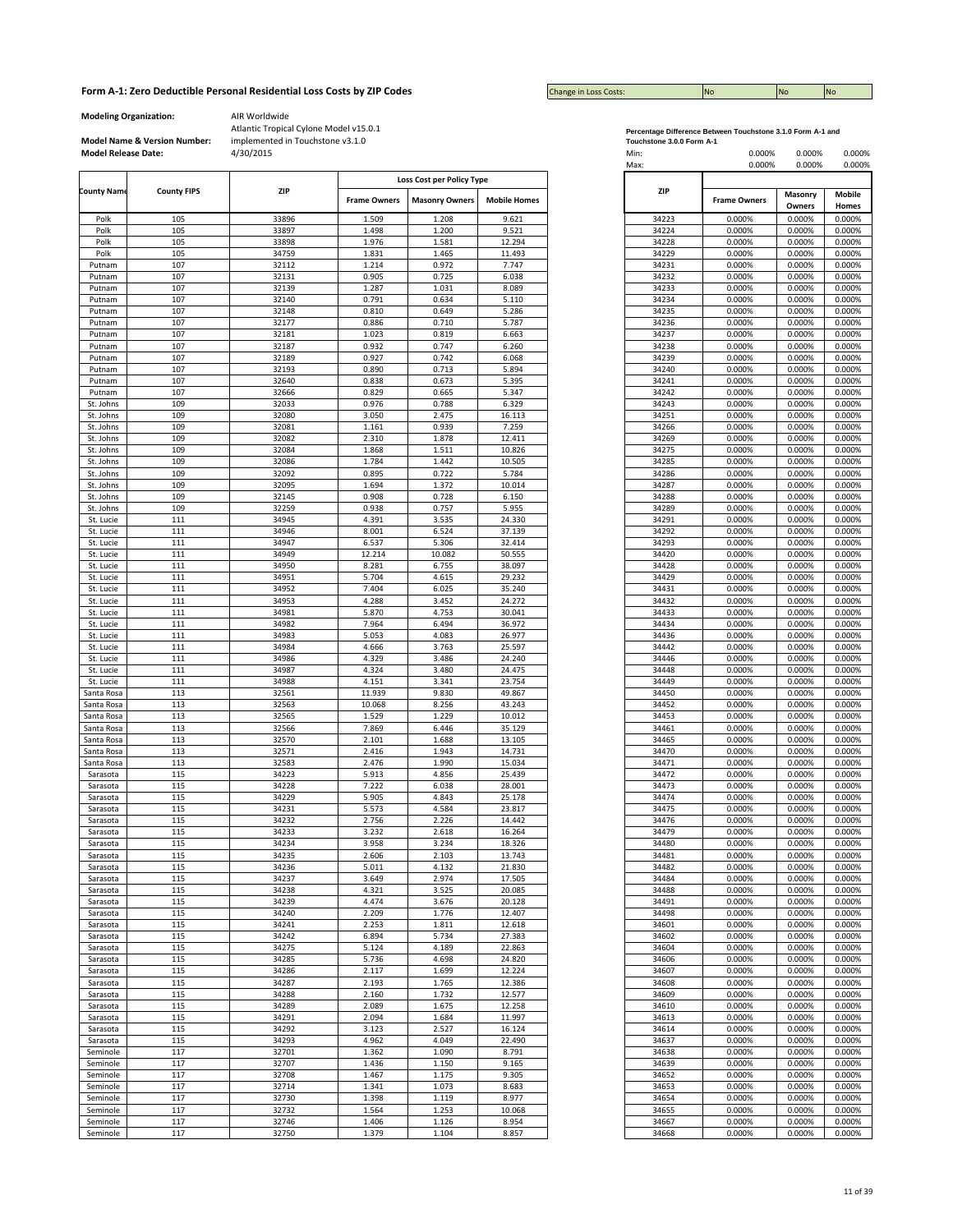# Form A-1: Zero Deductible Personal Residential Loss Costs by ZIP Codes

| Change in Loss Costs: | No | No | No |
|---|---|---|---|

**Modeling Organization:** AIR Worldwide

**Model Name & Version Number:** Atlantic Tropical Cylone Model v15.0.1 implemented in Touchstone v3.1.0

**Model Release Date:** 4/30/2015

| County Name | County FIPS | ZIP | Loss Cost per Policy Type | | |
|---|---|---|---|---|---|
| | | | Frame Owners | Masonry Owners | Mobile Homes |
| Polk | 105 | 33896 | 1.509 | 1.208 | 9.621 |
| Polk | 105 | 33897 | 1.498 | 1.200 | 9.521 |
| Polk | 105 | 33898 | 1.976 | 1.581 | 12.294 |
| Polk | 105 | 34759 | 1.831 | 1.465 | 11.493 |
| Putnam | 107 | 32112 | 1.214 | 0.972 | 7.747 |
| Putnam | 107 | 32131 | 0.905 | 0.725 | 6.038 |
| Putnam | 107 | 32139 | 1.287 | 1.031 | 8.089 |
| Putnam | 107 | 32140 | 0.791 | 0.634 | 5.110 |
| Putnam | 107 | 32148 | 0.810 | 0.649 | 5.286 |
| Putnam | 107 | 32177 | 0.886 | 0.710 | 5.787 |
| Putnam | 107 | 32181 | 1.023 | 0.819 | 6.663 |
| Putnam | 107 | 32187 | 0.932 | 0.747 | 6.260 |
| Putnam | 107 | 32189 | 0.927 | 0.742 | 6.068 |
| Putnam | 107 | 32193 | 0.890 | 0.713 | 5.894 |
| Putnam | 107 | 32640 | 0.838 | 0.673 | 5.395 |
| Putnam | 107 | 32666 | 0.829 | 0.665 | 5.347 |
| St. Johns | 109 | 32033 | 0.976 | 0.788 | 6.329 |
| St. Johns | 109 | 32080 | 3.050 | 2.475 | 16.113 |
| St. Johns | 109 | 32081 | 1.161 | 0.939 | 7.259 |
| St. Johns | 109 | 32082 | 2.310 | 1.878 | 12.411 |
| St. Johns | 109 | 32084 | 1.868 | 1.511 | 10.826 |
| St. Johns | 109 | 32086 | 1.784 | 1.442 | 10.505 |
| St. Johns | 109 | 32092 | 0.895 | 0.722 | 5.784 |
| St. Johns | 109 | 32095 | 1.694 | 1.372 | 10.014 |
| St. Johns | 109 | 32145 | 0.908 | 0.728 | 6.150 |
| St. Johns | 109 | 32259 | 0.938 | 0.757 | 5.955 |
| St. Lucie | 111 | 34945 | 4.391 | 3.535 | 24.330 |
| St. Lucie | 111 | 34946 | 8.001 | 6.524 | 37.139 |
| St. Lucie | 111 | 34947 | 6.537 | 5.306 | 32.414 |
| St. Lucie | 111 | 34949 | 12.214 | 10.082 | 50.555 |
| St. Lucie | 111 | 34950 | 8.281 | 6.755 | 38.097 |
| St. Lucie | 111 | 34951 | 5.704 | 4.615 | 29.232 |
| St. Lucie | 111 | 34952 | 7.404 | 6.025 | 35.240 |
| St. Lucie | 111 | 34953 | 4.288 | 3.452 | 24.272 |
| St. Lucie | 111 | 34981 | 5.870 | 4.753 | 30.041 |
| St. Lucie | 111 | 34982 | 7.964 | 6.494 | 36.972 |
| St. Lucie | 111 | 34983 | 5.053 | 4.083 | 26.977 |
| St. Lucie | 111 | 34984 | 4.666 | 3.763 | 25.597 |
| St. Lucie | 111 | 34986 | 4.329 | 3.486 | 24.240 |
| St. Lucie | 111 | 34987 | 4.324 | 3.480 | 24.475 |
| St. Lucie | 111 | 34988 | 4.151 | 3.341 | 23.754 |
| Santa Rosa | 113 | 32561 | 11.939 | 9.830 | 49.867 |
| Santa Rosa | 113 | 32563 | 10.068 | 8.256 | 43.243 |
| Santa Rosa | 113 | 32565 | 1.529 | 1.229 | 10.012 |
| Santa Rosa | 113 | 32566 | 7.869 | 6.446 | 35.129 |
| Santa Rosa | 113 | 32570 | 2.101 | 1.688 | 13.105 |
| Santa Rosa | 113 | 32571 | 2.416 | 1.943 | 14.731 |
| Santa Rosa | 113 | 32583 | 2.476 | 1.990 | 15.034 |
| Sarasota | 115 | 34223 | 5.913 | 4.856 | 25.439 |
| Sarasota | 115 | 34228 | 7.222 | 6.038 | 28.001 |
| Sarasota | 115 | 34229 | 5.905 | 4.843 | 25.178 |
| Sarasota | 115 | 34231 | 5.573 | 4.584 | 23.817 |
| Sarasota | 115 | 34232 | 2.756 | 2.226 | 14.442 |
| Sarasota | 115 | 34233 | 3.232 | 2.618 | 16.264 |
| Sarasota | 115 | 34234 | 3.958 | 3.234 | 18.326 |
| Sarasota | 115 | 34235 | 2.606 | 2.103 | 13.743 |
| Sarasota | 115 | 34236 | 5.011 | 4.132 | 21.830 |
| Sarasota | 115 | 34237 | 3.649 | 2.974 | 17.505 |
| Sarasota | 115 | 34238 | 4.321 | 3.525 | 20.085 |
| Sarasota | 115 | 34239 | 4.474 | 3.676 | 20.128 |
| Sarasota | 115 | 34240 | 2.209 | 1.776 | 12.407 |
| Sarasota | 115 | 34241 | 2.253 | 1.811 | 12.618 |
| Sarasota | 115 | 34242 | 6.894 | 5.734 | 27.383 |
| Sarasota | 115 | 34275 | 5.124 | 4.189 | 22.863 |
| Sarasota | 115 | 34285 | 5.736 | 4.698 | 24.820 |
| Sarasota | 115 | 34286 | 2.117 | 1.699 | 12.224 |
| Sarasota | 115 | 34287 | 2.193 | 1.765 | 12.386 |
| Sarasota | 115 | 34288 | 2.160 | 1.732 | 12.577 |
| Sarasota | 115 | 34289 | 2.089 | 1.675 | 12.258 |
| Sarasota | 115 | 34291 | 2.094 | 1.684 | 11.997 |
| Sarasota | 115 | 34292 | 3.123 | 2.527 | 16.124 |
| Sarasota | 115 | 34293 | 4.962 | 4.049 | 22.490 |
| Seminole | 117 | 32701 | 1.362 | 1.090 | 8.791 |
| Seminole | 117 | 32707 | 1.436 | 1.150 | 9.165 |
| Seminole | 117 | 32708 | 1.467 | 1.175 | 9.305 |
| Seminole | 117 | 32714 | 1.341 | 1.073 | 8.683 |
| Seminole | 117 | 32730 | 1.398 | 1.119 | 8.977 |
| Seminole | 117 | 32732 | 1.564 | 1.253 | 10.068 |
| Seminole | 117 | 32746 | 1.406 | 1.126 | 8.954 |
| Seminole | 117 | 32750 | 1.379 | 1.104 | 8.857 |

**Percentage Difference Between Touchstone 3.1.0 Form A-1 and Touchstone 3.0.0 Form A-1**

| | Frame Owners | Masonry Owners | Mobile Homes |
|---|---|---|---|
| Min: | 0.000% | 0.000% | 0.000% |
| Max: | 0.000% | 0.000% | 0.000% |

| ZIP | Frame Owners | Masonry Owners | Mobile Homes |
|---|---|---|---|
| 34223 | 0.000% | 0.000% | 0.000% |
| 34224 | 0.000% | 0.000% | 0.000% |
| 34228 | 0.000% | 0.000% | 0.000% |
| 34229 | 0.000% | 0.000% | 0.000% |
| 34231 | 0.000% | 0.000% | 0.000% |
| 34232 | 0.000% | 0.000% | 0.000% |
| 34233 | 0.000% | 0.000% | 0.000% |
| 34234 | 0.000% | 0.000% | 0.000% |
| 34235 | 0.000% | 0.000% | 0.000% |
| 34236 | 0.000% | 0.000% | 0.000% |
| 34237 | 0.000% | 0.000% | 0.000% |
| 34238 | 0.000% | 0.000% | 0.000% |
| 34239 | 0.000% | 0.000% | 0.000% |
| 34240 | 0.000% | 0.000% | 0.000% |
| 34241 | 0.000% | 0.000% | 0.000% |
| 34242 | 0.000% | 0.000% | 0.000% |
| 34243 | 0.000% | 0.000% | 0.000% |
| 34251 | 0.000% | 0.000% | 0.000% |
| 34266 | 0.000% | 0.000% | 0.000% |
| 34269 | 0.000% | 0.000% | 0.000% |
| 34275 | 0.000% | 0.000% | 0.000% |
| 34285 | 0.000% | 0.000% | 0.000% |
| 34286 | 0.000% | 0.000% | 0.000% |
| 34287 | 0.000% | 0.000% | 0.000% |
| 34288 | 0.000% | 0.000% | 0.000% |
| 34289 | 0.000% | 0.000% | 0.000% |
| 34291 | 0.000% | 0.000% | 0.000% |
| 34292 | 0.000% | 0.000% | 0.000% |
| 34293 | 0.000% | 0.000% | 0.000% |
| 34420 | 0.000% | 0.000% | 0.000% |
| 34428 | 0.000% | 0.000% | 0.000% |
| 34429 | 0.000% | 0.000% | 0.000% |
| 34431 | 0.000% | 0.000% | 0.000% |
| 34432 | 0.000% | 0.000% | 0.000% |
| 34433 | 0.000% | 0.000% | 0.000% |
| 34434 | 0.000% | 0.000% | 0.000% |
| 34436 | 0.000% | 0.000% | 0.000% |
| 34442 | 0.000% | 0.000% | 0.000% |
| 34446 | 0.000% | 0.000% | 0.000% |
| 34448 | 0.000% | 0.000% | 0.000% |
| 34449 | 0.000% | 0.000% | 0.000% |
| 34450 | 0.000% | 0.000% | 0.000% |
| 34452 | 0.000% | 0.000% | 0.000% |
| 34453 | 0.000% | 0.000% | 0.000% |
| 34461 | 0.000% | 0.000% | 0.000% |
| 34465 | 0.000% | 0.000% | 0.000% |
| 34470 | 0.000% | 0.000% | 0.000% |
| 34471 | 0.000% | 0.000% | 0.000% |
| 34472 | 0.000% | 0.000% | 0.000% |
| 34473 | 0.000% | 0.000% | 0.000% |
| 34474 | 0.000% | 0.000% | 0.000% |
| 34475 | 0.000% | 0.000% | 0.000% |
| 34476 | 0.000% | 0.000% | 0.000% |
| 34479 | 0.000% | 0.000% | 0.000% |
| 34480 | 0.000% | 0.000% | 0.000% |
| 34481 | 0.000% | 0.000% | 0.000% |
| 34482 | 0.000% | 0.000% | 0.000% |
| 34484 | 0.000% | 0.000% | 0.000% |
| 34488 | 0.000% | 0.000% | 0.000% |
| 34491 | 0.000% | 0.000% | 0.000% |
| 34498 | 0.000% | 0.000% | 0.000% |
| 34601 | 0.000% | 0.000% | 0.000% |
| 34602 | 0.000% | 0.000% | 0.000% |
| 34604 | 0.000% | 0.000% | 0.000% |
| 34606 | 0.000% | 0.000% | 0.000% |
| 34607 | 0.000% | 0.000% | 0.000% |
| 34608 | 0.000% | 0.000% | 0.000% |
| 34609 | 0.000% | 0.000% | 0.000% |
| 34610 | 0.000% | 0.000% | 0.000% |
| 34613 | 0.000% | 0.000% | 0.000% |
| 34614 | 0.000% | 0.000% | 0.000% |
| 34637 | 0.000% | 0.000% | 0.000% |
| 34638 | 0.000% | 0.000% | 0.000% |
| 34639 | 0.000% | 0.000% | 0.000% |
| 34652 | 0.000% | 0.000% | 0.000% |
| 34653 | 0.000% | 0.000% | 0.000% |
| 34654 | 0.000% | 0.000% | 0.000% |
| 34655 | 0.000% | 0.000% | 0.000% |
| 34667 | 0.000% | 0.000% | 0.000% |
| 34668 | 0.000% | 0.000% | 0.000% |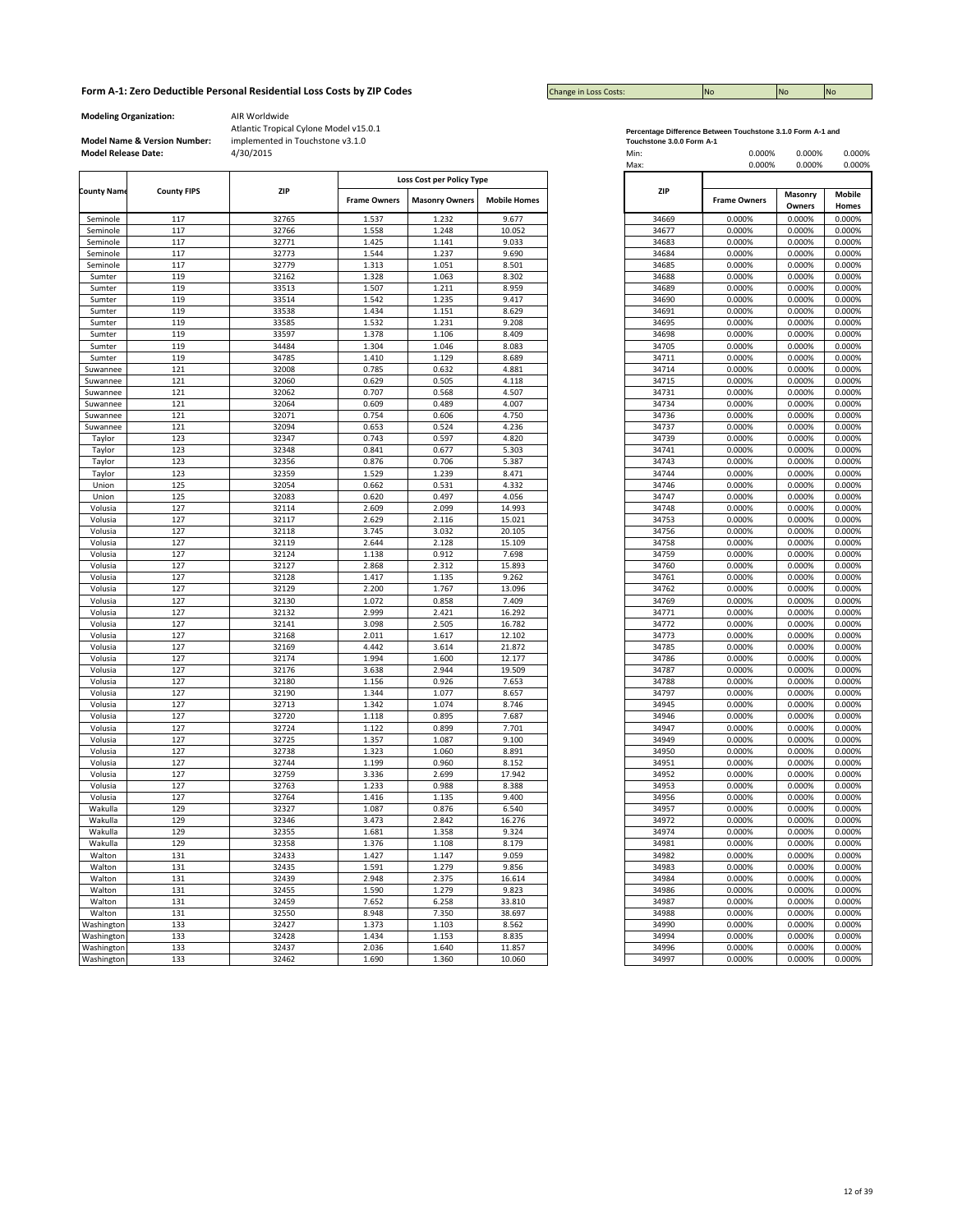## Form A-1: Zero Deductible Personal Residential Loss Costs by ZIP Codes

Change in Loss Costs: No | No | No

**Modeling Organization:** AIR Worldwide

**Model Name & Version Number:** Atlantic Tropical Cylone Model v15.0.1 implemented in Touchstone v3.1.0

**Model Release Date:** 4/30/2015

| County Name | County FIPS | ZIP | Loss Cost per Policy Type | | |
|---|---|---|---|---|---|
| | | | Frame Owners | Masonry Owners | Mobile Homes |
| Seminole | 117 | 32765 | 1.537 | 1.232 | 9.677 |
| Seminole | 117 | 32766 | 1.558 | 1.248 | 10.052 |
| Seminole | 117 | 32771 | 1.425 | 1.141 | 9.033 |
| Seminole | 117 | 32773 | 1.544 | 1.237 | 9.690 |
| Seminole | 117 | 32779 | 1.313 | 1.051 | 8.501 |
| Sumter | 119 | 32162 | 1.328 | 1.063 | 8.302 |
| Sumter | 119 | 33513 | 1.507 | 1.211 | 8.959 |
| Sumter | 119 | 33514 | 1.542 | 1.235 | 9.417 |
| Sumter | 119 | 33538 | 1.434 | 1.151 | 8.629 |
| Sumter | 119 | 33585 | 1.532 | 1.231 | 9.208 |
| Sumter | 119 | 33597 | 1.378 | 1.106 | 8.409 |
| Sumter | 119 | 34484 | 1.304 | 1.046 | 8.083 |
| Sumter | 119 | 34785 | 1.410 | 1.129 | 8.689 |
| Suwannee | 121 | 32008 | 0.785 | 0.632 | 4.881 |
| Suwannee | 121 | 32060 | 0.629 | 0.505 | 4.118 |
| Suwannee | 121 | 32062 | 0.707 | 0.568 | 4.507 |
| Suwannee | 121 | 32064 | 0.609 | 0.489 | 4.007 |
| Suwannee | 121 | 32071 | 0.754 | 0.606 | 4.750 |
| Suwannee | 121 | 32094 | 0.653 | 0.524 | 4.236 |
| Taylor | 123 | 32347 | 0.743 | 0.597 | 4.820 |
| Taylor | 123 | 32348 | 0.841 | 0.677 | 5.303 |
| Taylor | 123 | 32356 | 0.876 | 0.706 | 5.387 |
| Taylor | 123 | 32359 | 1.529 | 1.239 | 8.471 |
| Union | 125 | 32054 | 0.662 | 0.531 | 4.332 |
| Union | 125 | 32083 | 0.620 | 0.497 | 4.056 |
| Volusia | 127 | 32114 | 2.609 | 2.099 | 14.993 |
| Volusia | 127 | 32117 | 2.629 | 2.116 | 15.021 |
| Volusia | 127 | 32118 | 3.745 | 3.032 | 20.105 |
| Volusia | 127 | 32119 | 2.644 | 2.128 | 15.109 |
| Volusia | 127 | 32124 | 1.138 | 0.912 | 7.698 |
| Volusia | 127 | 32127 | 2.868 | 2.312 | 15.893 |
| Volusia | 127 | 32128 | 1.417 | 1.135 | 9.262 |
| Volusia | 127 | 32129 | 2.200 | 1.767 | 13.096 |
| Volusia | 127 | 32130 | 1.072 | 0.858 | 7.409 |
| Volusia | 127 | 32132 | 2.999 | 2.421 | 16.292 |
| Volusia | 127 | 32141 | 3.098 | 2.505 | 16.782 |
| Volusia | 127 | 32168 | 2.011 | 1.617 | 12.102 |
| Volusia | 127 | 32169 | 4.442 | 3.614 | 21.872 |
| Volusia | 127 | 32174 | 1.994 | 1.600 | 12.177 |
| Volusia | 127 | 32176 | 3.638 | 2.944 | 19.509 |
| Volusia | 127 | 32180 | 1.156 | 0.926 | 7.653 |
| Volusia | 127 | 32190 | 1.344 | 1.077 | 8.657 |
| Volusia | 127 | 32713 | 1.342 | 1.074 | 8.746 |
| Volusia | 127 | 32720 | 1.118 | 0.895 | 7.687 |
| Volusia | 127 | 32724 | 1.122 | 0.899 | 7.701 |
| Volusia | 127 | 32725 | 1.357 | 1.087 | 9.100 |
| Volusia | 127 | 32738 | 1.323 | 1.060 | 8.891 |
| Volusia | 127 | 32744 | 1.199 | 0.960 | 8.152 |
| Volusia | 127 | 32759 | 3.336 | 2.699 | 17.942 |
| Volusia | 127 | 32763 | 1.233 | 0.988 | 8.388 |
| Volusia | 127 | 32764 | 1.416 | 1.135 | 9.400 |
| Wakulla | 129 | 32327 | 1.087 | 0.876 | 6.540 |
| Wakulla | 129 | 32346 | 3.473 | 2.842 | 16.276 |
| Wakulla | 129 | 32355 | 1.681 | 1.358 | 9.324 |
| Wakulla | 129 | 32358 | 1.376 | 1.108 | 8.179 |
| Walton | 131 | 32433 | 1.427 | 1.147 | 9.059 |
| Walton | 131 | 32435 | 1.591 | 1.279 | 9.856 |
| Walton | 131 | 32439 | 2.948 | 2.375 | 16.614 |
| Walton | 131 | 32455 | 1.590 | 1.279 | 9.823 |
| Walton | 131 | 32459 | 7.652 | 6.258 | 33.810 |
| Walton | 131 | 32550 | 8.948 | 7.350 | 38.697 |
| Washington | 133 | 32427 | 1.373 | 1.103 | 8.562 |
| Washington | 133 | 32428 | 1.434 | 1.153 | 8.835 |
| Washington | 133 | 32437 | 2.036 | 1.640 | 11.857 |
| Washington | 133 | 32462 | 1.690 | 1.360 | 10.060 |

**Percentage Difference Between Touchstone 3.1.0 Form A-1 and Touchstone 3.0.0 Form A-1**

| | Frame Owners | Masonry Owners | Mobile Homes |
|---|---|---|---|
| Min: | 0.000% | 0.000% | 0.000% |
| Max: | 0.000% | 0.000% | 0.000% |

| ZIP | Frame Owners | Masonry Owners | Mobile Homes |
|---|---|---|---|
| 34669 | 0.000% | 0.000% | 0.000% |
| 34677 | 0.000% | 0.000% | 0.000% |
| 34683 | 0.000% | 0.000% | 0.000% |
| 34684 | 0.000% | 0.000% | 0.000% |
| 34685 | 0.000% | 0.000% | 0.000% |
| 34688 | 0.000% | 0.000% | 0.000% |
| 34689 | 0.000% | 0.000% | 0.000% |
| 34690 | 0.000% | 0.000% | 0.000% |
| 34691 | 0.000% | 0.000% | 0.000% |
| 34695 | 0.000% | 0.000% | 0.000% |
| 34698 | 0.000% | 0.000% | 0.000% |
| 34705 | 0.000% | 0.000% | 0.000% |
| 34711 | 0.000% | 0.000% | 0.000% |
| 34714 | 0.000% | 0.000% | 0.000% |
| 34715 | 0.000% | 0.000% | 0.000% |
| 34731 | 0.000% | 0.000% | 0.000% |
| 34734 | 0.000% | 0.000% | 0.000% |
| 34736 | 0.000% | 0.000% | 0.000% |
| 34737 | 0.000% | 0.000% | 0.000% |
| 34739 | 0.000% | 0.000% | 0.000% |
| 34741 | 0.000% | 0.000% | 0.000% |
| 34743 | 0.000% | 0.000% | 0.000% |
| 34744 | 0.000% | 0.000% | 0.000% |
| 34746 | 0.000% | 0.000% | 0.000% |
| 34747 | 0.000% | 0.000% | 0.000% |
| 34748 | 0.000% | 0.000% | 0.000% |
| 34753 | 0.000% | 0.000% | 0.000% |
| 34756 | 0.000% | 0.000% | 0.000% |
| 34758 | 0.000% | 0.000% | 0.000% |
| 34759 | 0.000% | 0.000% | 0.000% |
| 34760 | 0.000% | 0.000% | 0.000% |
| 34761 | 0.000% | 0.000% | 0.000% |
| 34762 | 0.000% | 0.000% | 0.000% |
| 34769 | 0.000% | 0.000% | 0.000% |
| 34771 | 0.000% | 0.000% | 0.000% |
| 34772 | 0.000% | 0.000% | 0.000% |
| 34773 | 0.000% | 0.000% | 0.000% |
| 34785 | 0.000% | 0.000% | 0.000% |
| 34786 | 0.000% | 0.000% | 0.000% |
| 34787 | 0.000% | 0.000% | 0.000% |
| 34788 | 0.000% | 0.000% | 0.000% |
| 34797 | 0.000% | 0.000% | 0.000% |
| 34945 | 0.000% | 0.000% | 0.000% |
| 34946 | 0.000% | 0.000% | 0.000% |
| 34947 | 0.000% | 0.000% | 0.000% |
| 34949 | 0.000% | 0.000% | 0.000% |
| 34950 | 0.000% | 0.000% | 0.000% |
| 34951 | 0.000% | 0.000% | 0.000% |
| 34952 | 0.000% | 0.000% | 0.000% |
| 34953 | 0.000% | 0.000% | 0.000% |
| 34956 | 0.000% | 0.000% | 0.000% |
| 34957 | 0.000% | 0.000% | 0.000% |
| 34972 | 0.000% | 0.000% | 0.000% |
| 34974 | 0.000% | 0.000% | 0.000% |
| 34981 | 0.000% | 0.000% | 0.000% |
| 34982 | 0.000% | 0.000% | 0.000% |
| 34983 | 0.000% | 0.000% | 0.000% |
| 34984 | 0.000% | 0.000% | 0.000% |
| 34986 | 0.000% | 0.000% | 0.000% |
| 34987 | 0.000% | 0.000% | 0.000% |
| 34988 | 0.000% | 0.000% | 0.000% |
| 34990 | 0.000% | 0.000% | 0.000% |
| 34994 | 0.000% | 0.000% | 0.000% |
| 34996 | 0.000% | 0.000% | 0.000% |
| 34997 | 0.000% | 0.000% | 0.000% |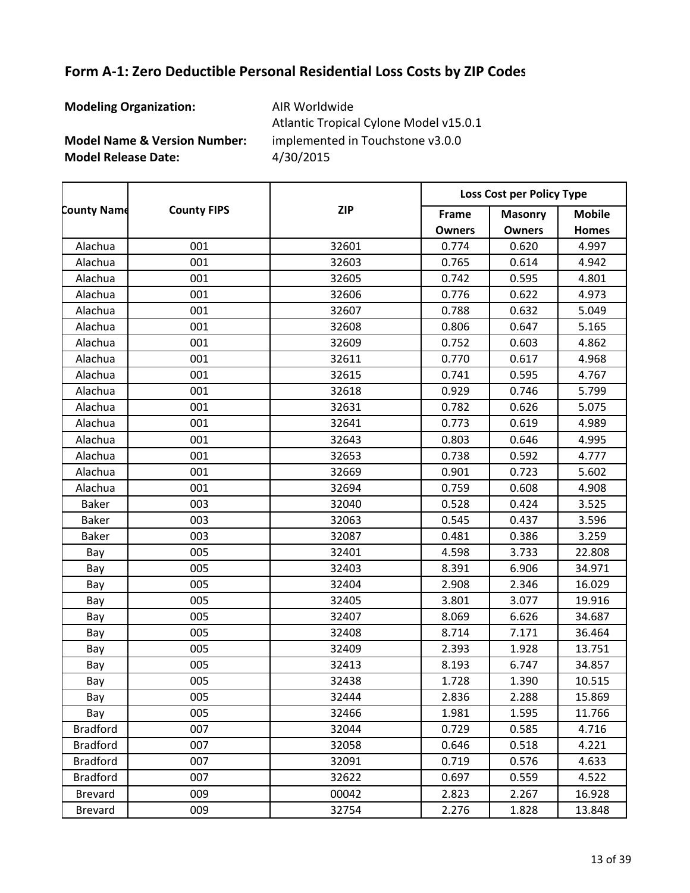## Form A-1: Zero Deductible Personal Residential Loss Costs by ZIP Codes

**Modeling Organization:** AIR Worldwide

**Model Name & Version Number:** Atlantic Tropical Cylone Model v15.0.1 implemented in Touchstone v3.0.0

**Model Release Date:** 4/30/2015

| County Name | County FIPS | ZIP | Loss Cost per Policy Type | | |
|---|---|---|---|---|---|
| | | | Frame Owners | Masonry Owners | Mobile Homes |
| Alachua | 001 | 32601 | 0.774 | 0.620 | 4.997 |
| Alachua | 001 | 32603 | 0.765 | 0.614 | 4.942 |
| Alachua | 001 | 32605 | 0.742 | 0.595 | 4.801 |
| Alachua | 001 | 32606 | 0.776 | 0.622 | 4.973 |
| Alachua | 001 | 32607 | 0.788 | 0.632 | 5.049 |
| Alachua | 001 | 32608 | 0.806 | 0.647 | 5.165 |
| Alachua | 001 | 32609 | 0.752 | 0.603 | 4.862 |
| Alachua | 001 | 32611 | 0.770 | 0.617 | 4.968 |
| Alachua | 001 | 32615 | 0.741 | 0.595 | 4.767 |
| Alachua | 001 | 32618 | 0.929 | 0.746 | 5.799 |
| Alachua | 001 | 32631 | 0.782 | 0.626 | 5.075 |
| Alachua | 001 | 32641 | 0.773 | 0.619 | 4.989 |
| Alachua | 001 | 32643 | 0.803 | 0.646 | 4.995 |
| Alachua | 001 | 32653 | 0.738 | 0.592 | 4.777 |
| Alachua | 001 | 32669 | 0.901 | 0.723 | 5.602 |
| Alachua | 001 | 32694 | 0.759 | 0.608 | 4.908 |
| Baker | 003 | 32040 | 0.528 | 0.424 | 3.525 |
| Baker | 003 | 32063 | 0.545 | 0.437 | 3.596 |
| Baker | 003 | 32087 | 0.481 | 0.386 | 3.259 |
| Bay | 005 | 32401 | 4.598 | 3.733 | 22.808 |
| Bay | 005 | 32403 | 8.391 | 6.906 | 34.971 |
| Bay | 005 | 32404 | 2.908 | 2.346 | 16.029 |
| Bay | 005 | 32405 | 3.801 | 3.077 | 19.916 |
| Bay | 005 | 32407 | 8.069 | 6.626 | 34.687 |
| Bay | 005 | 32408 | 8.714 | 7.171 | 36.464 |
| Bay | 005 | 32409 | 2.393 | 1.928 | 13.751 |
| Bay | 005 | 32413 | 8.193 | 6.747 | 34.857 |
| Bay | 005 | 32438 | 1.728 | 1.390 | 10.515 |
| Bay | 005 | 32444 | 2.836 | 2.288 | 15.869 |
| Bay | 005 | 32466 | 1.981 | 1.595 | 11.766 |
| Bradford | 007 | 32044 | 0.729 | 0.585 | 4.716 |
| Bradford | 007 | 32058 | 0.646 | 0.518 | 4.221 |
| Bradford | 007 | 32091 | 0.719 | 0.576 | 4.633 |
| Bradford | 007 | 32622 | 0.697 | 0.559 | 4.522 |
| Brevard | 009 | 00042 | 2.823 | 2.267 | 16.928 |
| Brevard | 009 | 32754 | 2.276 | 1.828 | 13.848 |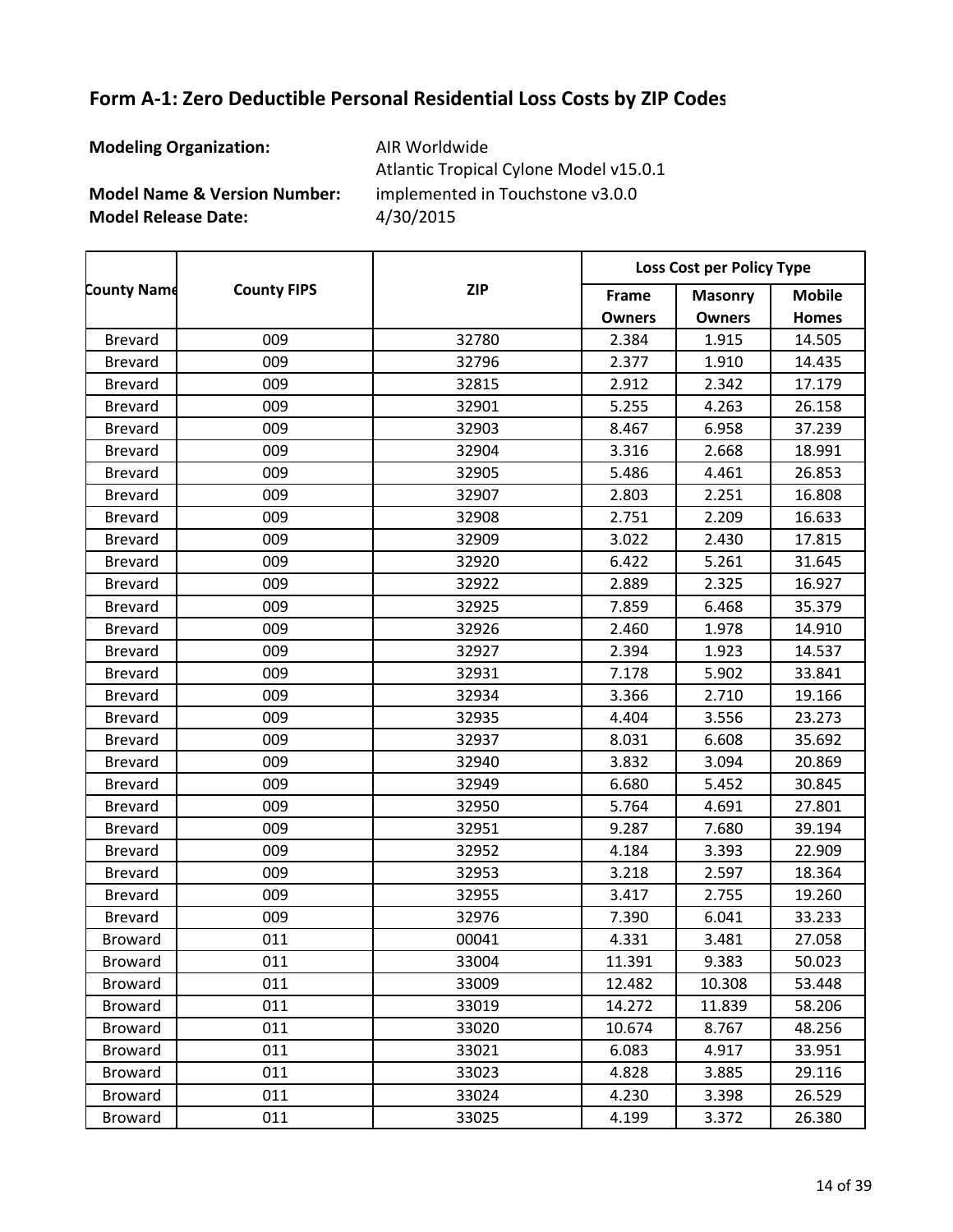## Form A-1: Zero Deductible Personal Residential Loss Costs by ZIP Codes

**Modeling Organization:** AIR Worldwide

**Model Name & Version Number:** Atlantic Tropical Cylone Model v15.0.1 implemented in Touchstone v3.0.0

**Model Release Date:** 4/30/2015

| County Name | County FIPS | ZIP | Loss Cost per Policy Type | | |
|---|---|---|---|---|---|
| | | | Frame Owners | Masonry Owners | Mobile Homes |
| Brevard | 009 | 32780 | 2.384 | 1.915 | 14.505 |
| Brevard | 009 | 32796 | 2.377 | 1.910 | 14.435 |
| Brevard | 009 | 32815 | 2.912 | 2.342 | 17.179 |
| Brevard | 009 | 32901 | 5.255 | 4.263 | 26.158 |
| Brevard | 009 | 32903 | 8.467 | 6.958 | 37.239 |
| Brevard | 009 | 32904 | 3.316 | 2.668 | 18.991 |
| Brevard | 009 | 32905 | 5.486 | 4.461 | 26.853 |
| Brevard | 009 | 32907 | 2.803 | 2.251 | 16.808 |
| Brevard | 009 | 32908 | 2.751 | 2.209 | 16.633 |
| Brevard | 009 | 32909 | 3.022 | 2.430 | 17.815 |
| Brevard | 009 | 32920 | 6.422 | 5.261 | 31.645 |
| Brevard | 009 | 32922 | 2.889 | 2.325 | 16.927 |
| Brevard | 009 | 32925 | 7.859 | 6.468 | 35.379 |
| Brevard | 009 | 32926 | 2.460 | 1.978 | 14.910 |
| Brevard | 009 | 32927 | 2.394 | 1.923 | 14.537 |
| Brevard | 009 | 32931 | 7.178 | 5.902 | 33.841 |
| Brevard | 009 | 32934 | 3.366 | 2.710 | 19.166 |
| Brevard | 009 | 32935 | 4.404 | 3.556 | 23.273 |
| Brevard | 009 | 32937 | 8.031 | 6.608 | 35.692 |
| Brevard | 009 | 32940 | 3.832 | 3.094 | 20.869 |
| Brevard | 009 | 32949 | 6.680 | 5.452 | 30.845 |
| Brevard | 009 | 32950 | 5.764 | 4.691 | 27.801 |
| Brevard | 009 | 32951 | 9.287 | 7.680 | 39.194 |
| Brevard | 009 | 32952 | 4.184 | 3.393 | 22.909 |
| Brevard | 009 | 32953 | 3.218 | 2.597 | 18.364 |
| Brevard | 009 | 32955 | 3.417 | 2.755 | 19.260 |
| Brevard | 009 | 32976 | 7.390 | 6.041 | 33.233 |
| Broward | 011 | 00041 | 4.331 | 3.481 | 27.058 |
| Broward | 011 | 33004 | 11.391 | 9.383 | 50.023 |
| Broward | 011 | 33009 | 12.482 | 10.308 | 53.448 |
| Broward | 011 | 33019 | 14.272 | 11.839 | 58.206 |
| Broward | 011 | 33020 | 10.674 | 8.767 | 48.256 |
| Broward | 011 | 33021 | 6.083 | 4.917 | 33.951 |
| Broward | 011 | 33023 | 4.828 | 3.885 | 29.116 |
| Broward | 011 | 33024 | 4.230 | 3.398 | 26.529 |
| Broward | 011 | 33025 | 4.199 | 3.372 | 26.380 |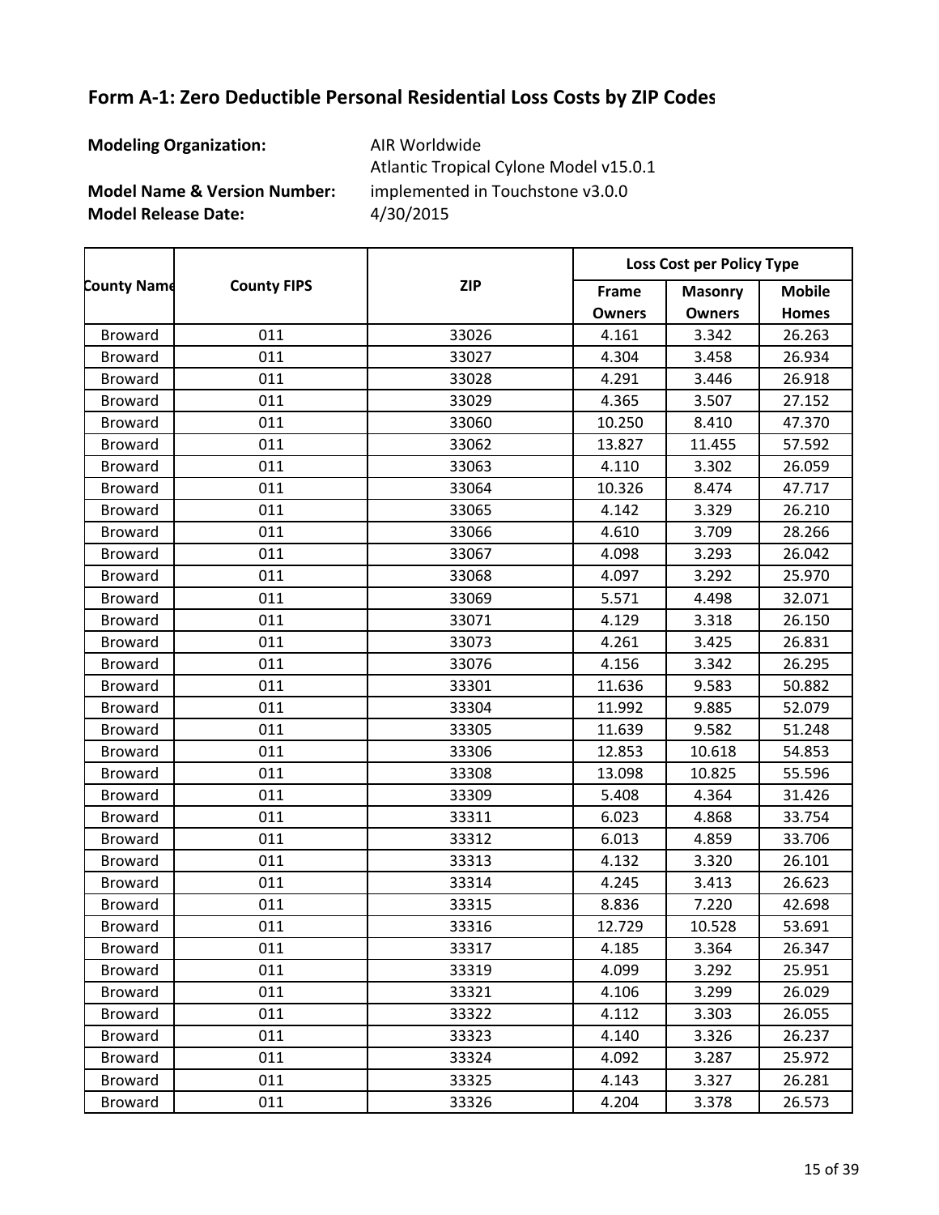## Form A-1: Zero Deductible Personal Residential Loss Costs by ZIP Codes

**Modeling Organization:** AIR Worldwide

**Model Name & Version Number:** Atlantic Tropical Cylone Model v15.0.1 implemented in Touchstone v3.0.0

**Model Release Date:** 4/30/2015

| County Name | County FIPS | ZIP | Loss Cost per Policy Type | | |
|---|---|---|---|---|---|
| | | | Frame Owners | Masonry Owners | Mobile Homes |
| Broward | 011 | 33026 | 4.161 | 3.342 | 26.263 |
| Broward | 011 | 33027 | 4.304 | 3.458 | 26.934 |
| Broward | 011 | 33028 | 4.291 | 3.446 | 26.918 |
| Broward | 011 | 33029 | 4.365 | 3.507 | 27.152 |
| Broward | 011 | 33060 | 10.250 | 8.410 | 47.370 |
| Broward | 011 | 33062 | 13.827 | 11.455 | 57.592 |
| Broward | 011 | 33063 | 4.110 | 3.302 | 26.059 |
| Broward | 011 | 33064 | 10.326 | 8.474 | 47.717 |
| Broward | 011 | 33065 | 4.142 | 3.329 | 26.210 |
| Broward | 011 | 33066 | 4.610 | 3.709 | 28.266 |
| Broward | 011 | 33067 | 4.098 | 3.293 | 26.042 |
| Broward | 011 | 33068 | 4.097 | 3.292 | 25.970 |
| Broward | 011 | 33069 | 5.571 | 4.498 | 32.071 |
| Broward | 011 | 33071 | 4.129 | 3.318 | 26.150 |
| Broward | 011 | 33073 | 4.261 | 3.425 | 26.831 |
| Broward | 011 | 33076 | 4.156 | 3.342 | 26.295 |
| Broward | 011 | 33301 | 11.636 | 9.583 | 50.882 |
| Broward | 011 | 33304 | 11.992 | 9.885 | 52.079 |
| Broward | 011 | 33305 | 11.639 | 9.582 | 51.248 |
| Broward | 011 | 33306 | 12.853 | 10.618 | 54.853 |
| Broward | 011 | 33308 | 13.098 | 10.825 | 55.596 |
| Broward | 011 | 33309 | 5.408 | 4.364 | 31.426 |
| Broward | 011 | 33311 | 6.023 | 4.868 | 33.754 |
| Broward | 011 | 33312 | 6.013 | 4.859 | 33.706 |
| Broward | 011 | 33313 | 4.132 | 3.320 | 26.101 |
| Broward | 011 | 33314 | 4.245 | 3.413 | 26.623 |
| Broward | 011 | 33315 | 8.836 | 7.220 | 42.698 |
| Broward | 011 | 33316 | 12.729 | 10.528 | 53.691 |
| Broward | 011 | 33317 | 4.185 | 3.364 | 26.347 |
| Broward | 011 | 33319 | 4.099 | 3.292 | 25.951 |
| Broward | 011 | 33321 | 4.106 | 3.299 | 26.029 |
| Broward | 011 | 33322 | 4.112 | 3.303 | 26.055 |
| Broward | 011 | 33323 | 4.140 | 3.326 | 26.237 |
| Broward | 011 | 33324 | 4.092 | 3.287 | 25.972 |
| Broward | 011 | 33325 | 4.143 | 3.327 | 26.281 |
| Broward | 011 | 33326 | 4.204 | 3.378 | 26.573 |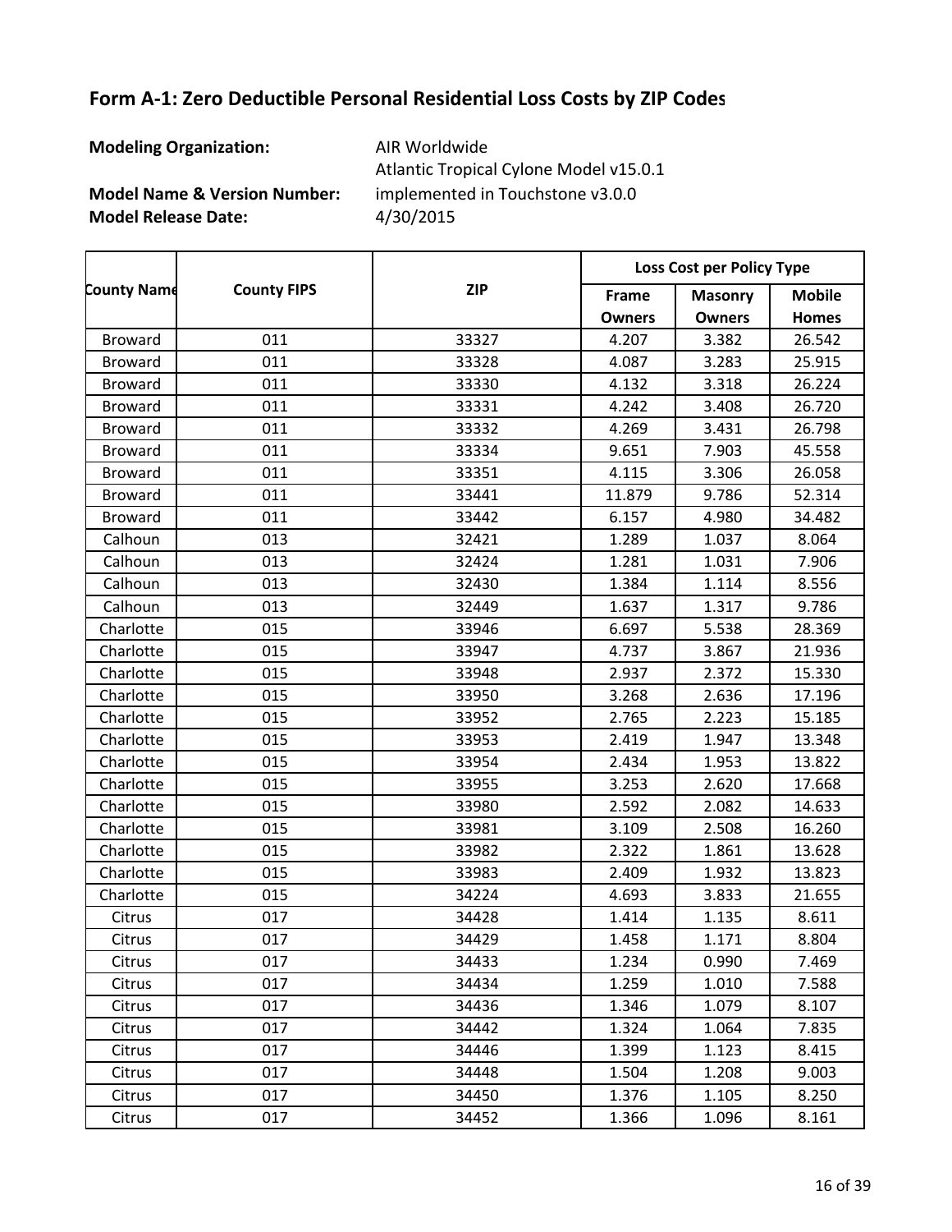## Form A-1: Zero Deductible Personal Residential Loss Costs by ZIP Codes

**Modeling Organization:** AIR Worldwide

**Model Name & Version Number:** Atlantic Tropical Cylone Model v15.0.1 implemented in Touchstone v3.0.0

**Model Release Date:** 4/30/2015

| County Name | County FIPS | ZIP | Loss Cost per Policy Type | | |
|---|---|---|---|---|---|
| | | | Frame Owners | Masonry Owners | Mobile Homes |
| Broward | 011 | 33327 | 4.207 | 3.382 | 26.542 |
| Broward | 011 | 33328 | 4.087 | 3.283 | 25.915 |
| Broward | 011 | 33330 | 4.132 | 3.318 | 26.224 |
| Broward | 011 | 33331 | 4.242 | 3.408 | 26.720 |
| Broward | 011 | 33332 | 4.269 | 3.431 | 26.798 |
| Broward | 011 | 33334 | 9.651 | 7.903 | 45.558 |
| Broward | 011 | 33351 | 4.115 | 3.306 | 26.058 |
| Broward | 011 | 33441 | 11.879 | 9.786 | 52.314 |
| Broward | 011 | 33442 | 6.157 | 4.980 | 34.482 |
| Calhoun | 013 | 32421 | 1.289 | 1.037 | 8.064 |
| Calhoun | 013 | 32424 | 1.281 | 1.031 | 7.906 |
| Calhoun | 013 | 32430 | 1.384 | 1.114 | 8.556 |
| Calhoun | 013 | 32449 | 1.637 | 1.317 | 9.786 |
| Charlotte | 015 | 33946 | 6.697 | 5.538 | 28.369 |
| Charlotte | 015 | 33947 | 4.737 | 3.867 | 21.936 |
| Charlotte | 015 | 33948 | 2.937 | 2.372 | 15.330 |
| Charlotte | 015 | 33950 | 3.268 | 2.636 | 17.196 |
| Charlotte | 015 | 33952 | 2.765 | 2.223 | 15.185 |
| Charlotte | 015 | 33953 | 2.419 | 1.947 | 13.348 |
| Charlotte | 015 | 33954 | 2.434 | 1.953 | 13.822 |
| Charlotte | 015 | 33955 | 3.253 | 2.620 | 17.668 |
| Charlotte | 015 | 33980 | 2.592 | 2.082 | 14.633 |
| Charlotte | 015 | 33981 | 3.109 | 2.508 | 16.260 |
| Charlotte | 015 | 33982 | 2.322 | 1.861 | 13.628 |
| Charlotte | 015 | 33983 | 2.409 | 1.932 | 13.823 |
| Charlotte | 015 | 34224 | 4.693 | 3.833 | 21.655 |
| Citrus | 017 | 34428 | 1.414 | 1.135 | 8.611 |
| Citrus | 017 | 34429 | 1.458 | 1.171 | 8.804 |
| Citrus | 017 | 34433 | 1.234 | 0.990 | 7.469 |
| Citrus | 017 | 34434 | 1.259 | 1.010 | 7.588 |
| Citrus | 017 | 34436 | 1.346 | 1.079 | 8.107 |
| Citrus | 017 | 34442 | 1.324 | 1.064 | 7.835 |
| Citrus | 017 | 34446 | 1.399 | 1.123 | 8.415 |
| Citrus | 017 | 34448 | 1.504 | 1.208 | 9.003 |
| Citrus | 017 | 34450 | 1.376 | 1.105 | 8.250 |
| Citrus | 017 | 34452 | 1.366 | 1.096 | 8.161 |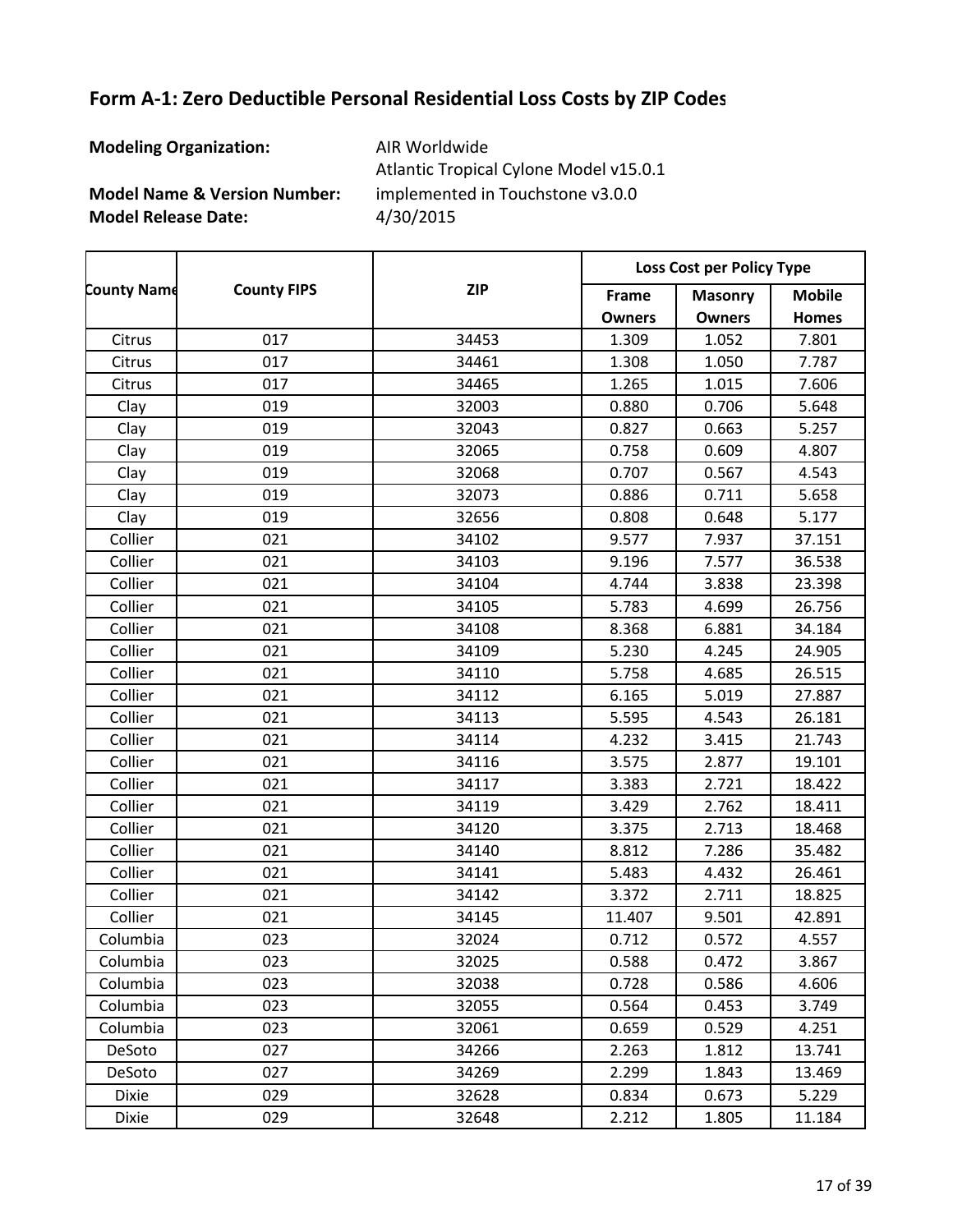## Form A-1: Zero Deductible Personal Residential Loss Costs by ZIP Codes

**Modeling Organization:** AIR Worldwide

**Model Name & Version Number:** Atlantic Tropical Cylone Model v15.0.1 implemented in Touchstone v3.0.0

**Model Release Date:** 4/30/2015

| County Name | County FIPS | ZIP | Loss Cost per Policy Type | | |
|---|---|---|---|---|---|
| | | | Frame Owners | Masonry Owners | Mobile Homes |
| Citrus | 017 | 34453 | 1.309 | 1.052 | 7.801 |
| Citrus | 017 | 34461 | 1.308 | 1.050 | 7.787 |
| Citrus | 017 | 34465 | 1.265 | 1.015 | 7.606 |
| Clay | 019 | 32003 | 0.880 | 0.706 | 5.648 |
| Clay | 019 | 32043 | 0.827 | 0.663 | 5.257 |
| Clay | 019 | 32065 | 0.758 | 0.609 | 4.807 |
| Clay | 019 | 32068 | 0.707 | 0.567 | 4.543 |
| Clay | 019 | 32073 | 0.886 | 0.711 | 5.658 |
| Clay | 019 | 32656 | 0.808 | 0.648 | 5.177 |
| Collier | 021 | 34102 | 9.577 | 7.937 | 37.151 |
| Collier | 021 | 34103 | 9.196 | 7.577 | 36.538 |
| Collier | 021 | 34104 | 4.744 | 3.838 | 23.398 |
| Collier | 021 | 34105 | 5.783 | 4.699 | 26.756 |
| Collier | 021 | 34108 | 8.368 | 6.881 | 34.184 |
| Collier | 021 | 34109 | 5.230 | 4.245 | 24.905 |
| Collier | 021 | 34110 | 5.758 | 4.685 | 26.515 |
| Collier | 021 | 34112 | 6.165 | 5.019 | 27.887 |
| Collier | 021 | 34113 | 5.595 | 4.543 | 26.181 |
| Collier | 021 | 34114 | 4.232 | 3.415 | 21.743 |
| Collier | 021 | 34116 | 3.575 | 2.877 | 19.101 |
| Collier | 021 | 34117 | 3.383 | 2.721 | 18.422 |
| Collier | 021 | 34119 | 3.429 | 2.762 | 18.411 |
| Collier | 021 | 34120 | 3.375 | 2.713 | 18.468 |
| Collier | 021 | 34140 | 8.812 | 7.286 | 35.482 |
| Collier | 021 | 34141 | 5.483 | 4.432 | 26.461 |
| Collier | 021 | 34142 | 3.372 | 2.711 | 18.825 |
| Collier | 021 | 34145 | 11.407 | 9.501 | 42.891 |
| Columbia | 023 | 32024 | 0.712 | 0.572 | 4.557 |
| Columbia | 023 | 32025 | 0.588 | 0.472 | 3.867 |
| Columbia | 023 | 32038 | 0.728 | 0.586 | 4.606 |
| Columbia | 023 | 32055 | 0.564 | 0.453 | 3.749 |
| Columbia | 023 | 32061 | 0.659 | 0.529 | 4.251 |
| DeSoto | 027 | 34266 | 2.263 | 1.812 | 13.741 |
| DeSoto | 027 | 34269 | 2.299 | 1.843 | 13.469 |
| Dixie | 029 | 32628 | 0.834 | 0.673 | 5.229 |
| Dixie | 029 | 32648 | 2.212 | 1.805 | 11.184 |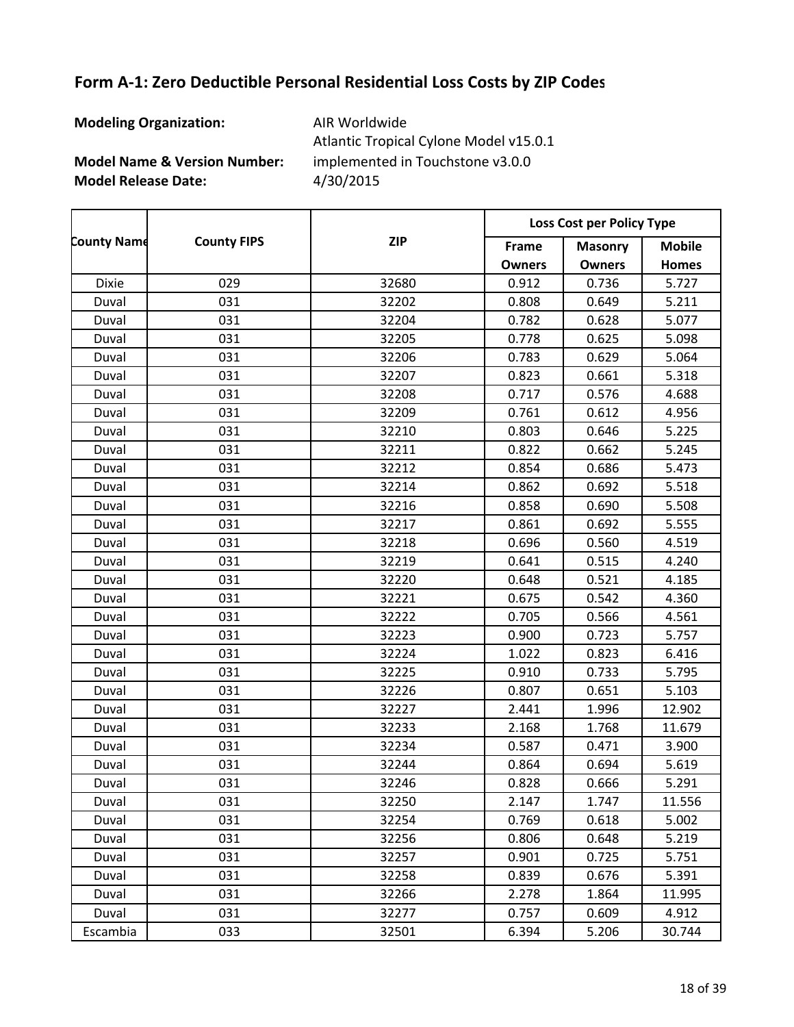# Form A-1: Zero Deductible Personal Residential Loss Costs by ZIP Codes

**Modeling Organization:** AIR Worldwide

**Model Name & Version Number:** Atlantic Tropical Cylone Model v15.0.1 implemented in Touchstone v3.0.0

**Model Release Date:** 4/30/2015

| County Name | County FIPS | ZIP | Loss Cost per Policy Type | | |
|---|---|---|---|---|---|
| | | | Frame Owners | Masonry Owners | Mobile Homes |
| Dixie | 029 | 32680 | 0.912 | 0.736 | 5.727 |
| Duval | 031 | 32202 | 0.808 | 0.649 | 5.211 |
| Duval | 031 | 32204 | 0.782 | 0.628 | 5.077 |
| Duval | 031 | 32205 | 0.778 | 0.625 | 5.098 |
| Duval | 031 | 32206 | 0.783 | 0.629 | 5.064 |
| Duval | 031 | 32207 | 0.823 | 0.661 | 5.318 |
| Duval | 031 | 32208 | 0.717 | 0.576 | 4.688 |
| Duval | 031 | 32209 | 0.761 | 0.612 | 4.956 |
| Duval | 031 | 32210 | 0.803 | 0.646 | 5.225 |
| Duval | 031 | 32211 | 0.822 | 0.662 | 5.245 |
| Duval | 031 | 32212 | 0.854 | 0.686 | 5.473 |
| Duval | 031 | 32214 | 0.862 | 0.692 | 5.518 |
| Duval | 031 | 32216 | 0.858 | 0.690 | 5.508 |
| Duval | 031 | 32217 | 0.861 | 0.692 | 5.555 |
| Duval | 031 | 32218 | 0.696 | 0.560 | 4.519 |
| Duval | 031 | 32219 | 0.641 | 0.515 | 4.240 |
| Duval | 031 | 32220 | 0.648 | 0.521 | 4.185 |
| Duval | 031 | 32221 | 0.675 | 0.542 | 4.360 |
| Duval | 031 | 32222 | 0.705 | 0.566 | 4.561 |
| Duval | 031 | 32223 | 0.900 | 0.723 | 5.757 |
| Duval | 031 | 32224 | 1.022 | 0.823 | 6.416 |
| Duval | 031 | 32225 | 0.910 | 0.733 | 5.795 |
| Duval | 031 | 32226 | 0.807 | 0.651 | 5.103 |
| Duval | 031 | 32227 | 2.441 | 1.996 | 12.902 |
| Duval | 031 | 32233 | 2.168 | 1.768 | 11.679 |
| Duval | 031 | 32234 | 0.587 | 0.471 | 3.900 |
| Duval | 031 | 32244 | 0.864 | 0.694 | 5.619 |
| Duval | 031 | 32246 | 0.828 | 0.666 | 5.291 |
| Duval | 031 | 32250 | 2.147 | 1.747 | 11.556 |
| Duval | 031 | 32254 | 0.769 | 0.618 | 5.002 |
| Duval | 031 | 32256 | 0.806 | 0.648 | 5.219 |
| Duval | 031 | 32257 | 0.901 | 0.725 | 5.751 |
| Duval | 031 | 32258 | 0.839 | 0.676 | 5.391 |
| Duval | 031 | 32266 | 2.278 | 1.864 | 11.995 |
| Duval | 031 | 32277 | 0.757 | 0.609 | 4.912 |
| Escambia | 033 | 32501 | 6.394 | 5.206 | 30.744 |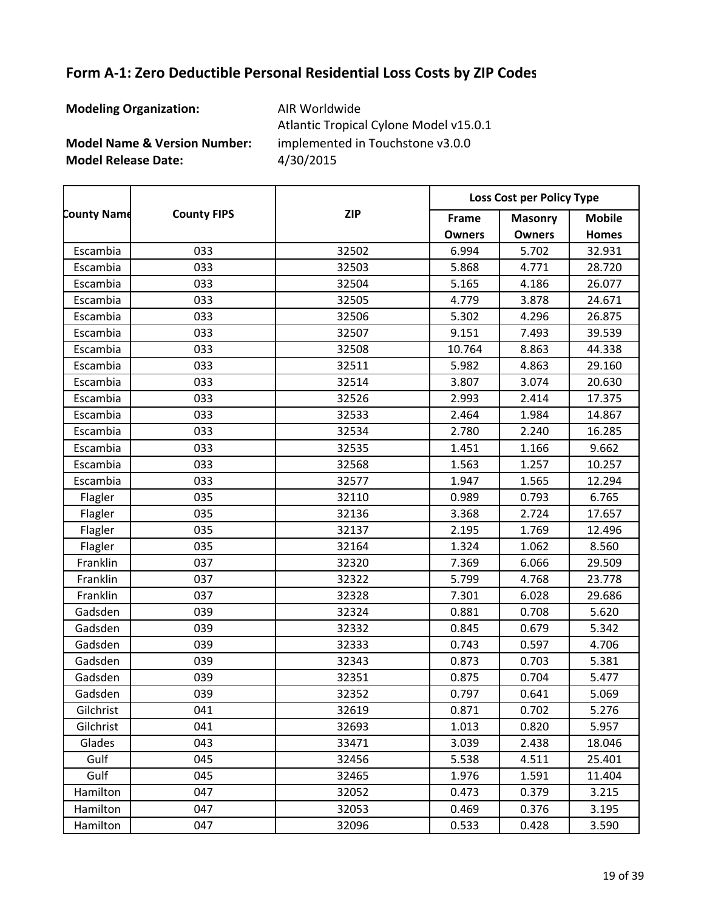## Form A-1: Zero Deductible Personal Residential Loss Costs by ZIP Codes

**Modeling Organization:** AIR Worldwide

**Model Name & Version Number:** Atlantic Tropical Cylone Model v15.0.1 implemented in Touchstone v3.0.0

**Model Release Date:** 4/30/2015

| County Name | County FIPS | ZIP | Loss Cost per Policy Type | | |
|---|---|---|---|---|---|
| | | | Frame Owners | Masonry Owners | Mobile Homes |
| Escambia | 033 | 32502 | 6.994 | 5.702 | 32.931 |
| Escambia | 033 | 32503 | 5.868 | 4.771 | 28.720 |
| Escambia | 033 | 32504 | 5.165 | 4.186 | 26.077 |
| Escambia | 033 | 32505 | 4.779 | 3.878 | 24.671 |
| Escambia | 033 | 32506 | 5.302 | 4.296 | 26.875 |
| Escambia | 033 | 32507 | 9.151 | 7.493 | 39.539 |
| Escambia | 033 | 32508 | 10.764 | 8.863 | 44.338 |
| Escambia | 033 | 32511 | 5.982 | 4.863 | 29.160 |
| Escambia | 033 | 32514 | 3.807 | 3.074 | 20.630 |
| Escambia | 033 | 32526 | 2.993 | 2.414 | 17.375 |
| Escambia | 033 | 32533 | 2.464 | 1.984 | 14.867 |
| Escambia | 033 | 32534 | 2.780 | 2.240 | 16.285 |
| Escambia | 033 | 32535 | 1.451 | 1.166 | 9.662 |
| Escambia | 033 | 32568 | 1.563 | 1.257 | 10.257 |
| Escambia | 033 | 32577 | 1.947 | 1.565 | 12.294 |
| Flagler | 035 | 32110 | 0.989 | 0.793 | 6.765 |
| Flagler | 035 | 32136 | 3.368 | 2.724 | 17.657 |
| Flagler | 035 | 32137 | 2.195 | 1.769 | 12.496 |
| Flagler | 035 | 32164 | 1.324 | 1.062 | 8.560 |
| Franklin | 037 | 32320 | 7.369 | 6.066 | 29.509 |
| Franklin | 037 | 32322 | 5.799 | 4.768 | 23.778 |
| Franklin | 037 | 32328 | 7.301 | 6.028 | 29.686 |
| Gadsden | 039 | 32324 | 0.881 | 0.708 | 5.620 |
| Gadsden | 039 | 32332 | 0.845 | 0.679 | 5.342 |
| Gadsden | 039 | 32333 | 0.743 | 0.597 | 4.706 |
| Gadsden | 039 | 32343 | 0.873 | 0.703 | 5.381 |
| Gadsden | 039 | 32351 | 0.875 | 0.704 | 5.477 |
| Gadsden | 039 | 32352 | 0.797 | 0.641 | 5.069 |
| Gilchrist | 041 | 32619 | 0.871 | 0.702 | 5.276 |
| Gilchrist | 041 | 32693 | 1.013 | 0.820 | 5.957 |
| Glades | 043 | 33471 | 3.039 | 2.438 | 18.046 |
| Gulf | 045 | 32456 | 5.538 | 4.511 | 25.401 |
| Gulf | 045 | 32465 | 1.976 | 1.591 | 11.404 |
| Hamilton | 047 | 32052 | 0.473 | 0.379 | 3.215 |
| Hamilton | 047 | 32053 | 0.469 | 0.376 | 3.195 |
| Hamilton | 047 | 32096 | 0.533 | 0.428 | 3.590 |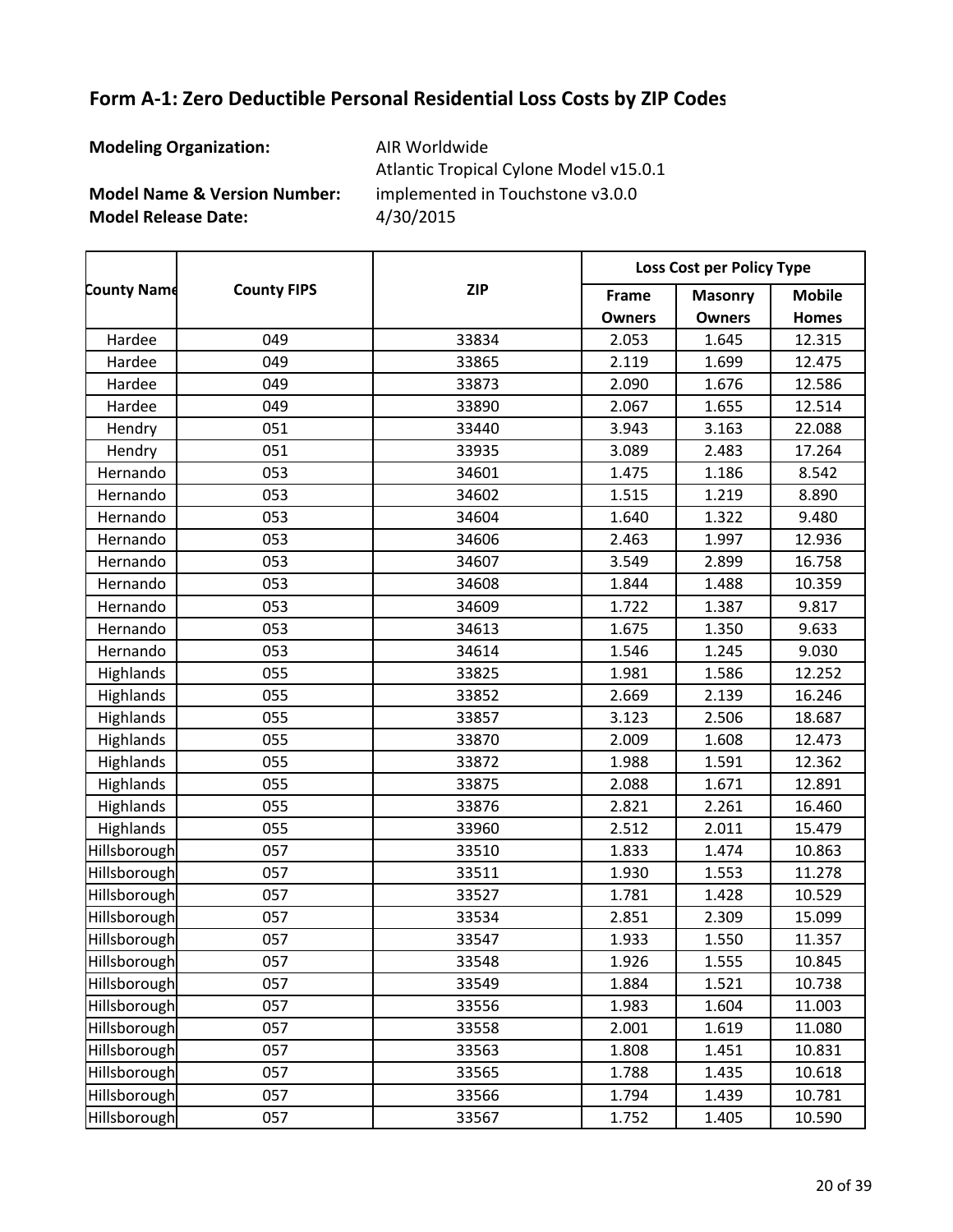# Form A-1: Zero Deductible Personal Residential Loss Costs by ZIP Codes

**Modeling Organization:** AIR Worldwide

**Model Name & Version Number:** Atlantic Tropical Cylone Model v15.0.1 implemented in Touchstone v3.0.0

**Model Release Date:** 4/30/2015

| County Name | County FIPS | ZIP | Loss Cost per Policy Type | | |
|---|---|---|---|---|---|
| | | | Frame Owners | Masonry Owners | Mobile Homes |
| Hardee | 049 | 33834 | 2.053 | 1.645 | 12.315 |
| Hardee | 049 | 33865 | 2.119 | 1.699 | 12.475 |
| Hardee | 049 | 33873 | 2.090 | 1.676 | 12.586 |
| Hardee | 049 | 33890 | 2.067 | 1.655 | 12.514 |
| Hendry | 051 | 33440 | 3.943 | 3.163 | 22.088 |
| Hendry | 051 | 33935 | 3.089 | 2.483 | 17.264 |
| Hernando | 053 | 34601 | 1.475 | 1.186 | 8.542 |
| Hernando | 053 | 34602 | 1.515 | 1.219 | 8.890 |
| Hernando | 053 | 34604 | 1.640 | 1.322 | 9.480 |
| Hernando | 053 | 34606 | 2.463 | 1.997 | 12.936 |
| Hernando | 053 | 34607 | 3.549 | 2.899 | 16.758 |
| Hernando | 053 | 34608 | 1.844 | 1.488 | 10.359 |
| Hernando | 053 | 34609 | 1.722 | 1.387 | 9.817 |
| Hernando | 053 | 34613 | 1.675 | 1.350 | 9.633 |
| Hernando | 053 | 34614 | 1.546 | 1.245 | 9.030 |
| Highlands | 055 | 33825 | 1.981 | 1.586 | 12.252 |
| Highlands | 055 | 33852 | 2.669 | 2.139 | 16.246 |
| Highlands | 055 | 33857 | 3.123 | 2.506 | 18.687 |
| Highlands | 055 | 33870 | 2.009 | 1.608 | 12.473 |
| Highlands | 055 | 33872 | 1.988 | 1.591 | 12.362 |
| Highlands | 055 | 33875 | 2.088 | 1.671 | 12.891 |
| Highlands | 055 | 33876 | 2.821 | 2.261 | 16.460 |
| Highlands | 055 | 33960 | 2.512 | 2.011 | 15.479 |
| Hillsborough | 057 | 33510 | 1.833 | 1.474 | 10.863 |
| Hillsborough | 057 | 33511 | 1.930 | 1.553 | 11.278 |
| Hillsborough | 057 | 33527 | 1.781 | 1.428 | 10.529 |
| Hillsborough | 057 | 33534 | 2.851 | 2.309 | 15.099 |
| Hillsborough | 057 | 33547 | 1.933 | 1.550 | 11.357 |
| Hillsborough | 057 | 33548 | 1.926 | 1.555 | 10.845 |
| Hillsborough | 057 | 33549 | 1.884 | 1.521 | 10.738 |
| Hillsborough | 057 | 33556 | 1.983 | 1.604 | 11.003 |
| Hillsborough | 057 | 33558 | 2.001 | 1.619 | 11.080 |
| Hillsborough | 057 | 33563 | 1.808 | 1.451 | 10.831 |
| Hillsborough | 057 | 33565 | 1.788 | 1.435 | 10.618 |
| Hillsborough | 057 | 33566 | 1.794 | 1.439 | 10.781 |
| Hillsborough | 057 | 33567 | 1.752 | 1.405 | 10.590 |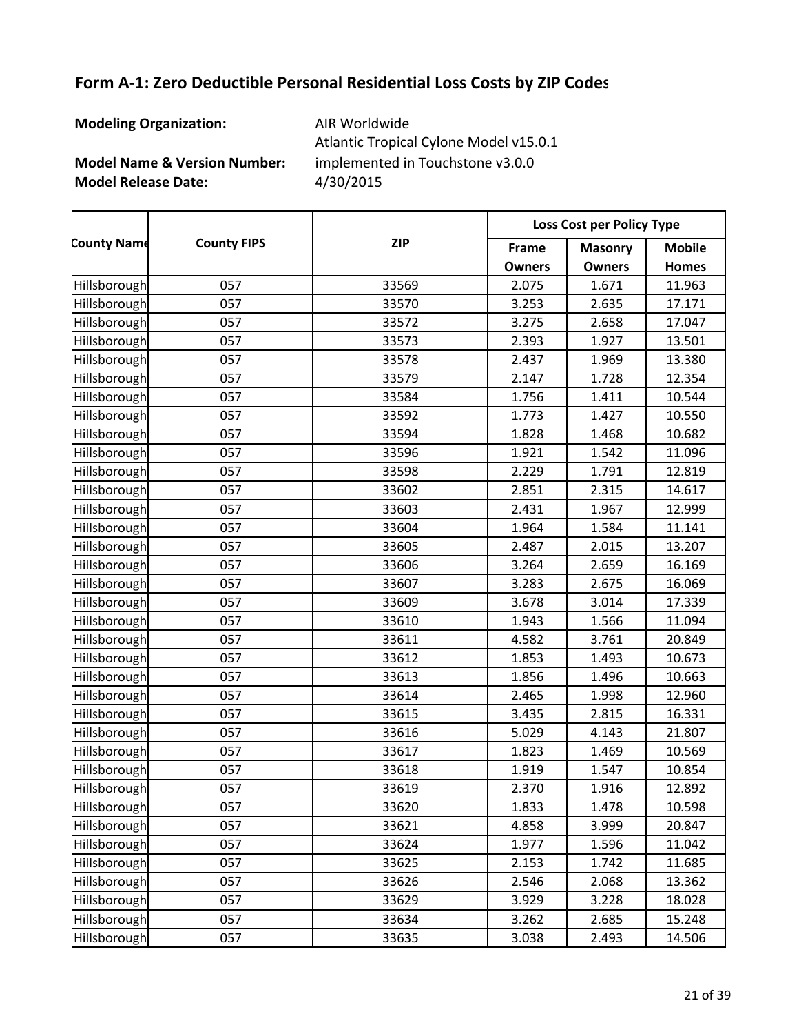## Form A-1: Zero Deductible Personal Residential Loss Costs by ZIP Codes

**Modeling Organization:** AIR Worldwide

**Model Name & Version Number:** Atlantic Tropical Cyclone Model v15.0.1 implemented in Touchstone v3.0.0

**Model Release Date:** 4/30/2015

| County Name | County FIPS | ZIP | Loss Cost per Policy Type | | |
|---|---|---|---|---|---|
| | | | Frame Owners | Masonry Owners | Mobile Homes |
| Hillsborough | 057 | 33569 | 2.075 | 1.671 | 11.963 |
| Hillsborough | 057 | 33570 | 3.253 | 2.635 | 17.171 |
| Hillsborough | 057 | 33572 | 3.275 | 2.658 | 17.047 |
| Hillsborough | 057 | 33573 | 2.393 | 1.927 | 13.501 |
| Hillsborough | 057 | 33578 | 2.437 | 1.969 | 13.380 |
| Hillsborough | 057 | 33579 | 2.147 | 1.728 | 12.354 |
| Hillsborough | 057 | 33584 | 1.756 | 1.411 | 10.544 |
| Hillsborough | 057 | 33592 | 1.773 | 1.427 | 10.550 |
| Hillsborough | 057 | 33594 | 1.828 | 1.468 | 10.682 |
| Hillsborough | 057 | 33596 | 1.921 | 1.542 | 11.096 |
| Hillsborough | 057 | 33598 | 2.229 | 1.791 | 12.819 |
| Hillsborough | 057 | 33602 | 2.851 | 2.315 | 14.617 |
| Hillsborough | 057 | 33603 | 2.431 | 1.967 | 12.999 |
| Hillsborough | 057 | 33604 | 1.964 | 1.584 | 11.141 |
| Hillsborough | 057 | 33605 | 2.487 | 2.015 | 13.207 |
| Hillsborough | 057 | 33606 | 3.264 | 2.659 | 16.169 |
| Hillsborough | 057 | 33607 | 3.283 | 2.675 | 16.069 |
| Hillsborough | 057 | 33609 | 3.678 | 3.014 | 17.339 |
| Hillsborough | 057 | 33610 | 1.943 | 1.566 | 11.094 |
| Hillsborough | 057 | 33611 | 4.582 | 3.761 | 20.849 |
| Hillsborough | 057 | 33612 | 1.853 | 1.493 | 10.673 |
| Hillsborough | 057 | 33613 | 1.856 | 1.496 | 10.663 |
| Hillsborough | 057 | 33614 | 2.465 | 1.998 | 12.960 |
| Hillsborough | 057 | 33615 | 3.435 | 2.815 | 16.331 |
| Hillsborough | 057 | 33616 | 5.029 | 4.143 | 21.807 |
| Hillsborough | 057 | 33617 | 1.823 | 1.469 | 10.569 |
| Hillsborough | 057 | 33618 | 1.919 | 1.547 | 10.854 |
| Hillsborough | 057 | 33619 | 2.370 | 1.916 | 12.892 |
| Hillsborough | 057 | 33620 | 1.833 | 1.478 | 10.598 |
| Hillsborough | 057 | 33621 | 4.858 | 3.999 | 20.847 |
| Hillsborough | 057 | 33624 | 1.977 | 1.596 | 11.042 |
| Hillsborough | 057 | 33625 | 2.153 | 1.742 | 11.685 |
| Hillsborough | 057 | 33626 | 2.546 | 2.068 | 13.362 |
| Hillsborough | 057 | 33629 | 3.929 | 3.228 | 18.028 |
| Hillsborough | 057 | 33634 | 3.262 | 2.685 | 15.248 |
| Hillsborough | 057 | 33635 | 3.038 | 2.493 | 14.506 |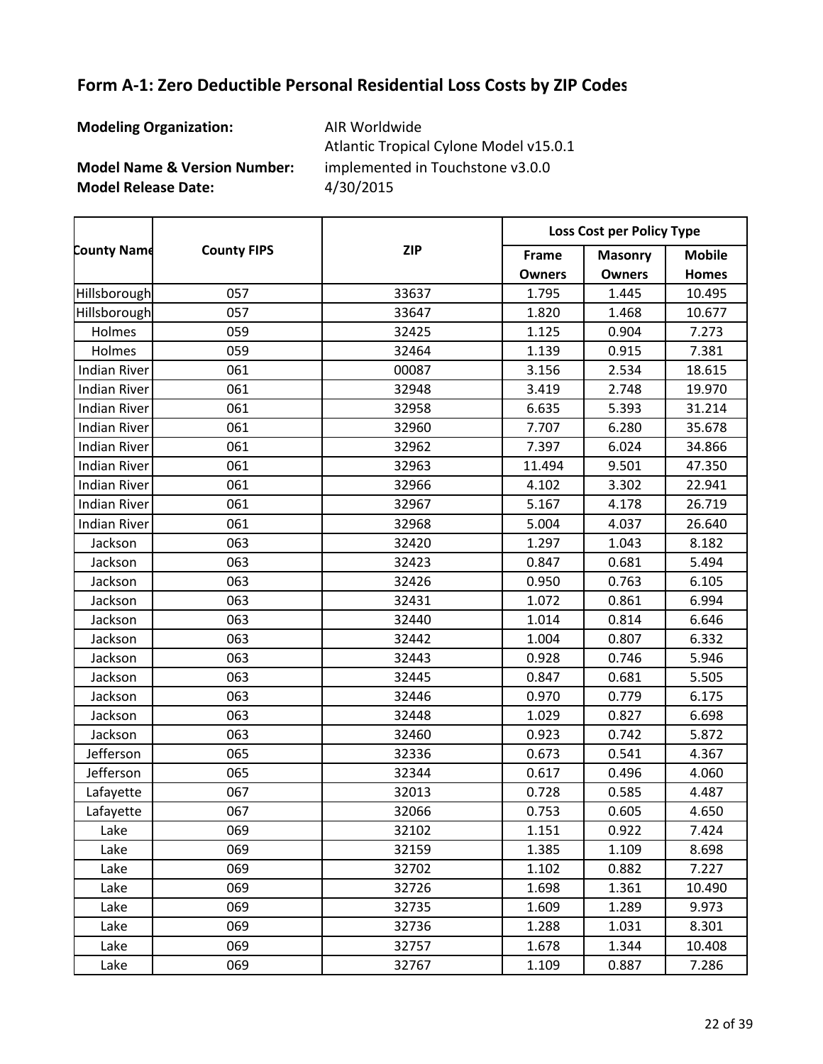## Form A-1: Zero Deductible Personal Residential Loss Costs by ZIP Codes

**Modeling Organization:** AIR Worldwide

**Model Name & Version Number:** Atlantic Tropical Cylone Model v15.0.1 implemented in Touchstone v3.0.0

**Model Release Date:** 4/30/2015

| County Name | County FIPS | ZIP | Loss Cost per Policy Type | | |
|---|---|---|---|---|---|
| | | | Frame Owners | Masonry Owners | Mobile Homes |
| Hillsborough | 057 | 33637 | 1.795 | 1.445 | 10.495 |
| Hillsborough | 057 | 33647 | 1.820 | 1.468 | 10.677 |
| Holmes | 059 | 32425 | 1.125 | 0.904 | 7.273 |
| Holmes | 059 | 32464 | 1.139 | 0.915 | 7.381 |
| Indian River | 061 | 00087 | 3.156 | 2.534 | 18.615 |
| Indian River | 061 | 32948 | 3.419 | 2.748 | 19.970 |
| Indian River | 061 | 32958 | 6.635 | 5.393 | 31.214 |
| Indian River | 061 | 32960 | 7.707 | 6.280 | 35.678 |
| Indian River | 061 | 32962 | 7.397 | 6.024 | 34.866 |
| Indian River | 061 | 32963 | 11.494 | 9.501 | 47.350 |
| Indian River | 061 | 32966 | 4.102 | 3.302 | 22.941 |
| Indian River | 061 | 32967 | 5.167 | 4.178 | 26.719 |
| Indian River | 061 | 32968 | 5.004 | 4.037 | 26.640 |
| Jackson | 063 | 32420 | 1.297 | 1.043 | 8.182 |
| Jackson | 063 | 32423 | 0.847 | 0.681 | 5.494 |
| Jackson | 063 | 32426 | 0.950 | 0.763 | 6.105 |
| Jackson | 063 | 32431 | 1.072 | 0.861 | 6.994 |
| Jackson | 063 | 32440 | 1.014 | 0.814 | 6.646 |
| Jackson | 063 | 32442 | 1.004 | 0.807 | 6.332 |
| Jackson | 063 | 32443 | 0.928 | 0.746 | 5.946 |
| Jackson | 063 | 32445 | 0.847 | 0.681 | 5.505 |
| Jackson | 063 | 32446 | 0.970 | 0.779 | 6.175 |
| Jackson | 063 | 32448 | 1.029 | 0.827 | 6.698 |
| Jackson | 063 | 32460 | 0.923 | 0.742 | 5.872 |
| Jefferson | 065 | 32336 | 0.673 | 0.541 | 4.367 |
| Jefferson | 065 | 32344 | 0.617 | 0.496 | 4.060 |
| Lafayette | 067 | 32013 | 0.728 | 0.585 | 4.487 |
| Lafayette | 067 | 32066 | 0.753 | 0.605 | 4.650 |
| Lake | 069 | 32102 | 1.151 | 0.922 | 7.424 |
| Lake | 069 | 32159 | 1.385 | 1.109 | 8.698 |
| Lake | 069 | 32702 | 1.102 | 0.882 | 7.227 |
| Lake | 069 | 32726 | 1.698 | 1.361 | 10.490 |
| Lake | 069 | 32735 | 1.609 | 1.289 | 9.973 |
| Lake | 069 | 32736 | 1.288 | 1.031 | 8.301 |
| Lake | 069 | 32757 | 1.678 | 1.344 | 10.408 |
| Lake | 069 | 32767 | 1.109 | 0.887 | 7.286 |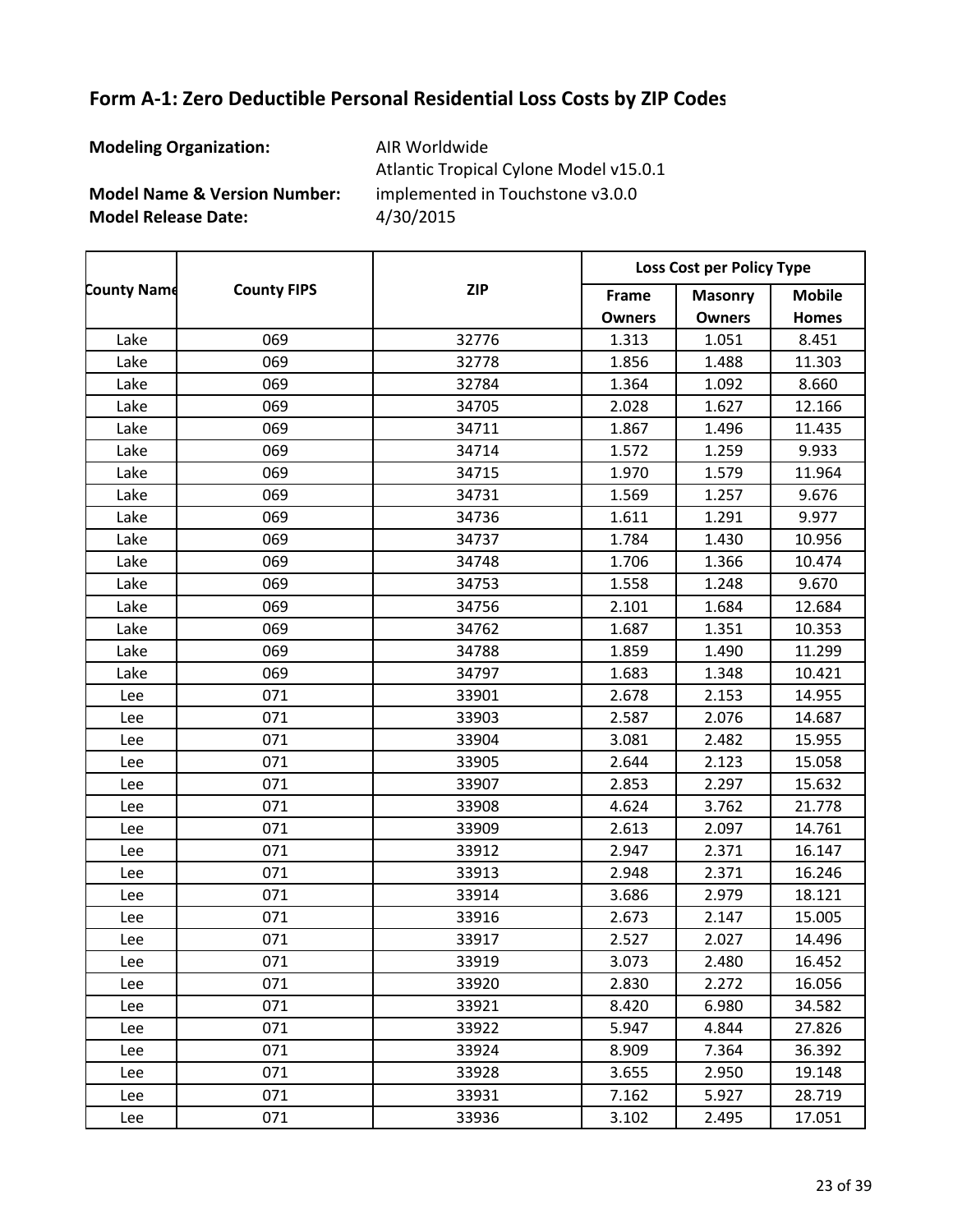## Form A-1: Zero Deductible Personal Residential Loss Costs by ZIP Codes

**Modeling Organization:** AIR Worldwide

**Model Name & Version Number:** Atlantic Tropical Cylone Model v15.0.1 implemented in Touchstone v3.0.0

**Model Release Date:** 4/30/2015

| County Name | County FIPS | ZIP | Loss Cost per Policy Type | | |
|---|---|---|---|---|---|
| | | | Frame Owners | Masonry Owners | Mobile Homes |
| Lake | 069 | 32776 | 1.313 | 1.051 | 8.451 |
| Lake | 069 | 32778 | 1.856 | 1.488 | 11.303 |
| Lake | 069 | 32784 | 1.364 | 1.092 | 8.660 |
| Lake | 069 | 34705 | 2.028 | 1.627 | 12.166 |
| Lake | 069 | 34711 | 1.867 | 1.496 | 11.435 |
| Lake | 069 | 34714 | 1.572 | 1.259 | 9.933 |
| Lake | 069 | 34715 | 1.970 | 1.579 | 11.964 |
| Lake | 069 | 34731 | 1.569 | 1.257 | 9.676 |
| Lake | 069 | 34736 | 1.611 | 1.291 | 9.977 |
| Lake | 069 | 34737 | 1.784 | 1.430 | 10.956 |
| Lake | 069 | 34748 | 1.706 | 1.366 | 10.474 |
| Lake | 069 | 34753 | 1.558 | 1.248 | 9.670 |
| Lake | 069 | 34756 | 2.101 | 1.684 | 12.684 |
| Lake | 069 | 34762 | 1.687 | 1.351 | 10.353 |
| Lake | 069 | 34788 | 1.859 | 1.490 | 11.299 |
| Lake | 069 | 34797 | 1.683 | 1.348 | 10.421 |
| Lee | 071 | 33901 | 2.678 | 2.153 | 14.955 |
| Lee | 071 | 33903 | 2.587 | 2.076 | 14.687 |
| Lee | 071 | 33904 | 3.081 | 2.482 | 15.955 |
| Lee | 071 | 33905 | 2.644 | 2.123 | 15.058 |
| Lee | 071 | 33907 | 2.853 | 2.297 | 15.632 |
| Lee | 071 | 33908 | 4.624 | 3.762 | 21.778 |
| Lee | 071 | 33909 | 2.613 | 2.097 | 14.761 |
| Lee | 071 | 33912 | 2.947 | 2.371 | 16.147 |
| Lee | 071 | 33913 | 2.948 | 2.371 | 16.246 |
| Lee | 071 | 33914 | 3.686 | 2.979 | 18.121 |
| Lee | 071 | 33916 | 2.673 | 2.147 | 15.005 |
| Lee | 071 | 33917 | 2.527 | 2.027 | 14.496 |
| Lee | 071 | 33919 | 3.073 | 2.480 | 16.452 |
| Lee | 071 | 33920 | 2.830 | 2.272 | 16.056 |
| Lee | 071 | 33921 | 8.420 | 6.980 | 34.582 |
| Lee | 071 | 33922 | 5.947 | 4.844 | 27.826 |
| Lee | 071 | 33924 | 8.909 | 7.364 | 36.392 |
| Lee | 071 | 33928 | 3.655 | 2.950 | 19.148 |
| Lee | 071 | 33931 | 7.162 | 5.927 | 28.719 |
| Lee | 071 | 33936 | 3.102 | 2.495 | 17.051 |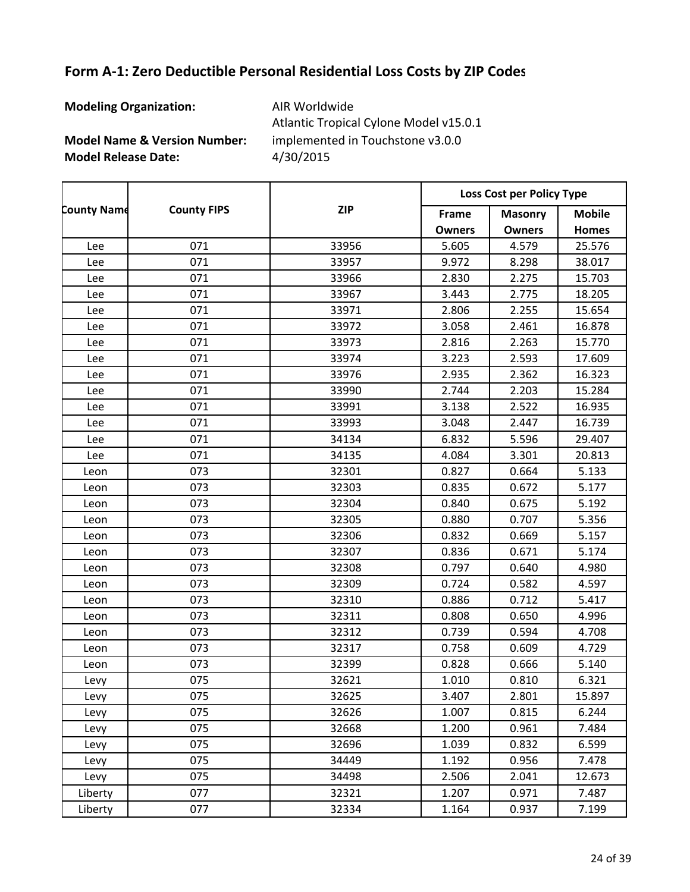## Form A-1: Zero Deductible Personal Residential Loss Costs by ZIP Codes

**Modeling Organization:** AIR Worldwide

**Model Name & Version Number:** Atlantic Tropical Cylone Model v15.0.1 implemented in Touchstone v3.0.0

**Model Release Date:** 4/30/2015

| County Name | County FIPS | ZIP | Loss Cost per Policy Type | | |
|---|---|---|---|---|---|
| | | | Frame Owners | Masonry Owners | Mobile Homes |
| Lee | 071 | 33956 | 5.605 | 4.579 | 25.576 |
| Lee | 071 | 33957 | 9.972 | 8.298 | 38.017 |
| Lee | 071 | 33966 | 2.830 | 2.275 | 15.703 |
| Lee | 071 | 33967 | 3.443 | 2.775 | 18.205 |
| Lee | 071 | 33971 | 2.806 | 2.255 | 15.654 |
| Lee | 071 | 33972 | 3.058 | 2.461 | 16.878 |
| Lee | 071 | 33973 | 2.816 | 2.263 | 15.770 |
| Lee | 071 | 33974 | 3.223 | 2.593 | 17.609 |
| Lee | 071 | 33976 | 2.935 | 2.362 | 16.323 |
| Lee | 071 | 33990 | 2.744 | 2.203 | 15.284 |
| Lee | 071 | 33991 | 3.138 | 2.522 | 16.935 |
| Lee | 071 | 33993 | 3.048 | 2.447 | 16.739 |
| Lee | 071 | 34134 | 6.832 | 5.596 | 29.407 |
| Lee | 071 | 34135 | 4.084 | 3.301 | 20.813 |
| Leon | 073 | 32301 | 0.827 | 0.664 | 5.133 |
| Leon | 073 | 32303 | 0.835 | 0.672 | 5.177 |
| Leon | 073 | 32304 | 0.840 | 0.675 | 5.192 |
| Leon | 073 | 32305 | 0.880 | 0.707 | 5.356 |
| Leon | 073 | 32306 | 0.832 | 0.669 | 5.157 |
| Leon | 073 | 32307 | 0.836 | 0.671 | 5.174 |
| Leon | 073 | 32308 | 0.797 | 0.640 | 4.980 |
| Leon | 073 | 32309 | 0.724 | 0.582 | 4.597 |
| Leon | 073 | 32310 | 0.886 | 0.712 | 5.417 |
| Leon | 073 | 32311 | 0.808 | 0.650 | 4.996 |
| Leon | 073 | 32312 | 0.739 | 0.594 | 4.708 |
| Leon | 073 | 32317 | 0.758 | 0.609 | 4.729 |
| Leon | 073 | 32399 | 0.828 | 0.666 | 5.140 |
| Levy | 075 | 32621 | 1.010 | 0.810 | 6.321 |
| Levy | 075 | 32625 | 3.407 | 2.801 | 15.897 |
| Levy | 075 | 32626 | 1.007 | 0.815 | 6.244 |
| Levy | 075 | 32668 | 1.200 | 0.961 | 7.484 |
| Levy | 075 | 32696 | 1.039 | 0.832 | 6.599 |
| Levy | 075 | 34449 | 1.192 | 0.956 | 7.478 |
| Levy | 075 | 34498 | 2.506 | 2.041 | 12.673 |
| Liberty | 077 | 32321 | 1.207 | 0.971 | 7.487 |
| Liberty | 077 | 32334 | 1.164 | 0.937 | 7.199 |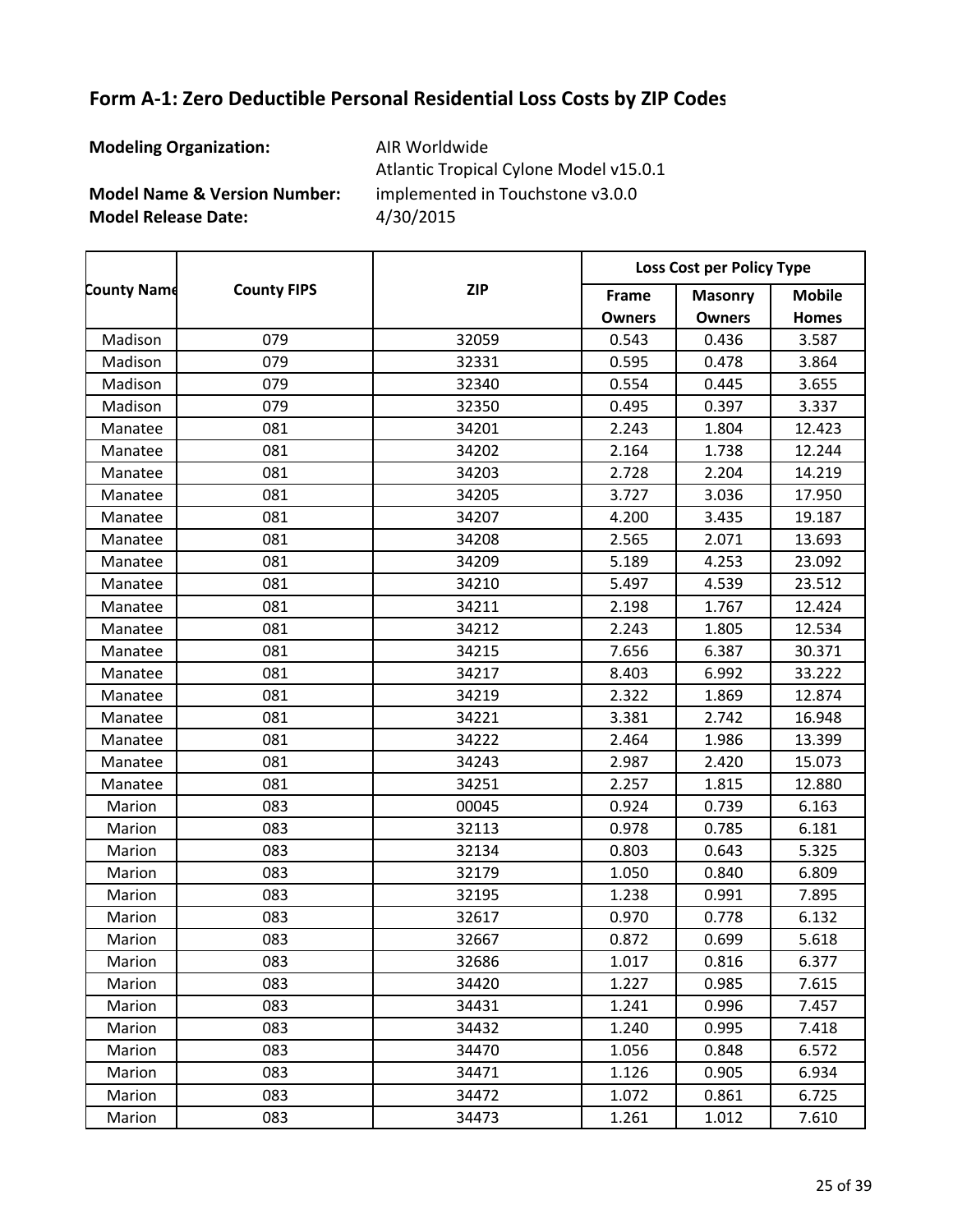## Form A-1: Zero Deductible Personal Residential Loss Costs by ZIP Codes

**Modeling Organization:** AIR Worldwide

**Model Name & Version Number:** Atlantic Tropical Cylone Model v15.0.1 implemented in Touchstone v3.0.0

**Model Release Date:** 4/30/2015

| County Name | County FIPS | ZIP | Loss Cost per Policy Type | | |
|---|---|---|---|---|---|
| | | | Frame Owners | Masonry Owners | Mobile Homes |
| Madison | 079 | 32059 | 0.543 | 0.436 | 3.587 |
| Madison | 079 | 32331 | 0.595 | 0.478 | 3.864 |
| Madison | 079 | 32340 | 0.554 | 0.445 | 3.655 |
| Madison | 079 | 32350 | 0.495 | 0.397 | 3.337 |
| Manatee | 081 | 34201 | 2.243 | 1.804 | 12.423 |
| Manatee | 081 | 34202 | 2.164 | 1.738 | 12.244 |
| Manatee | 081 | 34203 | 2.728 | 2.204 | 14.219 |
| Manatee | 081 | 34205 | 3.727 | 3.036 | 17.950 |
| Manatee | 081 | 34207 | 4.200 | 3.435 | 19.187 |
| Manatee | 081 | 34208 | 2.565 | 2.071 | 13.693 |
| Manatee | 081 | 34209 | 5.189 | 4.253 | 23.092 |
| Manatee | 081 | 34210 | 5.497 | 4.539 | 23.512 |
| Manatee | 081 | 34211 | 2.198 | 1.767 | 12.424 |
| Manatee | 081 | 34212 | 2.243 | 1.805 | 12.534 |
| Manatee | 081 | 34215 | 7.656 | 6.387 | 30.371 |
| Manatee | 081 | 34217 | 8.403 | 6.992 | 33.222 |
| Manatee | 081 | 34219 | 2.322 | 1.869 | 12.874 |
| Manatee | 081 | 34221 | 3.381 | 2.742 | 16.948 |
| Manatee | 081 | 34222 | 2.464 | 1.986 | 13.399 |
| Manatee | 081 | 34243 | 2.987 | 2.420 | 15.073 |
| Manatee | 081 | 34251 | 2.257 | 1.815 | 12.880 |
| Marion | 083 | 00045 | 0.924 | 0.739 | 6.163 |
| Marion | 083 | 32113 | 0.978 | 0.785 | 6.181 |
| Marion | 083 | 32134 | 0.803 | 0.643 | 5.325 |
| Marion | 083 | 32179 | 1.050 | 0.840 | 6.809 |
| Marion | 083 | 32195 | 1.238 | 0.991 | 7.895 |
| Marion | 083 | 32617 | 0.970 | 0.778 | 6.132 |
| Marion | 083 | 32667 | 0.872 | 0.699 | 5.618 |
| Marion | 083 | 32686 | 1.017 | 0.816 | 6.377 |
| Marion | 083 | 34420 | 1.227 | 0.985 | 7.615 |
| Marion | 083 | 34431 | 1.241 | 0.996 | 7.457 |
| Marion | 083 | 34432 | 1.240 | 0.995 | 7.418 |
| Marion | 083 | 34470 | 1.056 | 0.848 | 6.572 |
| Marion | 083 | 34471 | 1.126 | 0.905 | 6.934 |
| Marion | 083 | 34472 | 1.072 | 0.861 | 6.725 |
| Marion | 083 | 34473 | 1.261 | 1.012 | 7.610 |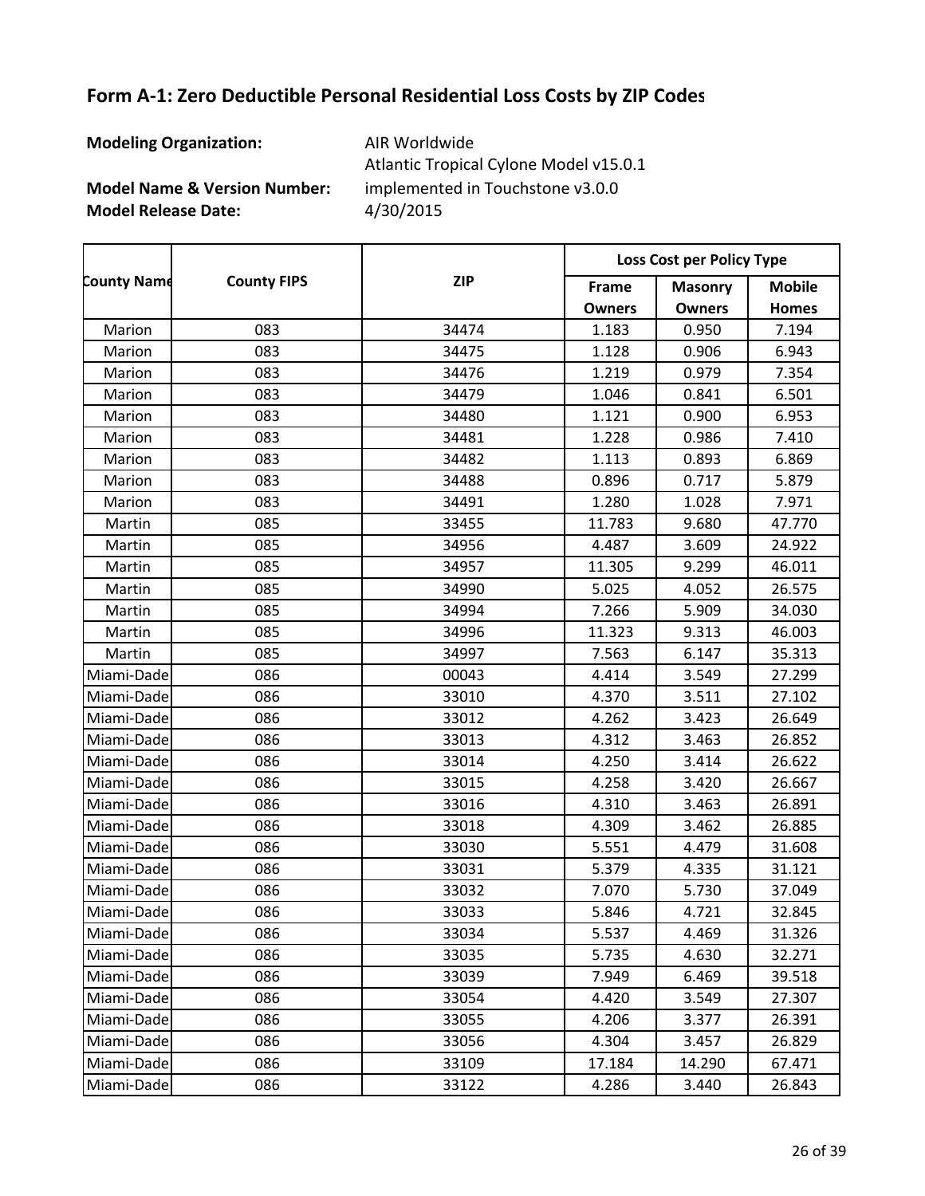## Form A-1: Zero Deductible Personal Residential Loss Costs by ZIP Codes

**Modeling Organization:** AIR Worldwide

**Model Name & Version Number:** Atlantic Tropical Cylone Model v15.0.1 implemented in Touchstone v3.0.0

**Model Release Date:** 4/30/2015

| County Name | County FIPS | ZIP | Loss Cost per Policy Type | | |
|---|---|---|---|---|---|
| | | | Frame Owners | Masonry Owners | Mobile Homes |
| Marion | 083 | 34474 | 1.183 | 0.950 | 7.194 |
| Marion | 083 | 34475 | 1.128 | 0.906 | 6.943 |
| Marion | 083 | 34476 | 1.219 | 0.979 | 7.354 |
| Marion | 083 | 34479 | 1.046 | 0.841 | 6.501 |
| Marion | 083 | 34480 | 1.121 | 0.900 | 6.953 |
| Marion | 083 | 34481 | 1.228 | 0.986 | 7.410 |
| Marion | 083 | 34482 | 1.113 | 0.893 | 6.869 |
| Marion | 083 | 34488 | 0.896 | 0.717 | 5.879 |
| Marion | 083 | 34491 | 1.280 | 1.028 | 7.971 |
| Martin | 085 | 33455 | 11.783 | 9.680 | 47.770 |
| Martin | 085 | 34956 | 4.487 | 3.609 | 24.922 |
| Martin | 085 | 34957 | 11.305 | 9.299 | 46.011 |
| Martin | 085 | 34990 | 5.025 | 4.052 | 26.575 |
| Martin | 085 | 34994 | 7.266 | 5.909 | 34.030 |
| Martin | 085 | 34996 | 11.323 | 9.313 | 46.003 |
| Martin | 085 | 34997 | 7.563 | 6.147 | 35.313 |
| Miami-Dade | 086 | 00043 | 4.414 | 3.549 | 27.299 |
| Miami-Dade | 086 | 33010 | 4.370 | 3.511 | 27.102 |
| Miami-Dade | 086 | 33012 | 4.262 | 3.423 | 26.649 |
| Miami-Dade | 086 | 33013 | 4.312 | 3.463 | 26.852 |
| Miami-Dade | 086 | 33014 | 4.250 | 3.414 | 26.622 |
| Miami-Dade | 086 | 33015 | 4.258 | 3.420 | 26.667 |
| Miami-Dade | 086 | 33016 | 4.310 | 3.463 | 26.891 |
| Miami-Dade | 086 | 33018 | 4.309 | 3.462 | 26.885 |
| Miami-Dade | 086 | 33030 | 5.551 | 4.479 | 31.608 |
| Miami-Dade | 086 | 33031 | 5.379 | 4.335 | 31.121 |
| Miami-Dade | 086 | 33032 | 7.070 | 5.730 | 37.049 |
| Miami-Dade | 086 | 33033 | 5.846 | 4.721 | 32.845 |
| Miami-Dade | 086 | 33034 | 5.537 | 4.469 | 31.326 |
| Miami-Dade | 086 | 33035 | 5.735 | 4.630 | 32.271 |
| Miami-Dade | 086 | 33039 | 7.949 | 6.469 | 39.518 |
| Miami-Dade | 086 | 33054 | 4.420 | 3.549 | 27.307 |
| Miami-Dade | 086 | 33055 | 4.206 | 3.377 | 26.391 |
| Miami-Dade | 086 | 33056 | 4.304 | 3.457 | 26.829 |
| Miami-Dade | 086 | 33109 | 17.184 | 14.290 | 67.471 |
| Miami-Dade | 086 | 33122 | 4.286 | 3.440 | 26.843 |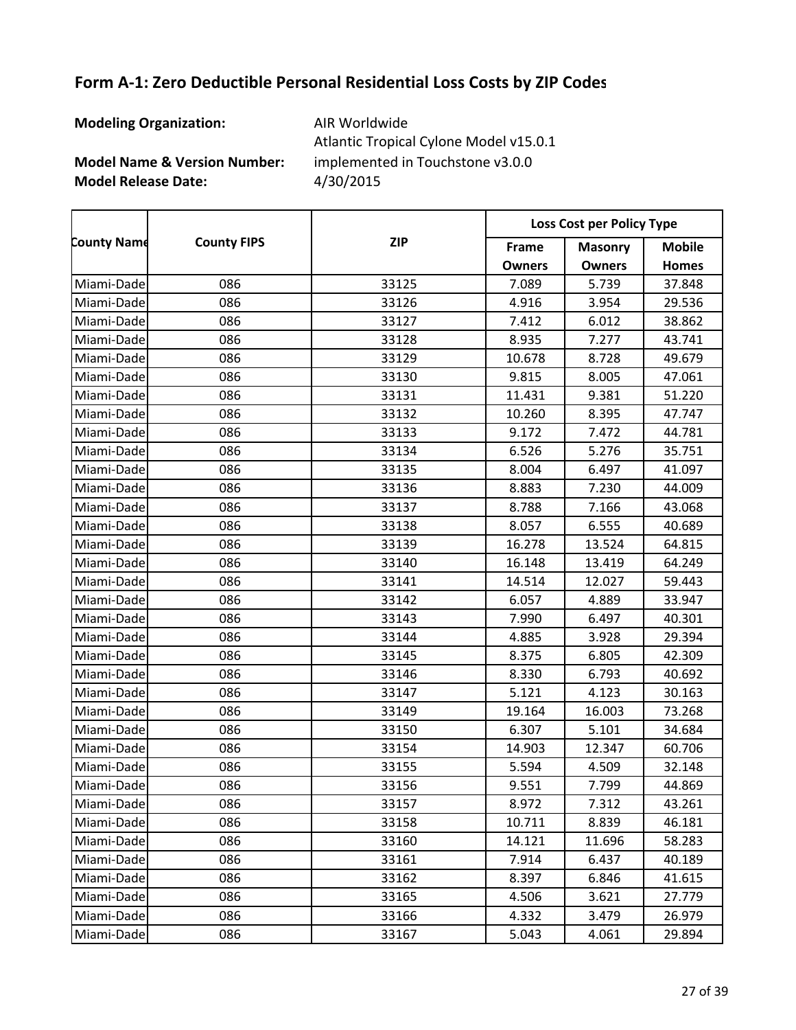## Form A-1: Zero Deductible Personal Residential Loss Costs by ZIP Codes

**Modeling Organization:** AIR Worldwide

**Model Name & Version Number:** Atlantic Tropical Cyclone Model v15.0.1 implemented in Touchstone v3.0.0

**Model Release Date:** 4/30/2015

| County Name | County FIPS | ZIP | Loss Cost per Policy Type | | |
|---|---|---|---|---|---|
| | | | Frame Owners | Masonry Owners | Mobile Homes |
| Miami-Dade | 086 | 33125 | 7.089 | 5.739 | 37.848 |
| Miami-Dade | 086 | 33126 | 4.916 | 3.954 | 29.536 |
| Miami-Dade | 086 | 33127 | 7.412 | 6.012 | 38.862 |
| Miami-Dade | 086 | 33128 | 8.935 | 7.277 | 43.741 |
| Miami-Dade | 086 | 33129 | 10.678 | 8.728 | 49.679 |
| Miami-Dade | 086 | 33130 | 9.815 | 8.005 | 47.061 |
| Miami-Dade | 086 | 33131 | 11.431 | 9.381 | 51.220 |
| Miami-Dade | 086 | 33132 | 10.260 | 8.395 | 47.747 |
| Miami-Dade | 086 | 33133 | 9.172 | 7.472 | 44.781 |
| Miami-Dade | 086 | 33134 | 6.526 | 5.276 | 35.751 |
| Miami-Dade | 086 | 33135 | 8.004 | 6.497 | 41.097 |
| Miami-Dade | 086 | 33136 | 8.883 | 7.230 | 44.009 |
| Miami-Dade | 086 | 33137 | 8.788 | 7.166 | 43.068 |
| Miami-Dade | 086 | 33138 | 8.057 | 6.555 | 40.689 |
| Miami-Dade | 086 | 33139 | 16.278 | 13.524 | 64.815 |
| Miami-Dade | 086 | 33140 | 16.148 | 13.419 | 64.249 |
| Miami-Dade | 086 | 33141 | 14.514 | 12.027 | 59.443 |
| Miami-Dade | 086 | 33142 | 6.057 | 4.889 | 33.947 |
| Miami-Dade | 086 | 33143 | 7.990 | 6.497 | 40.301 |
| Miami-Dade | 086 | 33144 | 4.885 | 3.928 | 29.394 |
| Miami-Dade | 086 | 33145 | 8.375 | 6.805 | 42.309 |
| Miami-Dade | 086 | 33146 | 8.330 | 6.793 | 40.692 |
| Miami-Dade | 086 | 33147 | 5.121 | 4.123 | 30.163 |
| Miami-Dade | 086 | 33149 | 19.164 | 16.003 | 73.268 |
| Miami-Dade | 086 | 33150 | 6.307 | 5.101 | 34.684 |
| Miami-Dade | 086 | 33154 | 14.903 | 12.347 | 60.706 |
| Miami-Dade | 086 | 33155 | 5.594 | 4.509 | 32.148 |
| Miami-Dade | 086 | 33156 | 9.551 | 7.799 | 44.869 |
| Miami-Dade | 086 | 33157 | 8.972 | 7.312 | 43.261 |
| Miami-Dade | 086 | 33158 | 10.711 | 8.839 | 46.181 |
| Miami-Dade | 086 | 33160 | 14.121 | 11.696 | 58.283 |
| Miami-Dade | 086 | 33161 | 7.914 | 6.437 | 40.189 |
| Miami-Dade | 086 | 33162 | 8.397 | 6.846 | 41.615 |
| Miami-Dade | 086 | 33165 | 4.506 | 3.621 | 27.779 |
| Miami-Dade | 086 | 33166 | 4.332 | 3.479 | 26.979 |
| Miami-Dade | 086 | 33167 | 5.043 | 4.061 | 29.894 |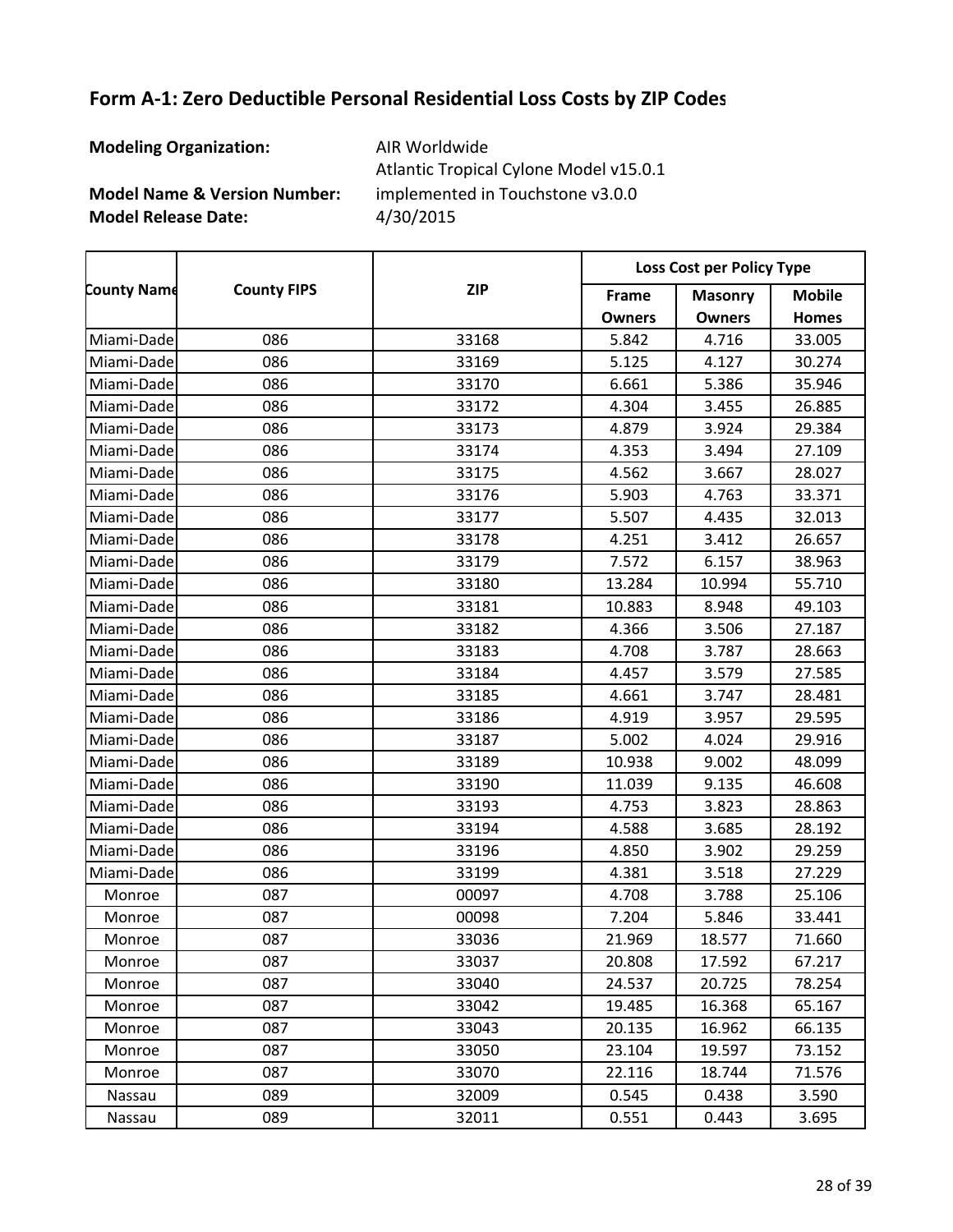## Form A-1: Zero Deductible Personal Residential Loss Costs by ZIP Codes

**Modeling Organization:** AIR Worldwide

**Model Name & Version Number:** Atlantic Tropical Cylone Model v15.0.1 implemented in Touchstone v3.0.0

**Model Release Date:** 4/30/2015

| County Name | County FIPS | ZIP | Loss Cost per Policy Type | | |
|---|---|---|---|---|---|
| | | | Frame Owners | Masonry Owners | Mobile Homes |
| Miami-Dade | 086 | 33168 | 5.842 | 4.716 | 33.005 |
| Miami-Dade | 086 | 33169 | 5.125 | 4.127 | 30.274 |
| Miami-Dade | 086 | 33170 | 6.661 | 5.386 | 35.946 |
| Miami-Dade | 086 | 33172 | 4.304 | 3.455 | 26.885 |
| Miami-Dade | 086 | 33173 | 4.879 | 3.924 | 29.384 |
| Miami-Dade | 086 | 33174 | 4.353 | 3.494 | 27.109 |
| Miami-Dade | 086 | 33175 | 4.562 | 3.667 | 28.027 |
| Miami-Dade | 086 | 33176 | 5.903 | 4.763 | 33.371 |
| Miami-Dade | 086 | 33177 | 5.507 | 4.435 | 32.013 |
| Miami-Dade | 086 | 33178 | 4.251 | 3.412 | 26.657 |
| Miami-Dade | 086 | 33179 | 7.572 | 6.157 | 38.963 |
| Miami-Dade | 086 | 33180 | 13.284 | 10.994 | 55.710 |
| Miami-Dade | 086 | 33181 | 10.883 | 8.948 | 49.103 |
| Miami-Dade | 086 | 33182 | 4.366 | 3.506 | 27.187 |
| Miami-Dade | 086 | 33183 | 4.708 | 3.787 | 28.663 |
| Miami-Dade | 086 | 33184 | 4.457 | 3.579 | 27.585 |
| Miami-Dade | 086 | 33185 | 4.661 | 3.747 | 28.481 |
| Miami-Dade | 086 | 33186 | 4.919 | 3.957 | 29.595 |
| Miami-Dade | 086 | 33187 | 5.002 | 4.024 | 29.916 |
| Miami-Dade | 086 | 33189 | 10.938 | 9.002 | 48.099 |
| Miami-Dade | 086 | 33190 | 11.039 | 9.135 | 46.608 |
| Miami-Dade | 086 | 33193 | 4.753 | 3.823 | 28.863 |
| Miami-Dade | 086 | 33194 | 4.588 | 3.685 | 28.192 |
| Miami-Dade | 086 | 33196 | 4.850 | 3.902 | 29.259 |
| Miami-Dade | 086 | 33199 | 4.381 | 3.518 | 27.229 |
| Monroe | 087 | 00097 | 4.708 | 3.788 | 25.106 |
| Monroe | 087 | 00098 | 7.204 | 5.846 | 33.441 |
| Monroe | 087 | 33036 | 21.969 | 18.577 | 71.660 |
| Monroe | 087 | 33037 | 20.808 | 17.592 | 67.217 |
| Monroe | 087 | 33040 | 24.537 | 20.725 | 78.254 |
| Monroe | 087 | 33042 | 19.485 | 16.368 | 65.167 |
| Monroe | 087 | 33043 | 20.135 | 16.962 | 66.135 |
| Monroe | 087 | 33050 | 23.104 | 19.597 | 73.152 |
| Monroe | 087 | 33070 | 22.116 | 18.744 | 71.576 |
| Nassau | 089 | 32009 | 0.545 | 0.438 | 3.590 |
| Nassau | 089 | 32011 | 0.551 | 0.443 | 3.695 |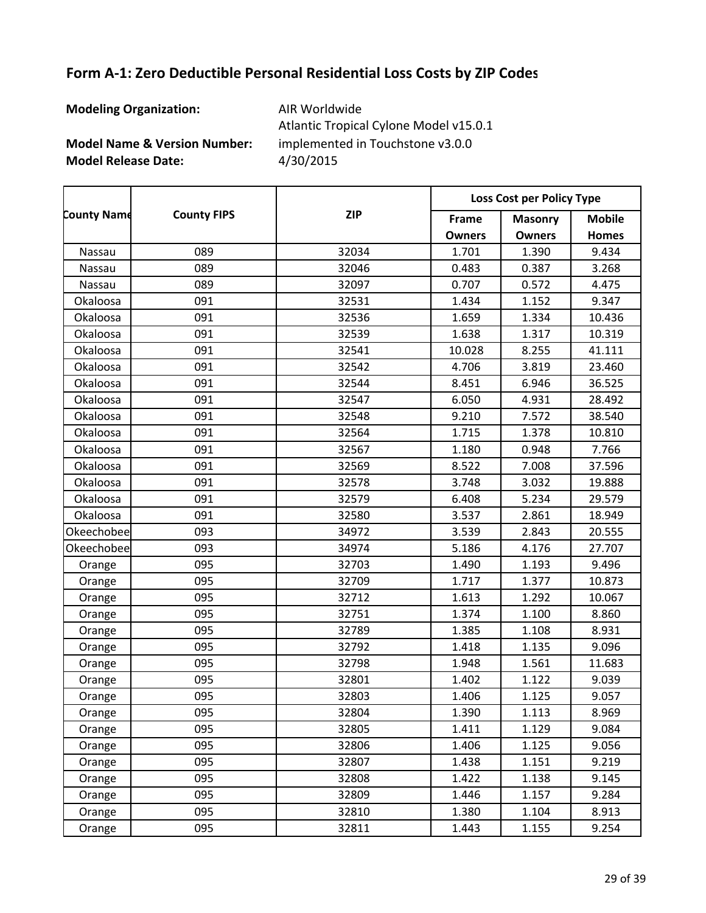## Form A-1: Zero Deductible Personal Residential Loss Costs by ZIP Codes

**Modeling Organization:** AIR Worldwide

**Model Name & Version Number:** Atlantic Tropical Cylone Model v15.0.1 implemented in Touchstone v3.0.0

**Model Release Date:** 4/30/2015

| County Name | County FIPS | ZIP | Loss Cost per Policy Type | | |
|---|---|---|---|---|---|
| | | | Frame Owners | Masonry Owners | Mobile Homes |
| Nassau | 089 | 32034 | 1.701 | 1.390 | 9.434 |
| Nassau | 089 | 32046 | 0.483 | 0.387 | 3.268 |
| Nassau | 089 | 32097 | 0.707 | 0.572 | 4.475 |
| Okaloosa | 091 | 32531 | 1.434 | 1.152 | 9.347 |
| Okaloosa | 091 | 32536 | 1.659 | 1.334 | 10.436 |
| Okaloosa | 091 | 32539 | 1.638 | 1.317 | 10.319 |
| Okaloosa | 091 | 32541 | 10.028 | 8.255 | 41.111 |
| Okaloosa | 091 | 32542 | 4.706 | 3.819 | 23.460 |
| Okaloosa | 091 | 32544 | 8.451 | 6.946 | 36.525 |
| Okaloosa | 091 | 32547 | 6.050 | 4.931 | 28.492 |
| Okaloosa | 091 | 32548 | 9.210 | 7.572 | 38.540 |
| Okaloosa | 091 | 32564 | 1.715 | 1.378 | 10.810 |
| Okaloosa | 091 | 32567 | 1.180 | 0.948 | 7.766 |
| Okaloosa | 091 | 32569 | 8.522 | 7.008 | 37.596 |
| Okaloosa | 091 | 32578 | 3.748 | 3.032 | 19.888 |
| Okaloosa | 091 | 32579 | 6.408 | 5.234 | 29.579 |
| Okaloosa | 091 | 32580 | 3.537 | 2.861 | 18.949 |
| Okeechobee | 093 | 34972 | 3.539 | 2.843 | 20.555 |
| Okeechobee | 093 | 34974 | 5.186 | 4.176 | 27.707 |
| Orange | 095 | 32703 | 1.490 | 1.193 | 9.496 |
| Orange | 095 | 32709 | 1.717 | 1.377 | 10.873 |
| Orange | 095 | 32712 | 1.613 | 1.292 | 10.067 |
| Orange | 095 | 32751 | 1.374 | 1.100 | 8.860 |
| Orange | 095 | 32789 | 1.385 | 1.108 | 8.931 |
| Orange | 095 | 32792 | 1.418 | 1.135 | 9.096 |
| Orange | 095 | 32798 | 1.948 | 1.561 | 11.683 |
| Orange | 095 | 32801 | 1.402 | 1.122 | 9.039 |
| Orange | 095 | 32803 | 1.406 | 1.125 | 9.057 |
| Orange | 095 | 32804 | 1.390 | 1.113 | 8.969 |
| Orange | 095 | 32805 | 1.411 | 1.129 | 9.084 |
| Orange | 095 | 32806 | 1.406 | 1.125 | 9.056 |
| Orange | 095 | 32807 | 1.438 | 1.151 | 9.219 |
| Orange | 095 | 32808 | 1.422 | 1.138 | 9.145 |
| Orange | 095 | 32809 | 1.446 | 1.157 | 9.284 |
| Orange | 095 | 32810 | 1.380 | 1.104 | 8.913 |
| Orange | 095 | 32811 | 1.443 | 1.155 | 9.254 |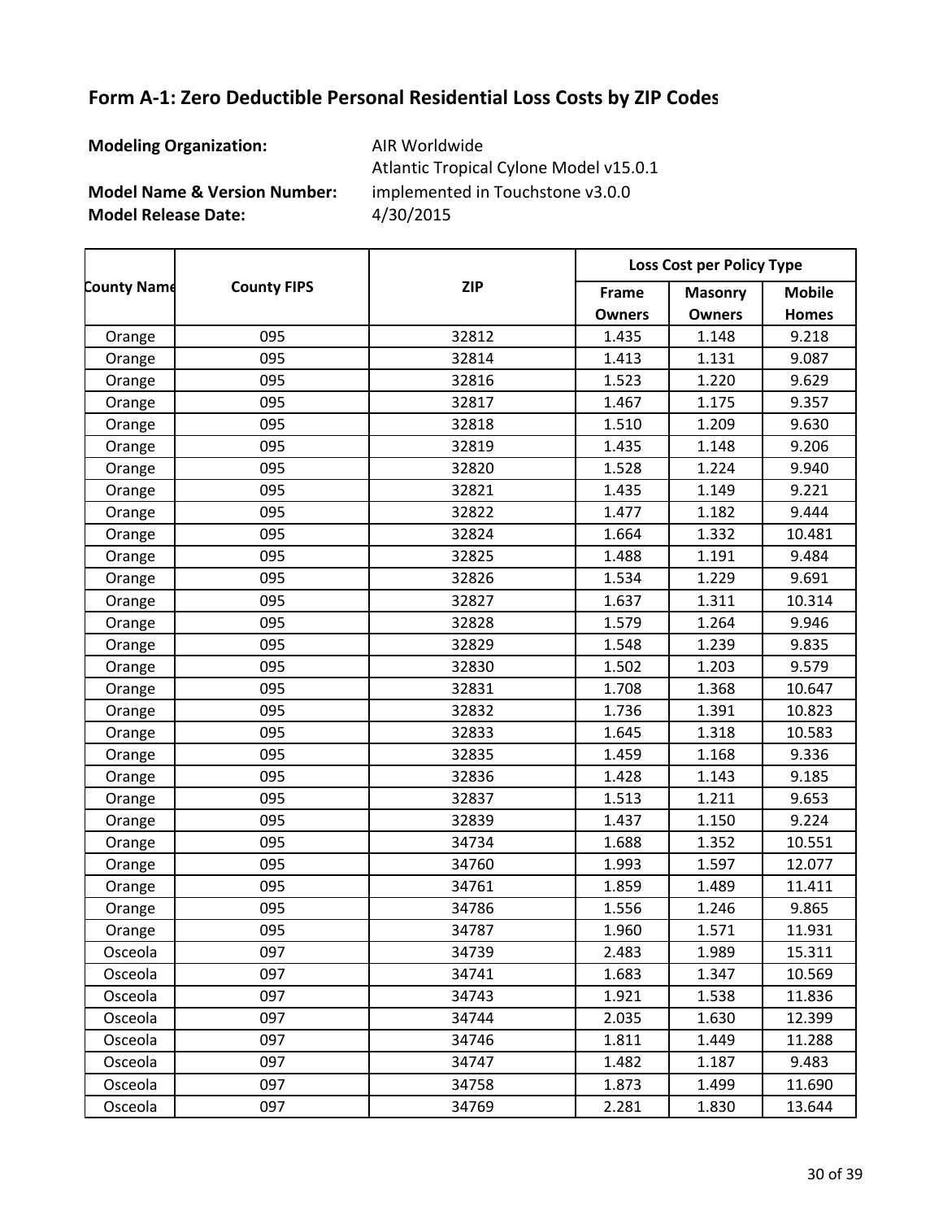## Form A-1: Zero Deductible Personal Residential Loss Costs by ZIP Codes

**Modeling Organization:** AIR Worldwide

**Model Name & Version Number:** Atlantic Tropical Cylone Model v15.0.1 implemented in Touchstone v3.0.0

**Model Release Date:** 4/30/2015

| County Name | County FIPS | ZIP | Loss Cost per Policy Type | | |
|---|---|---|---|---|---|
| | | | Frame Owners | Masonry Owners | Mobile Homes |
| Orange | 095 | 32812 | 1.435 | 1.148 | 9.218 |
| Orange | 095 | 32814 | 1.413 | 1.131 | 9.087 |
| Orange | 095 | 32816 | 1.523 | 1.220 | 9.629 |
| Orange | 095 | 32817 | 1.467 | 1.175 | 9.357 |
| Orange | 095 | 32818 | 1.510 | 1.209 | 9.630 |
| Orange | 095 | 32819 | 1.435 | 1.148 | 9.206 |
| Orange | 095 | 32820 | 1.528 | 1.224 | 9.940 |
| Orange | 095 | 32821 | 1.435 | 1.149 | 9.221 |
| Orange | 095 | 32822 | 1.477 | 1.182 | 9.444 |
| Orange | 095 | 32824 | 1.664 | 1.332 | 10.481 |
| Orange | 095 | 32825 | 1.488 | 1.191 | 9.484 |
| Orange | 095 | 32826 | 1.534 | 1.229 | 9.691 |
| Orange | 095 | 32827 | 1.637 | 1.311 | 10.314 |
| Orange | 095 | 32828 | 1.579 | 1.264 | 9.946 |
| Orange | 095 | 32829 | 1.548 | 1.239 | 9.835 |
| Orange | 095 | 32830 | 1.502 | 1.203 | 9.579 |
| Orange | 095 | 32831 | 1.708 | 1.368 | 10.647 |
| Orange | 095 | 32832 | 1.736 | 1.391 | 10.823 |
| Orange | 095 | 32833 | 1.645 | 1.318 | 10.583 |
| Orange | 095 | 32835 | 1.459 | 1.168 | 9.336 |
| Orange | 095 | 32836 | 1.428 | 1.143 | 9.185 |
| Orange | 095 | 32837 | 1.513 | 1.211 | 9.653 |
| Orange | 095 | 32839 | 1.437 | 1.150 | 9.224 |
| Orange | 095 | 34734 | 1.688 | 1.352 | 10.551 |
| Orange | 095 | 34760 | 1.993 | 1.597 | 12.077 |
| Orange | 095 | 34761 | 1.859 | 1.489 | 11.411 |
| Orange | 095 | 34786 | 1.556 | 1.246 | 9.865 |
| Orange | 095 | 34787 | 1.960 | 1.571 | 11.931 |
| Osceola | 097 | 34739 | 2.483 | 1.989 | 15.311 |
| Osceola | 097 | 34741 | 1.683 | 1.347 | 10.569 |
| Osceola | 097 | 34743 | 1.921 | 1.538 | 11.836 |
| Osceola | 097 | 34744 | 2.035 | 1.630 | 12.399 |
| Osceola | 097 | 34746 | 1.811 | 1.449 | 11.288 |
| Osceola | 097 | 34747 | 1.482 | 1.187 | 9.483 |
| Osceola | 097 | 34758 | 1.873 | 1.499 | 11.690 |
| Osceola | 097 | 34769 | 2.281 | 1.830 | 13.644 |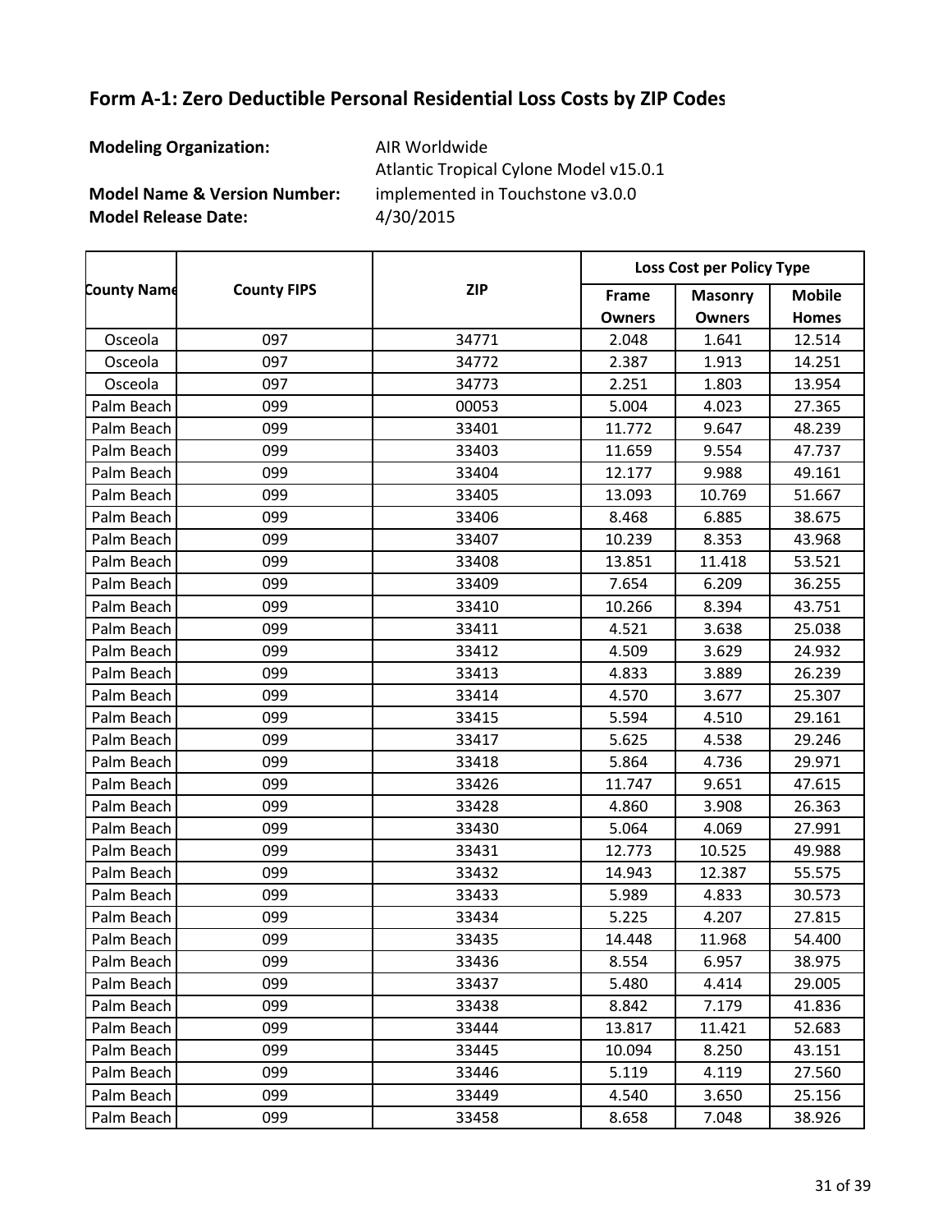## Form A-1: Zero Deductible Personal Residential Loss Costs by ZIP Codes

**Modeling Organization:** AIR Worldwide

**Model Name & Version Number:** Atlantic Tropical Cylone Model v15.0.1 implemented in Touchstone v3.0.0

**Model Release Date:** 4/30/2015

| County Name | County FIPS | ZIP | Loss Cost per Policy Type | | |
|---|---|---|---|---|---|
| | | | Frame Owners | Masonry Owners | Mobile Homes |
| Osceola | 097 | 34771 | 2.048 | 1.641 | 12.514 |
| Osceola | 097 | 34772 | 2.387 | 1.913 | 14.251 |
| Osceola | 097 | 34773 | 2.251 | 1.803 | 13.954 |
| Palm Beach | 099 | 00053 | 5.004 | 4.023 | 27.365 |
| Palm Beach | 099 | 33401 | 11.772 | 9.647 | 48.239 |
| Palm Beach | 099 | 33403 | 11.659 | 9.554 | 47.737 |
| Palm Beach | 099 | 33404 | 12.177 | 9.988 | 49.161 |
| Palm Beach | 099 | 33405 | 13.093 | 10.769 | 51.667 |
| Palm Beach | 099 | 33406 | 8.468 | 6.885 | 38.675 |
| Palm Beach | 099 | 33407 | 10.239 | 8.353 | 43.968 |
| Palm Beach | 099 | 33408 | 13.851 | 11.418 | 53.521 |
| Palm Beach | 099 | 33409 | 7.654 | 6.209 | 36.255 |
| Palm Beach | 099 | 33410 | 10.266 | 8.394 | 43.751 |
| Palm Beach | 099 | 33411 | 4.521 | 3.638 | 25.038 |
| Palm Beach | 099 | 33412 | 4.509 | 3.629 | 24.932 |
| Palm Beach | 099 | 33413 | 4.833 | 3.889 | 26.239 |
| Palm Beach | 099 | 33414 | 4.570 | 3.677 | 25.307 |
| Palm Beach | 099 | 33415 | 5.594 | 4.510 | 29.161 |
| Palm Beach | 099 | 33417 | 5.625 | 4.538 | 29.246 |
| Palm Beach | 099 | 33418 | 5.864 | 4.736 | 29.971 |
| Palm Beach | 099 | 33426 | 11.747 | 9.651 | 47.615 |
| Palm Beach | 099 | 33428 | 4.860 | 3.908 | 26.363 |
| Palm Beach | 099 | 33430 | 5.064 | 4.069 | 27.991 |
| Palm Beach | 099 | 33431 | 12.773 | 10.525 | 49.988 |
| Palm Beach | 099 | 33432 | 14.943 | 12.387 | 55.575 |
| Palm Beach | 099 | 33433 | 5.989 | 4.833 | 30.573 |
| Palm Beach | 099 | 33434 | 5.225 | 4.207 | 27.815 |
| Palm Beach | 099 | 33435 | 14.448 | 11.968 | 54.400 |
| Palm Beach | 099 | 33436 | 8.554 | 6.957 | 38.975 |
| Palm Beach | 099 | 33437 | 5.480 | 4.414 | 29.005 |
| Palm Beach | 099 | 33438 | 8.842 | 7.179 | 41.836 |
| Palm Beach | 099 | 33444 | 13.817 | 11.421 | 52.683 |
| Palm Beach | 099 | 33445 | 10.094 | 8.250 | 43.151 |
| Palm Beach | 099 | 33446 | 5.119 | 4.119 | 27.560 |
| Palm Beach | 099 | 33449 | 4.540 | 3.650 | 25.156 |
| Palm Beach | 099 | 33458 | 8.658 | 7.048 | 38.926 |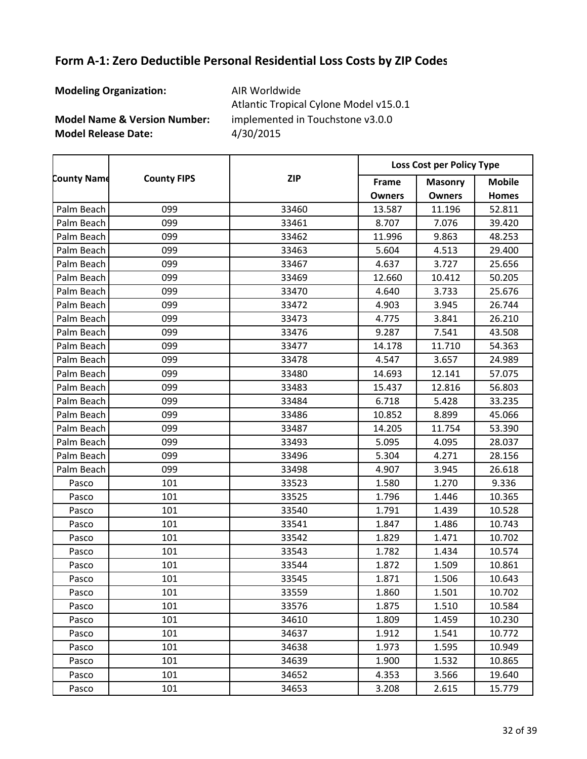## Form A-1: Zero Deductible Personal Residential Loss Costs by ZIP Codes

**Modeling Organization:** AIR Worldwide

**Model Name & Version Number:** Atlantic Tropical Cylone Model v15.0.1 implemented in Touchstone v3.0.0

**Model Release Date:** 4/30/2015

| County Name | County FIPS | ZIP | Loss Cost per Policy Type | | |
|---|---|---|---|---|---|
| | | | Frame Owners | Masonry Owners | Mobile Homes |
| Palm Beach | 099 | 33460 | 13.587 | 11.196 | 52.811 |
| Palm Beach | 099 | 33461 | 8.707 | 7.076 | 39.420 |
| Palm Beach | 099 | 33462 | 11.996 | 9.863 | 48.253 |
| Palm Beach | 099 | 33463 | 5.604 | 4.513 | 29.400 |
| Palm Beach | 099 | 33467 | 4.637 | 3.727 | 25.656 |
| Palm Beach | 099 | 33469 | 12.660 | 10.412 | 50.205 |
| Palm Beach | 099 | 33470 | 4.640 | 3.733 | 25.676 |
| Palm Beach | 099 | 33472 | 4.903 | 3.945 | 26.744 |
| Palm Beach | 099 | 33473 | 4.775 | 3.841 | 26.210 |
| Palm Beach | 099 | 33476 | 9.287 | 7.541 | 43.508 |
| Palm Beach | 099 | 33477 | 14.178 | 11.710 | 54.363 |
| Palm Beach | 099 | 33478 | 4.547 | 3.657 | 24.989 |
| Palm Beach | 099 | 33480 | 14.693 | 12.141 | 57.075 |
| Palm Beach | 099 | 33483 | 15.437 | 12.816 | 56.803 |
| Palm Beach | 099 | 33484 | 6.718 | 5.428 | 33.235 |
| Palm Beach | 099 | 33486 | 10.852 | 8.899 | 45.066 |
| Palm Beach | 099 | 33487 | 14.205 | 11.754 | 53.390 |
| Palm Beach | 099 | 33493 | 5.095 | 4.095 | 28.037 |
| Palm Beach | 099 | 33496 | 5.304 | 4.271 | 28.156 |
| Palm Beach | 099 | 33498 | 4.907 | 3.945 | 26.618 |
| Pasco | 101 | 33523 | 1.580 | 1.270 | 9.336 |
| Pasco | 101 | 33525 | 1.796 | 1.446 | 10.365 |
| Pasco | 101 | 33540 | 1.791 | 1.439 | 10.528 |
| Pasco | 101 | 33541 | 1.847 | 1.486 | 10.743 |
| Pasco | 101 | 33542 | 1.829 | 1.471 | 10.702 |
| Pasco | 101 | 33543 | 1.782 | 1.434 | 10.574 |
| Pasco | 101 | 33544 | 1.872 | 1.509 | 10.861 |
| Pasco | 101 | 33545 | 1.871 | 1.506 | 10.643 |
| Pasco | 101 | 33559 | 1.860 | 1.501 | 10.702 |
| Pasco | 101 | 33576 | 1.875 | 1.510 | 10.584 |
| Pasco | 101 | 34610 | 1.809 | 1.459 | 10.230 |
| Pasco | 101 | 34637 | 1.912 | 1.541 | 10.772 |
| Pasco | 101 | 34638 | 1.973 | 1.595 | 10.949 |
| Pasco | 101 | 34639 | 1.900 | 1.532 | 10.865 |
| Pasco | 101 | 34652 | 4.353 | 3.566 | 19.640 |
| Pasco | 101 | 34653 | 3.208 | 2.615 | 15.779 |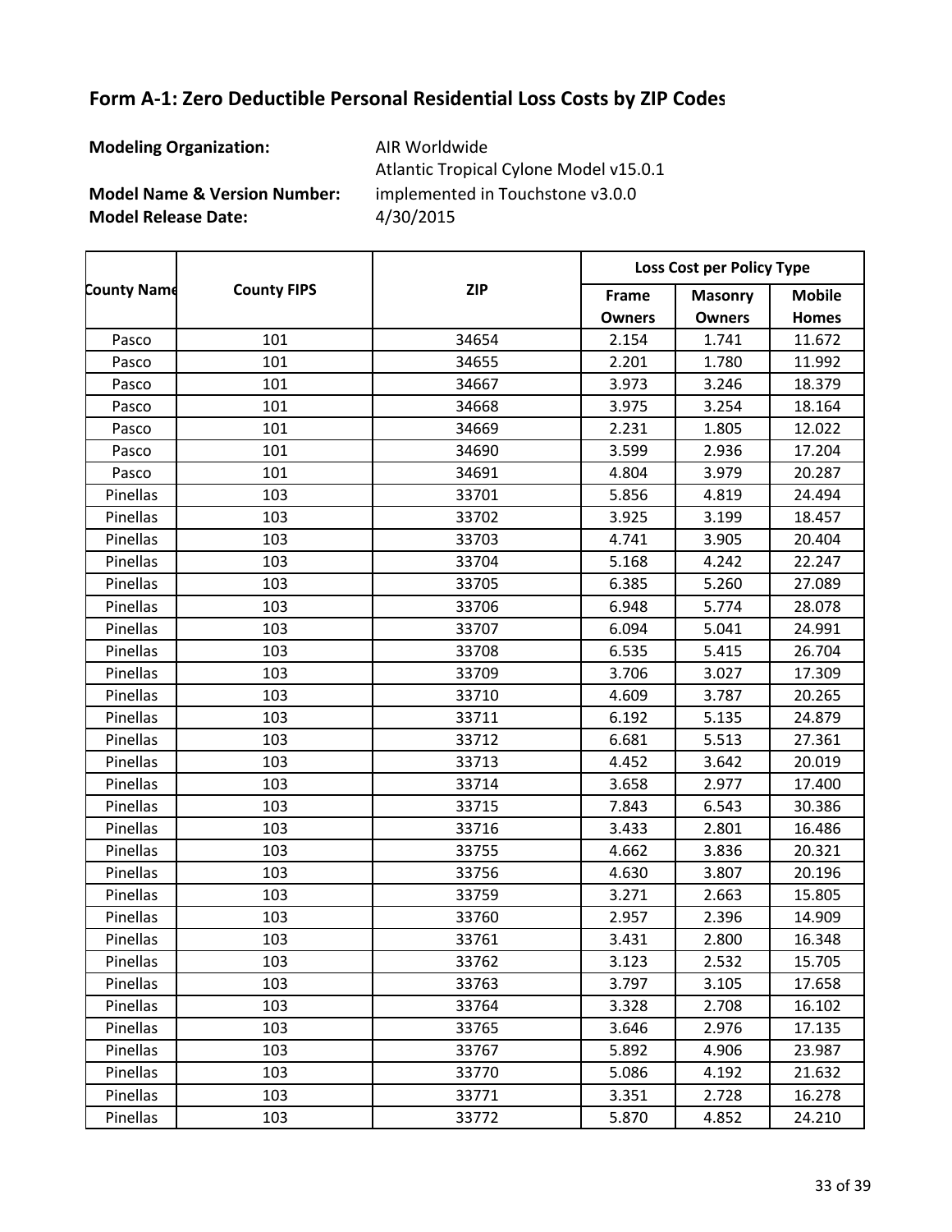## Form A-1: Zero Deductible Personal Residential Loss Costs by ZIP Codes

**Modeling Organization:** AIR Worldwide

**Model Name & Version Number:** Atlantic Tropical Cylone Model v15.0.1 implemented in Touchstone v3.0.0

**Model Release Date:** 4/30/2015

| County Name | County FIPS | ZIP | Loss Cost per Policy Type | | |
|---|---|---|---|---|---|
| | | | Frame Owners | Masonry Owners | Mobile Homes |
| Pasco | 101 | 34654 | 2.154 | 1.741 | 11.672 |
| Pasco | 101 | 34655 | 2.201 | 1.780 | 11.992 |
| Pasco | 101 | 34667 | 3.973 | 3.246 | 18.379 |
| Pasco | 101 | 34668 | 3.975 | 3.254 | 18.164 |
| Pasco | 101 | 34669 | 2.231 | 1.805 | 12.022 |
| Pasco | 101 | 34690 | 3.599 | 2.936 | 17.204 |
| Pasco | 101 | 34691 | 4.804 | 3.979 | 20.287 |
| Pinellas | 103 | 33701 | 5.856 | 4.819 | 24.494 |
| Pinellas | 103 | 33702 | 3.925 | 3.199 | 18.457 |
| Pinellas | 103 | 33703 | 4.741 | 3.905 | 20.404 |
| Pinellas | 103 | 33704 | 5.168 | 4.242 | 22.247 |
| Pinellas | 103 | 33705 | 6.385 | 5.260 | 27.089 |
| Pinellas | 103 | 33706 | 6.948 | 5.774 | 28.078 |
| Pinellas | 103 | 33707 | 6.094 | 5.041 | 24.991 |
| Pinellas | 103 | 33708 | 6.535 | 5.415 | 26.704 |
| Pinellas | 103 | 33709 | 3.706 | 3.027 | 17.309 |
| Pinellas | 103 | 33710 | 4.609 | 3.787 | 20.265 |
| Pinellas | 103 | 33711 | 6.192 | 5.135 | 24.879 |
| Pinellas | 103 | 33712 | 6.681 | 5.513 | 27.361 |
| Pinellas | 103 | 33713 | 4.452 | 3.642 | 20.019 |
| Pinellas | 103 | 33714 | 3.658 | 2.977 | 17.400 |
| Pinellas | 103 | 33715 | 7.843 | 6.543 | 30.386 |
| Pinellas | 103 | 33716 | 3.433 | 2.801 | 16.486 |
| Pinellas | 103 | 33755 | 4.662 | 3.836 | 20.321 |
| Pinellas | 103 | 33756 | 4.630 | 3.807 | 20.196 |
| Pinellas | 103 | 33759 | 3.271 | 2.663 | 15.805 |
| Pinellas | 103 | 33760 | 2.957 | 2.396 | 14.909 |
| Pinellas | 103 | 33761 | 3.431 | 2.800 | 16.348 |
| Pinellas | 103 | 33762 | 3.123 | 2.532 | 15.705 |
| Pinellas | 103 | 33763 | 3.797 | 3.105 | 17.658 |
| Pinellas | 103 | 33764 | 3.328 | 2.708 | 16.102 |
| Pinellas | 103 | 33765 | 3.646 | 2.976 | 17.135 |
| Pinellas | 103 | 33767 | 5.892 | 4.906 | 23.987 |
| Pinellas | 103 | 33770 | 5.086 | 4.192 | 21.632 |
| Pinellas | 103 | 33771 | 3.351 | 2.728 | 16.278 |
| Pinellas | 103 | 33772 | 5.870 | 4.852 | 24.210 |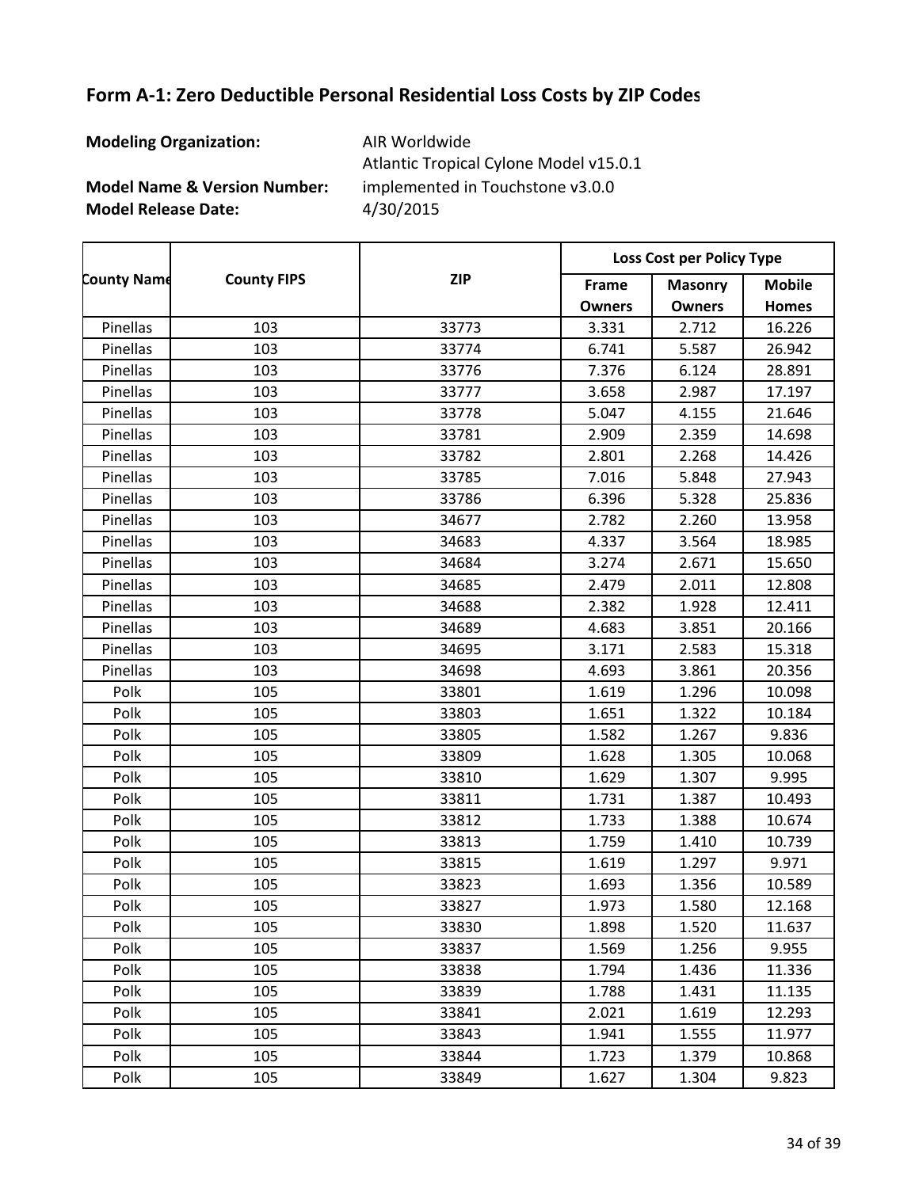## Form A-1: Zero Deductible Personal Residential Loss Costs by ZIP Codes

**Modeling Organization:** AIR Worldwide

**Model Name & Version Number:** Atlantic Tropical Cylone Model v15.0.1 implemented in Touchstone v3.0.0

**Model Release Date:** 4/30/2015

| County Name | County FIPS | ZIP | Loss Cost per Policy Type | | |
|---|---|---|---|---|---|
| | | | Frame Owners | Masonry Owners | Mobile Homes |
| Pinellas | 103 | 33773 | 3.331 | 2.712 | 16.226 |
| Pinellas | 103 | 33774 | 6.741 | 5.587 | 26.942 |
| Pinellas | 103 | 33776 | 7.376 | 6.124 | 28.891 |
| Pinellas | 103 | 33777 | 3.658 | 2.987 | 17.197 |
| Pinellas | 103 | 33778 | 5.047 | 4.155 | 21.646 |
| Pinellas | 103 | 33781 | 2.909 | 2.359 | 14.698 |
| Pinellas | 103 | 33782 | 2.801 | 2.268 | 14.426 |
| Pinellas | 103 | 33785 | 7.016 | 5.848 | 27.943 |
| Pinellas | 103 | 33786 | 6.396 | 5.328 | 25.836 |
| Pinellas | 103 | 34677 | 2.782 | 2.260 | 13.958 |
| Pinellas | 103 | 34683 | 4.337 | 3.564 | 18.985 |
| Pinellas | 103 | 34684 | 3.274 | 2.671 | 15.650 |
| Pinellas | 103 | 34685 | 2.479 | 2.011 | 12.808 |
| Pinellas | 103 | 34688 | 2.382 | 1.928 | 12.411 |
| Pinellas | 103 | 34689 | 4.683 | 3.851 | 20.166 |
| Pinellas | 103 | 34695 | 3.171 | 2.583 | 15.318 |
| Pinellas | 103 | 34698 | 4.693 | 3.861 | 20.356 |
| Polk | 105 | 33801 | 1.619 | 1.296 | 10.098 |
| Polk | 105 | 33803 | 1.651 | 1.322 | 10.184 |
| Polk | 105 | 33805 | 1.582 | 1.267 | 9.836 |
| Polk | 105 | 33809 | 1.628 | 1.305 | 10.068 |
| Polk | 105 | 33810 | 1.629 | 1.307 | 9.995 |
| Polk | 105 | 33811 | 1.731 | 1.387 | 10.493 |
| Polk | 105 | 33812 | 1.733 | 1.388 | 10.674 |
| Polk | 105 | 33813 | 1.759 | 1.410 | 10.739 |
| Polk | 105 | 33815 | 1.619 | 1.297 | 9.971 |
| Polk | 105 | 33823 | 1.693 | 1.356 | 10.589 |
| Polk | 105 | 33827 | 1.973 | 1.580 | 12.168 |
| Polk | 105 | 33830 | 1.898 | 1.520 | 11.637 |
| Polk | 105 | 33837 | 1.569 | 1.256 | 9.955 |
| Polk | 105 | 33838 | 1.794 | 1.436 | 11.336 |
| Polk | 105 | 33839 | 1.788 | 1.431 | 11.135 |
| Polk | 105 | 33841 | 2.021 | 1.619 | 12.293 |
| Polk | 105 | 33843 | 1.941 | 1.555 | 11.977 |
| Polk | 105 | 33844 | 1.723 | 1.379 | 10.868 |
| Polk | 105 | 33849 | 1.627 | 1.304 | 9.823 |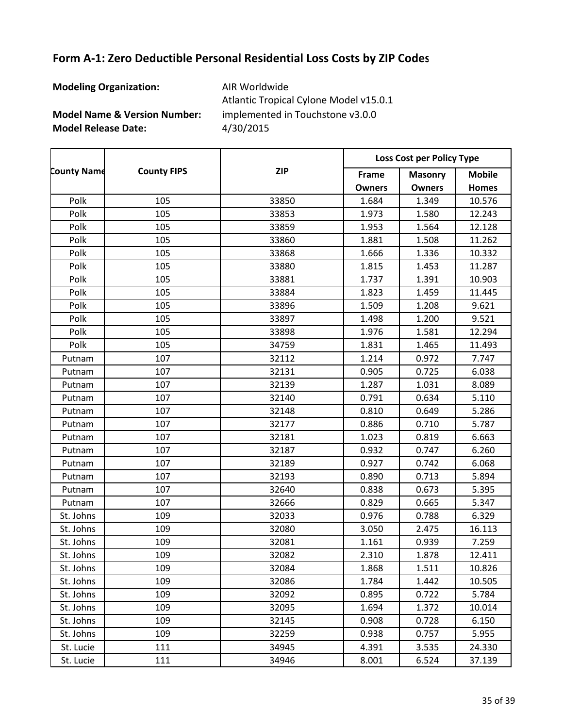## Form A-1: Zero Deductible Personal Residential Loss Costs by ZIP Codes

**Modeling Organization:** AIR Worldwide

**Model Name & Version Number:** Atlantic Tropical Cylone Model v15.0.1 implemented in Touchstone v3.0.0

**Model Release Date:** 4/30/2015

| County Name | County FIPS | ZIP | Loss Cost per Policy Type | | |
|---|---|---|---|---|---|
| | | | Frame Owners | Masonry Owners | Mobile Homes |
| Polk | 105 | 33850 | 1.684 | 1.349 | 10.576 |
| Polk | 105 | 33853 | 1.973 | 1.580 | 12.243 |
| Polk | 105 | 33859 | 1.953 | 1.564 | 12.128 |
| Polk | 105 | 33860 | 1.881 | 1.508 | 11.262 |
| Polk | 105 | 33868 | 1.666 | 1.336 | 10.332 |
| Polk | 105 | 33880 | 1.815 | 1.453 | 11.287 |
| Polk | 105 | 33881 | 1.737 | 1.391 | 10.903 |
| Polk | 105 | 33884 | 1.823 | 1.459 | 11.445 |
| Polk | 105 | 33896 | 1.509 | 1.208 | 9.621 |
| Polk | 105 | 33897 | 1.498 | 1.200 | 9.521 |
| Polk | 105 | 33898 | 1.976 | 1.581 | 12.294 |
| Polk | 105 | 34759 | 1.831 | 1.465 | 11.493 |
| Putnam | 107 | 32112 | 1.214 | 0.972 | 7.747 |
| Putnam | 107 | 32131 | 0.905 | 0.725 | 6.038 |
| Putnam | 107 | 32139 | 1.287 | 1.031 | 8.089 |
| Putnam | 107 | 32140 | 0.791 | 0.634 | 5.110 |
| Putnam | 107 | 32148 | 0.810 | 0.649 | 5.286 |
| Putnam | 107 | 32177 | 0.886 | 0.710 | 5.787 |
| Putnam | 107 | 32181 | 1.023 | 0.819 | 6.663 |
| Putnam | 107 | 32187 | 0.932 | 0.747 | 6.260 |
| Putnam | 107 | 32189 | 0.927 | 0.742 | 6.068 |
| Putnam | 107 | 32193 | 0.890 | 0.713 | 5.894 |
| Putnam | 107 | 32640 | 0.838 | 0.673 | 5.395 |
| Putnam | 107 | 32666 | 0.829 | 0.665 | 5.347 |
| St. Johns | 109 | 32033 | 0.976 | 0.788 | 6.329 |
| St. Johns | 109 | 32080 | 3.050 | 2.475 | 16.113 |
| St. Johns | 109 | 32081 | 1.161 | 0.939 | 7.259 |
| St. Johns | 109 | 32082 | 2.310 | 1.878 | 12.411 |
| St. Johns | 109 | 32084 | 1.868 | 1.511 | 10.826 |
| St. Johns | 109 | 32086 | 1.784 | 1.442 | 10.505 |
| St. Johns | 109 | 32092 | 0.895 | 0.722 | 5.784 |
| St. Johns | 109 | 32095 | 1.694 | 1.372 | 10.014 |
| St. Johns | 109 | 32145 | 0.908 | 0.728 | 6.150 |
| St. Johns | 109 | 32259 | 0.938 | 0.757 | 5.955 |
| St. Lucie | 111 | 34945 | 4.391 | 3.535 | 24.330 |
| St. Lucie | 111 | 34946 | 8.001 | 6.524 | 37.139 |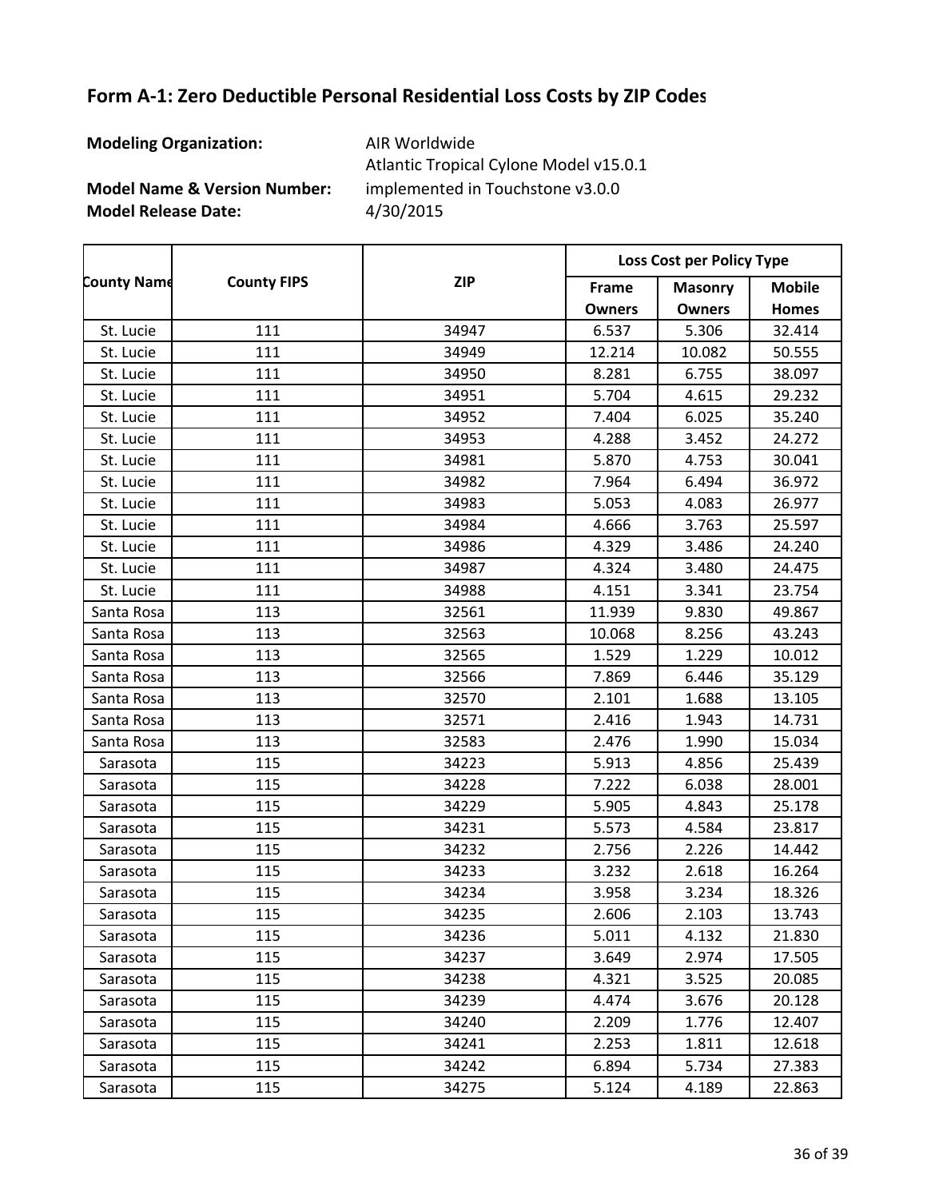## Form A-1: Zero Deductible Personal Residential Loss Costs by ZIP Codes

**Modeling Organization:** AIR Worldwide

**Model Name & Version Number:** Atlantic Tropical Cylone Model v15.0.1 implemented in Touchstone v3.0.0

**Model Release Date:** 4/30/2015

| County Name | County FIPS | ZIP | Loss Cost per Policy Type | | |
|---|---|---|---|---|---|
| | | | Frame Owners | Masonry Owners | Mobile Homes |
| St. Lucie | 111 | 34947 | 6.537 | 5.306 | 32.414 |
| St. Lucie | 111 | 34949 | 12.214 | 10.082 | 50.555 |
| St. Lucie | 111 | 34950 | 8.281 | 6.755 | 38.097 |
| St. Lucie | 111 | 34951 | 5.704 | 4.615 | 29.232 |
| St. Lucie | 111 | 34952 | 7.404 | 6.025 | 35.240 |
| St. Lucie | 111 | 34953 | 4.288 | 3.452 | 24.272 |
| St. Lucie | 111 | 34981 | 5.870 | 4.753 | 30.041 |
| St. Lucie | 111 | 34982 | 7.964 | 6.494 | 36.972 |
| St. Lucie | 111 | 34983 | 5.053 | 4.083 | 26.977 |
| St. Lucie | 111 | 34984 | 4.666 | 3.763 | 25.597 |
| St. Lucie | 111 | 34986 | 4.329 | 3.486 | 24.240 |
| St. Lucie | 111 | 34987 | 4.324 | 3.480 | 24.475 |
| St. Lucie | 111 | 34988 | 4.151 | 3.341 | 23.754 |
| Santa Rosa | 113 | 32561 | 11.939 | 9.830 | 49.867 |
| Santa Rosa | 113 | 32563 | 10.068 | 8.256 | 43.243 |
| Santa Rosa | 113 | 32565 | 1.529 | 1.229 | 10.012 |
| Santa Rosa | 113 | 32566 | 7.869 | 6.446 | 35.129 |
| Santa Rosa | 113 | 32570 | 2.101 | 1.688 | 13.105 |
| Santa Rosa | 113 | 32571 | 2.416 | 1.943 | 14.731 |
| Santa Rosa | 113 | 32583 | 2.476 | 1.990 | 15.034 |
| Sarasota | 115 | 34223 | 5.913 | 4.856 | 25.439 |
| Sarasota | 115 | 34228 | 7.222 | 6.038 | 28.001 |
| Sarasota | 115 | 34229 | 5.905 | 4.843 | 25.178 |
| Sarasota | 115 | 34231 | 5.573 | 4.584 | 23.817 |
| Sarasota | 115 | 34232 | 2.756 | 2.226 | 14.442 |
| Sarasota | 115 | 34233 | 3.232 | 2.618 | 16.264 |
| Sarasota | 115 | 34234 | 3.958 | 3.234 | 18.326 |
| Sarasota | 115 | 34235 | 2.606 | 2.103 | 13.743 |
| Sarasota | 115 | 34236 | 5.011 | 4.132 | 21.830 |
| Sarasota | 115 | 34237 | 3.649 | 2.974 | 17.505 |
| Sarasota | 115 | 34238 | 4.321 | 3.525 | 20.085 |
| Sarasota | 115 | 34239 | 4.474 | 3.676 | 20.128 |
| Sarasota | 115 | 34240 | 2.209 | 1.776 | 12.407 |
| Sarasota | 115 | 34241 | 2.253 | 1.811 | 12.618 |
| Sarasota | 115 | 34242 | 6.894 | 5.734 | 27.383 |
| Sarasota | 115 | 34275 | 5.124 | 4.189 | 22.863 |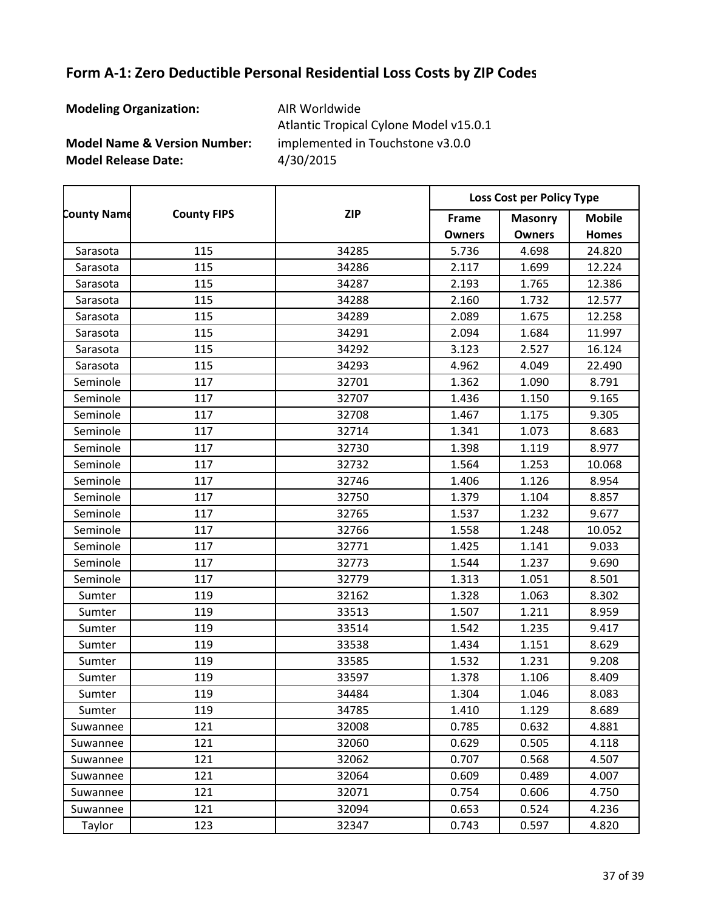## Form A-1: Zero Deductible Personal Residential Loss Costs by ZIP Codes

**Modeling Organization:** AIR Worldwide

**Model Name & Version Number:** Atlantic Tropical Cylone Model v15.0.1 implemented in Touchstone v3.0.0

**Model Release Date:** 4/30/2015

| County Name | County FIPS | ZIP | Loss Cost per Policy Type | | |
|---|---|---|---|---|---|
| | | | Frame Owners | Masonry Owners | Mobile Homes |
| Sarasota | 115 | 34285 | 5.736 | 4.698 | 24.820 |
| Sarasota | 115 | 34286 | 2.117 | 1.699 | 12.224 |
| Sarasota | 115 | 34287 | 2.193 | 1.765 | 12.386 |
| Sarasota | 115 | 34288 | 2.160 | 1.732 | 12.577 |
| Sarasota | 115 | 34289 | 2.089 | 1.675 | 12.258 |
| Sarasota | 115 | 34291 | 2.094 | 1.684 | 11.997 |
| Sarasota | 115 | 34292 | 3.123 | 2.527 | 16.124 |
| Sarasota | 115 | 34293 | 4.962 | 4.049 | 22.490 |
| Seminole | 117 | 32701 | 1.362 | 1.090 | 8.791 |
| Seminole | 117 | 32707 | 1.436 | 1.150 | 9.165 |
| Seminole | 117 | 32708 | 1.467 | 1.175 | 9.305 |
| Seminole | 117 | 32714 | 1.341 | 1.073 | 8.683 |
| Seminole | 117 | 32730 | 1.398 | 1.119 | 8.977 |
| Seminole | 117 | 32732 | 1.564 | 1.253 | 10.068 |
| Seminole | 117 | 32746 | 1.406 | 1.126 | 8.954 |
| Seminole | 117 | 32750 | 1.379 | 1.104 | 8.857 |
| Seminole | 117 | 32765 | 1.537 | 1.232 | 9.677 |
| Seminole | 117 | 32766 | 1.558 | 1.248 | 10.052 |
| Seminole | 117 | 32771 | 1.425 | 1.141 | 9.033 |
| Seminole | 117 | 32773 | 1.544 | 1.237 | 9.690 |
| Seminole | 117 | 32779 | 1.313 | 1.051 | 8.501 |
| Sumter | 119 | 32162 | 1.328 | 1.063 | 8.302 |
| Sumter | 119 | 33513 | 1.507 | 1.211 | 8.959 |
| Sumter | 119 | 33514 | 1.542 | 1.235 | 9.417 |
| Sumter | 119 | 33538 | 1.434 | 1.151 | 8.629 |
| Sumter | 119 | 33585 | 1.532 | 1.231 | 9.208 |
| Sumter | 119 | 33597 | 1.378 | 1.106 | 8.409 |
| Sumter | 119 | 34484 | 1.304 | 1.046 | 8.083 |
| Sumter | 119 | 34785 | 1.410 | 1.129 | 8.689 |
| Suwannee | 121 | 32008 | 0.785 | 0.632 | 4.881 |
| Suwannee | 121 | 32060 | 0.629 | 0.505 | 4.118 |
| Suwannee | 121 | 32062 | 0.707 | 0.568 | 4.507 |
| Suwannee | 121 | 32064 | 0.609 | 0.489 | 4.007 |
| Suwannee | 121 | 32071 | 0.754 | 0.606 | 4.750 |
| Suwannee | 121 | 32094 | 0.653 | 0.524 | 4.236 |
| Taylor | 123 | 32347 | 0.743 | 0.597 | 4.820 |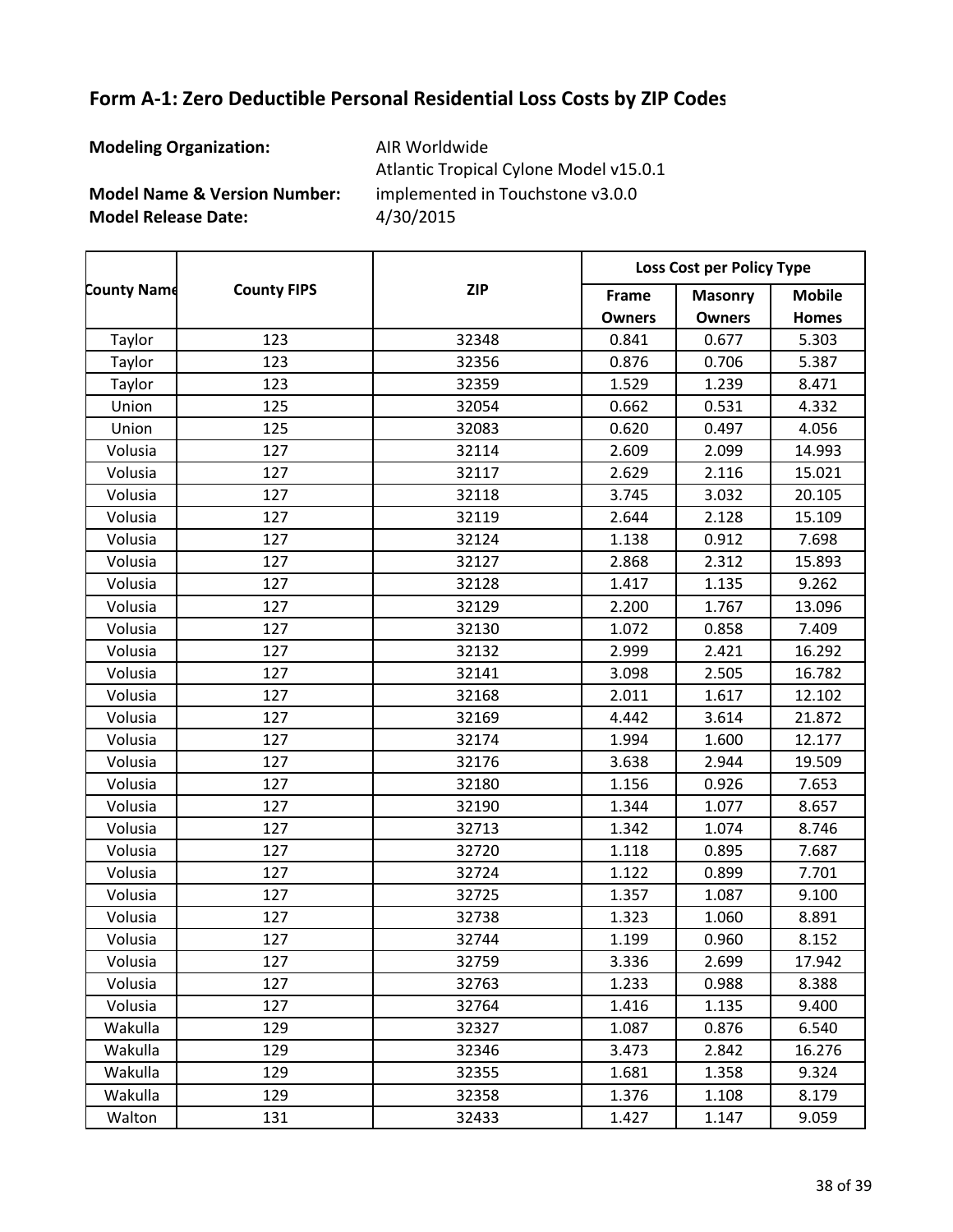## Form A-1: Zero Deductible Personal Residential Loss Costs by ZIP Codes

**Modeling Organization:** AIR Worldwide

**Model Name & Version Number:** Atlantic Tropical Cylone Model v15.0.1 implemented in Touchstone v3.0.0

**Model Release Date:** 4/30/2015

| County Name | County FIPS | ZIP | Loss Cost per Policy Type | | |
|---|---|---|---|---|---|
| | | | Frame Owners | Masonry Owners | Mobile Homes |
| Taylor | 123 | 32348 | 0.841 | 0.677 | 5.303 |
| Taylor | 123 | 32356 | 0.876 | 0.706 | 5.387 |
| Taylor | 123 | 32359 | 1.529 | 1.239 | 8.471 |
| Union | 125 | 32054 | 0.662 | 0.531 | 4.332 |
| Union | 125 | 32083 | 0.620 | 0.497 | 4.056 |
| Volusia | 127 | 32114 | 2.609 | 2.099 | 14.993 |
| Volusia | 127 | 32117 | 2.629 | 2.116 | 15.021 |
| Volusia | 127 | 32118 | 3.745 | 3.032 | 20.105 |
| Volusia | 127 | 32119 | 2.644 | 2.128 | 15.109 |
| Volusia | 127 | 32124 | 1.138 | 0.912 | 7.698 |
| Volusia | 127 | 32127 | 2.868 | 2.312 | 15.893 |
| Volusia | 127 | 32128 | 1.417 | 1.135 | 9.262 |
| Volusia | 127 | 32129 | 2.200 | 1.767 | 13.096 |
| Volusia | 127 | 32130 | 1.072 | 0.858 | 7.409 |
| Volusia | 127 | 32132 | 2.999 | 2.421 | 16.292 |
| Volusia | 127 | 32141 | 3.098 | 2.505 | 16.782 |
| Volusia | 127 | 32168 | 2.011 | 1.617 | 12.102 |
| Volusia | 127 | 32169 | 4.442 | 3.614 | 21.872 |
| Volusia | 127 | 32174 | 1.994 | 1.600 | 12.177 |
| Volusia | 127 | 32176 | 3.638 | 2.944 | 19.509 |
| Volusia | 127 | 32180 | 1.156 | 0.926 | 7.653 |
| Volusia | 127 | 32190 | 1.344 | 1.077 | 8.657 |
| Volusia | 127 | 32713 | 1.342 | 1.074 | 8.746 |
| Volusia | 127 | 32720 | 1.118 | 0.895 | 7.687 |
| Volusia | 127 | 32724 | 1.122 | 0.899 | 7.701 |
| Volusia | 127 | 32725 | 1.357 | 1.087 | 9.100 |
| Volusia | 127 | 32738 | 1.323 | 1.060 | 8.891 |
| Volusia | 127 | 32744 | 1.199 | 0.960 | 8.152 |
| Volusia | 127 | 32759 | 3.336 | 2.699 | 17.942 |
| Volusia | 127 | 32763 | 1.233 | 0.988 | 8.388 |
| Volusia | 127 | 32764 | 1.416 | 1.135 | 9.400 |
| Wakulla | 129 | 32327 | 1.087 | 0.876 | 6.540 |
| Wakulla | 129 | 32346 | 3.473 | 2.842 | 16.276 |
| Wakulla | 129 | 32355 | 1.681 | 1.358 | 9.324 |
| Wakulla | 129 | 32358 | 1.376 | 1.108 | 8.179 |
| Walton | 131 | 32433 | 1.427 | 1.147 | 9.059 |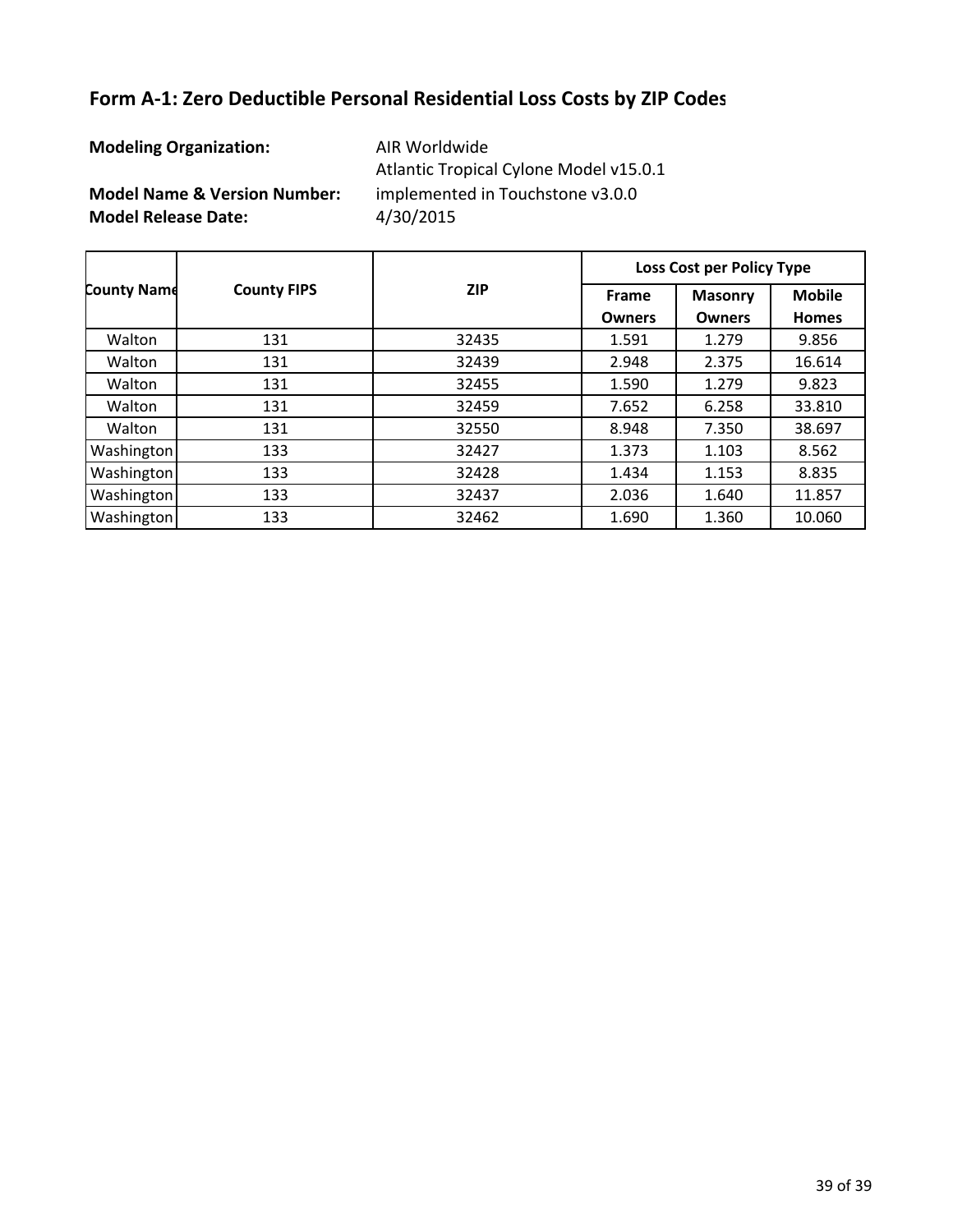## Form A-1: Zero Deductible Personal Residential Loss Costs by ZIP Codes

**Modeling Organization:** AIR Worldwide

**Model Name & Version Number:** Atlantic Tropical Cylone Model v15.0.1 implemented in Touchstone v3.0.0

**Model Release Date:** 4/30/2015

| County Name | County FIPS | ZIP | Loss Cost per Policy Type | | |
|---|---|---|---|---|---|
| | | | Frame Owners | Masonry Owners | Mobile Homes |
| Walton | 131 | 32435 | 1.591 | 1.279 | 9.856 |
| Walton | 131 | 32439 | 2.948 | 2.375 | 16.614 |
| Walton | 131 | 32455 | 1.590 | 1.279 | 9.823 |
| Walton | 131 | 32459 | 7.652 | 6.258 | 33.810 |
| Walton | 131 | 32550 | 8.948 | 7.350 | 38.697 |
| Washington | 133 | 32427 | 1.373 | 1.103 | 8.562 |
| Washington | 133 | 32428 | 1.434 | 1.153 | 8.835 |
| Washington | 133 | 32437 | 2.036 | 1.640 | 11.857 |
| Washington | 133 | 32462 | 1.690 | 1.360 | 10.060 |